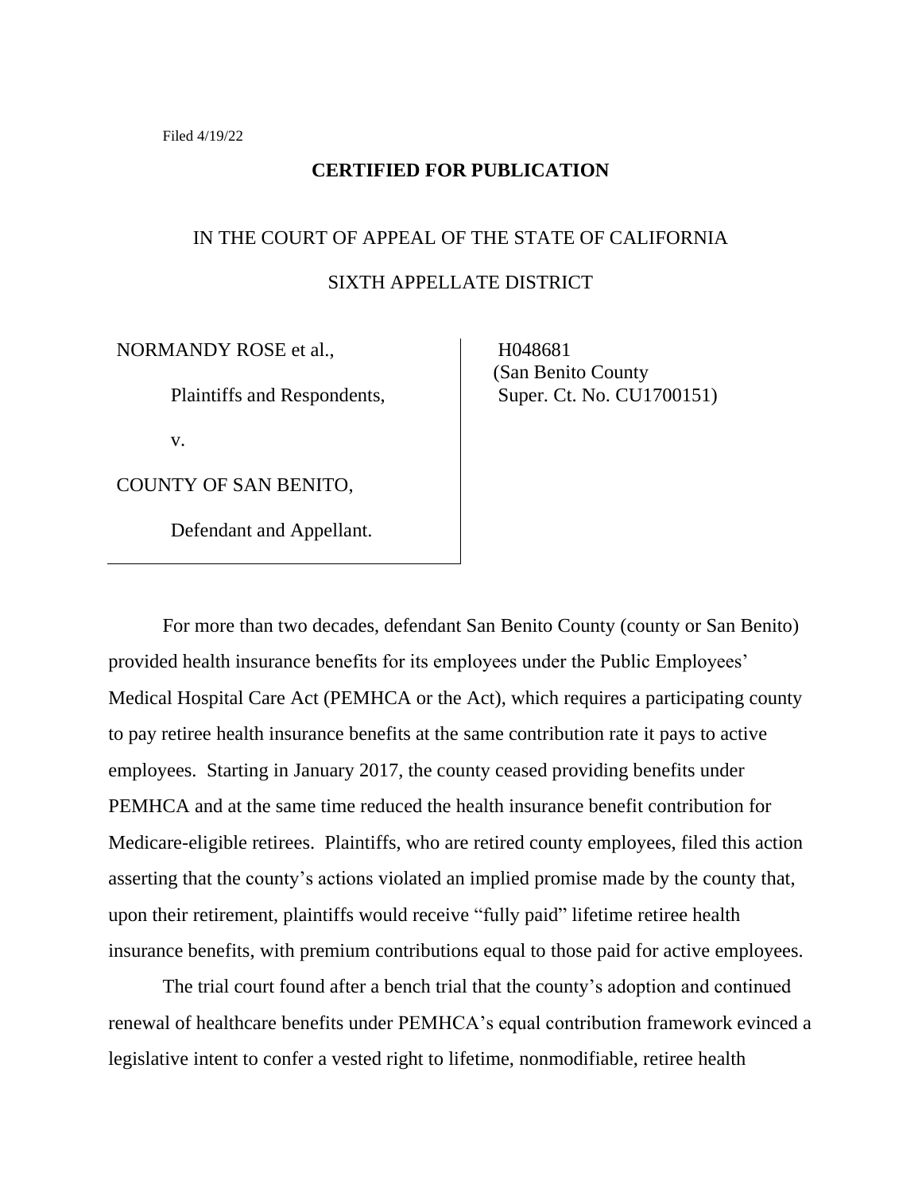Filed 4/19/22

**CERTIFIED FOR PUBLICATION**

IN THE COURT OF APPEAL OF THE STATE OF CALIFORNIA

SIXTH APPELLATE DISTRICT

| | |
|---|---|
| NORMANDY ROSE et al.,<br><br>Plaintiffs and Respondents,<br><br>v.<br><br>COUNTY OF SAN BENITO,<br><br>Defendant and Appellant. | H048681<br>(San Benito County<br>Super. Ct. No. CU1700151) |

For more than two decades, defendant San Benito County (county or San Benito) provided health insurance benefits for its employees under the Public Employees' Medical Hospital Care Act (PEMHCA or the Act), which requires a participating county to pay retiree health insurance benefits at the same contribution rate it pays to active employees. Starting in January 2017, the county ceased providing benefits under PEMHCA and at the same time reduced the health insurance benefit contribution for Medicare-eligible retirees. Plaintiffs, who are retired county employees, filed this action asserting that the county's actions violated an implied promise made by the county that, upon their retirement, plaintiffs would receive "fully paid" lifetime retiree health insurance benefits, with premium contributions equal to those paid for active employees.

The trial court found after a bench trial that the county's adoption and continued renewal of healthcare benefits under PEMHCA's equal contribution framework evinced a legislative intent to confer a vested right to lifetime, nonmodifiable, retiree health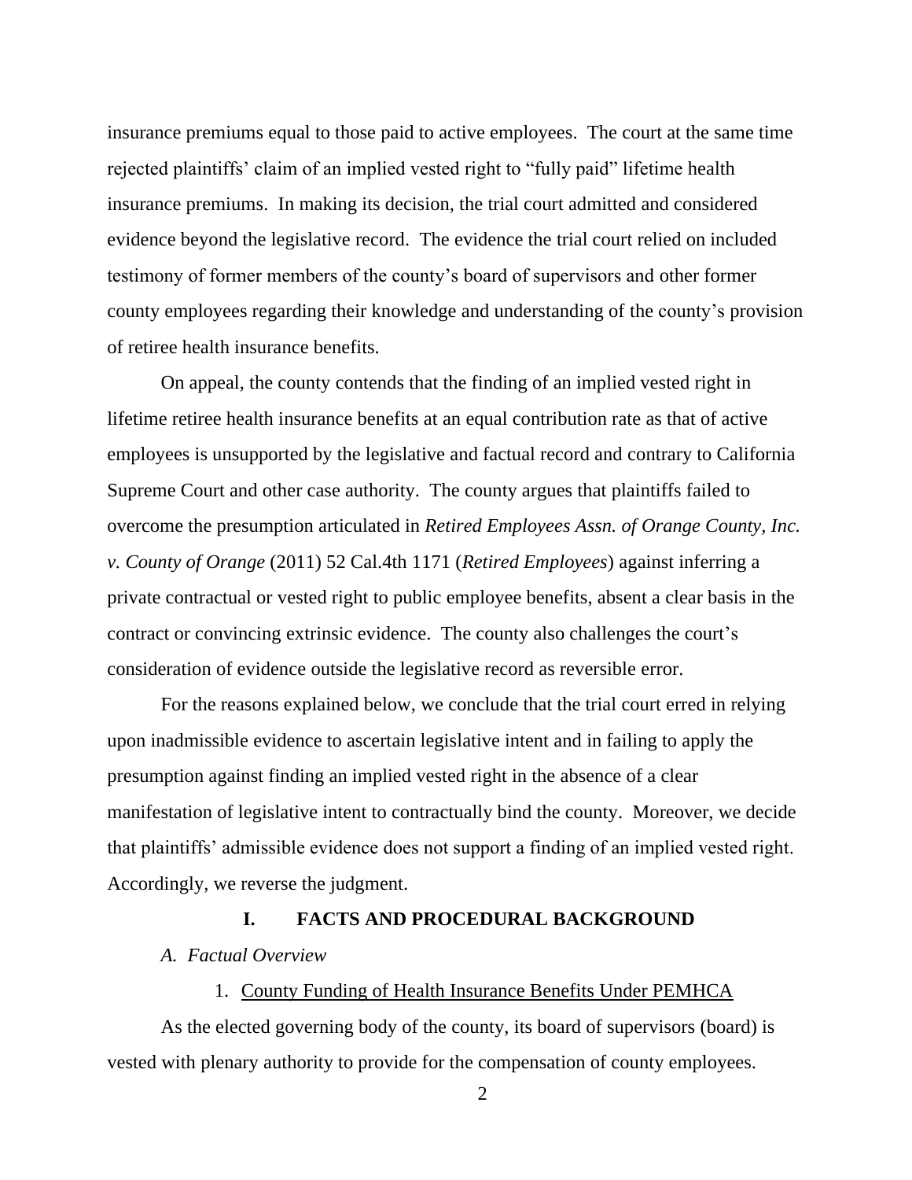insurance premiums equal to those paid to active employees. The court at the same time rejected plaintiffs' claim of an implied vested right to "fully paid" lifetime health insurance premiums. In making its decision, the trial court admitted and considered evidence beyond the legislative record. The evidence the trial court relied on included testimony of former members of the county's board of supervisors and other former county employees regarding their knowledge and understanding of the county's provision of retiree health insurance benefits.

On appeal, the county contends that the finding of an implied vested right in lifetime retiree health insurance benefits at an equal contribution rate as that of active employees is unsupported by the legislative and factual record and contrary to California Supreme Court and other case authority. The county argues that plaintiffs failed to overcome the presumption articulated in *Retired Employees Assn. of Orange County, Inc. v. County of Orange* (2011) 52 Cal.4th 1171 (*Retired Employees*) against inferring a private contractual or vested right to public employee benefits, absent a clear basis in the contract or convincing extrinsic evidence. The county also challenges the court's consideration of evidence outside the legislative record as reversible error.

For the reasons explained below, we conclude that the trial court erred in relying upon inadmissible evidence to ascertain legislative intent and in failing to apply the presumption against finding an implied vested right in the absence of a clear manifestation of legislative intent to contractually bind the county. Moreover, we decide that plaintiffs' admissible evidence does not support a finding of an implied vested right. Accordingly, we reverse the judgment.

## I. FACTS AND PROCEDURAL BACKGROUND

### *A. Factual Overview*

#### 1. County Funding of Health Insurance Benefits Under PEMHCA

As the elected governing body of the county, its board of supervisors (board) is vested with plenary authority to provide for the compensation of county employees.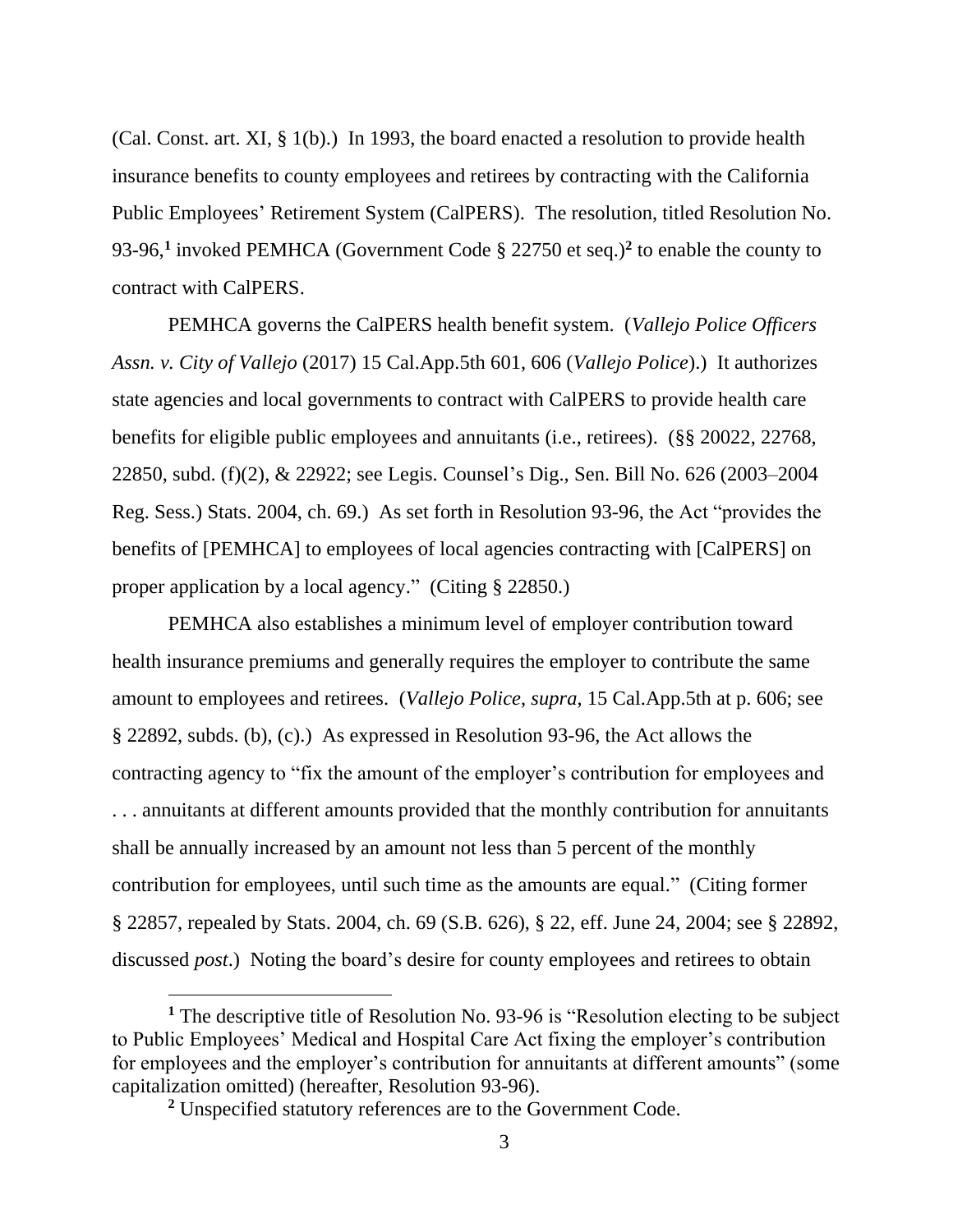(Cal. Const. art. XI, § 1(b).) In 1993, the board enacted a resolution to provide health insurance benefits to county employees and retirees by contracting with the California Public Employees' Retirement System (CalPERS). The resolution, titled Resolution No. 93-96,[1] invoked PEMHCA (Government Code § 22750 et seq.)[2] to enable the county to contract with CalPERS.

PEMHCA governs the CalPERS health benefit system. (*Vallejo Police Officers Assn. v. City of Vallejo* (2017) 15 Cal.App.5th 601, 606 (*Vallejo Police*).) It authorizes state agencies and local governments to contract with CalPERS to provide health care benefits for eligible public employees and annuitants (i.e., retirees). (§§ 20022, 22768, 22850, subd. (f)(2), & 22922; see Legis. Counsel's Dig., Sen. Bill No. 626 (2003–2004 Reg. Sess.) Stats. 2004, ch. 69.) As set forth in Resolution 93-96, the Act "provides the benefits of [PEMHCA] to employees of local agencies contracting with [CalPERS] on proper application by a local agency." (Citing § 22850.)

PEMHCA also establishes a minimum level of employer contribution toward health insurance premiums and generally requires the employer to contribute the same amount to employees and retirees. (*Vallejo Police*, *supra*, 15 Cal.App.5th at p. 606; see § 22892, subds. (b), (c).) As expressed in Resolution 93-96, the Act allows the contracting agency to "fix the amount of the employer's contribution for employees and . . . annuitants at different amounts provided that the monthly contribution for annuitants shall be annually increased by an amount not less than 5 percent of the monthly contribution for employees, until such time as the amounts are equal." (Citing former § 22857, repealed by Stats. 2004, ch. 69 (S.B. 626), § 22, eff. June 24, 2004; see § 22892, discussed *post*.) Noting the board's desire for county employees and retirees to obtain

[1] The descriptive title of Resolution No. 93-96 is "Resolution electing to be subject to Public Employees' Medical and Hospital Care Act fixing the employer's contribution for employees and the employer's contribution for annuitants at different amounts" (some capitalization omitted) (hereafter, Resolution 93-96).

[2] Unspecified statutory references are to the Government Code.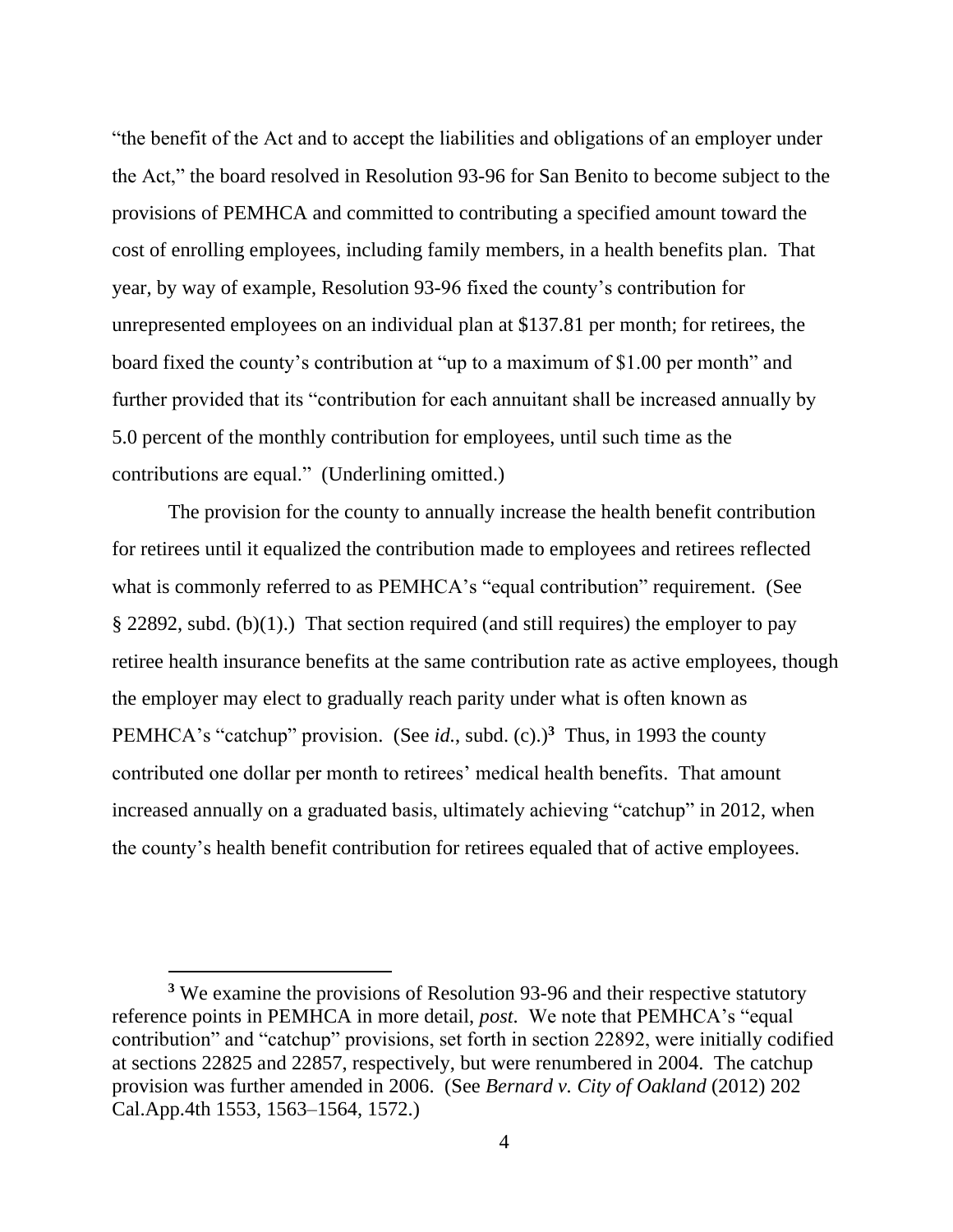"the benefit of the Act and to accept the liabilities and obligations of an employer under the Act," the board resolved in Resolution 93-96 for San Benito to become subject to the provisions of PEMHCA and committed to contributing a specified amount toward the cost of enrolling employees, including family members, in a health benefits plan. That year, by way of example, Resolution 93-96 fixed the county's contribution for unrepresented employees on an individual plan at $137.81 per month; for retirees, the board fixed the county's contribution at "up to a maximum of $1.00 per month" and further provided that its "contribution for each annuitant shall be increased annually by 5.0 percent of the monthly contribution for employees, until such time as the contributions are equal." (Underlining omitted.)

The provision for the county to annually increase the health benefit contribution for retirees until it equalized the contribution made to employees and retirees reflected what is commonly referred to as PEMHCA's "equal contribution" requirement. (See § 22892, subd. (b)(1).) That section required (and still requires) the employer to pay retiree health insurance benefits at the same contribution rate as active employees, though the employer may elect to gradually reach parity under what is often known as PEMHCA's "catchup" provision. (See *id.*, subd. (c).)[3] Thus, in 1993 the county contributed one dollar per month to retirees' medical health benefits. That amount increased annually on a graduated basis, ultimately achieving "catchup" in 2012, when the county's health benefit contribution for retirees equaled that of active employees.

[3] We examine the provisions of Resolution 93-96 and their respective statutory reference points in PEMHCA in more detail, *post*. We note that PEMHCA's "equal contribution" and "catchup" provisions, set forth in section 22892, were initially codified at sections 22825 and 22857, respectively, but were renumbered in 2004. The catchup provision was further amended in 2006. (See *Bernard v. City of Oakland* (2012) 202 Cal.App.4th 1553, 1563–1564, 1572.)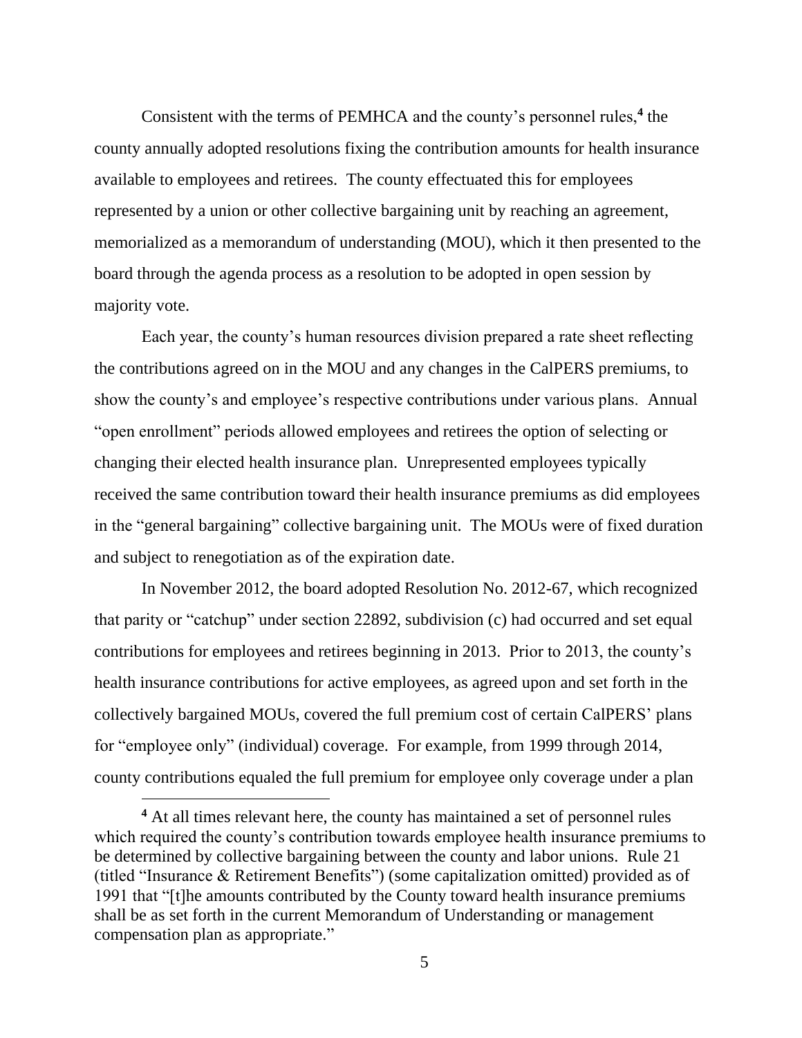Consistent with the terms of PEMHCA and the county's personnel rules,[4] the county annually adopted resolutions fixing the contribution amounts for health insurance available to employees and retirees. The county effectuated this for employees represented by a union or other collective bargaining unit by reaching an agreement, memorialized as a memorandum of understanding (MOU), which it then presented to the board through the agenda process as a resolution to be adopted in open session by majority vote.

Each year, the county's human resources division prepared a rate sheet reflecting the contributions agreed on in the MOU and any changes in the CalPERS premiums, to show the county's and employee's respective contributions under various plans. Annual "open enrollment" periods allowed employees and retirees the option of selecting or changing their elected health insurance plan. Unrepresented employees typically received the same contribution toward their health insurance premiums as did employees in the "general bargaining" collective bargaining unit. The MOUs were of fixed duration and subject to renegotiation as of the expiration date.

In November 2012, the board adopted Resolution No. 2012-67, which recognized that parity or "catchup" under section 22892, subdivision (c) had occurred and set equal contributions for employees and retirees beginning in 2013. Prior to 2013, the county's health insurance contributions for active employees, as agreed upon and set forth in the collectively bargained MOUs, covered the full premium cost of certain CalPERS' plans for "employee only" (individual) coverage. For example, from 1999 through 2014, county contributions equaled the full premium for employee only coverage under a plan

---

[4] At all times relevant here, the county has maintained a set of personnel rules which required the county's contribution towards employee health insurance premiums to be determined by collective bargaining between the county and labor unions. Rule 21 (titled "Insurance & Retirement Benefits") (some capitalization omitted) provided as of 1991 that "[t]he amounts contributed by the County toward health insurance premiums shall be as set forth in the current Memorandum of Understanding or management compensation plan as appropriate."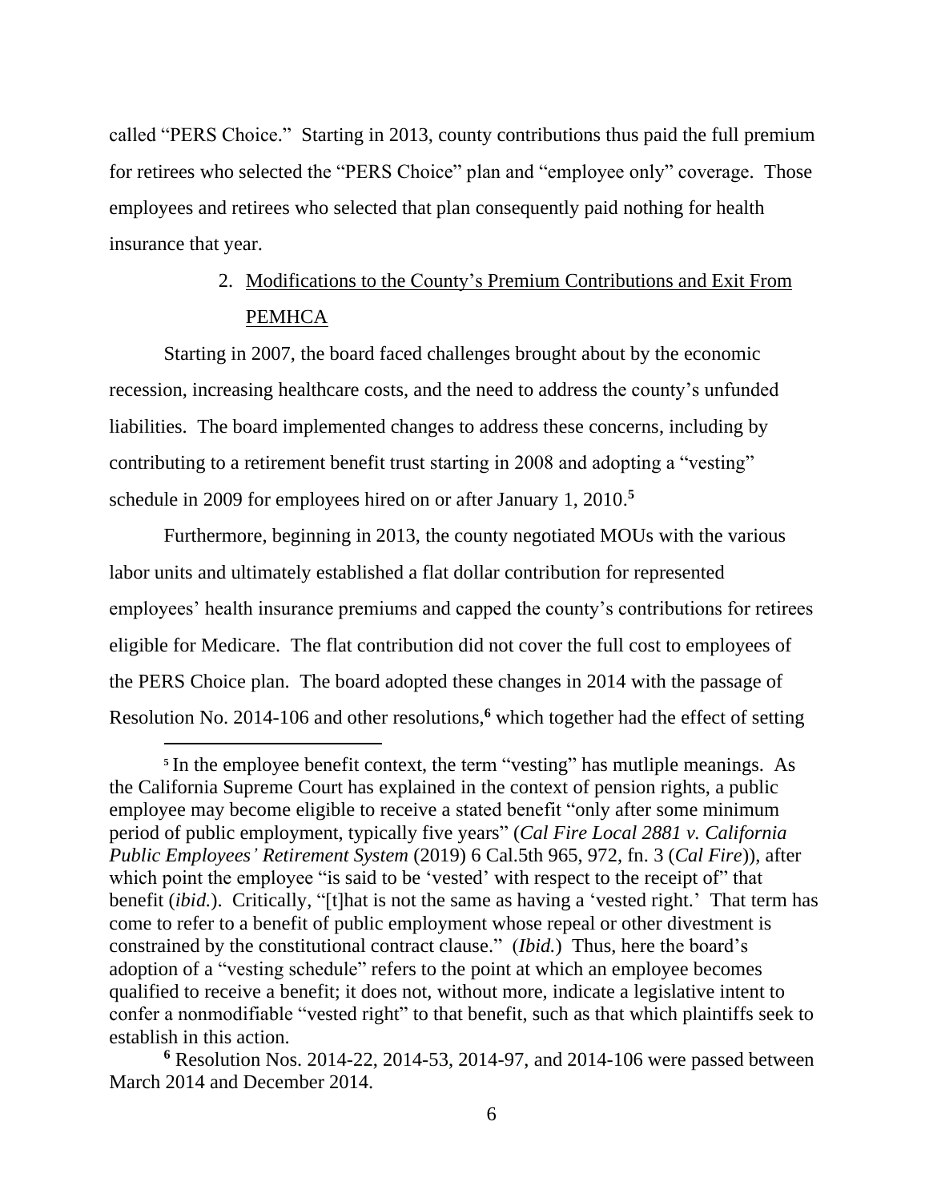called "PERS Choice." Starting in 2013, county contributions thus paid the full premium for retirees who selected the "PERS Choice" plan and "employee only" coverage. Those employees and retirees who selected that plan consequently paid nothing for health insurance that year.

### 2. Modifications to the County's Premium Contributions and Exit From PEMHCA

Starting in 2007, the board faced challenges brought about by the economic recession, increasing healthcare costs, and the need to address the county's unfunded liabilities. The board implemented changes to address these concerns, including by contributing to a retirement benefit trust starting in 2008 and adopting a "vesting" schedule in 2009 for employees hired on or after January 1, 2010.[5]

Furthermore, beginning in 2013, the county negotiated MOUs with the various labor units and ultimately established a flat dollar contribution for represented employees' health insurance premiums and capped the county's contributions for retirees eligible for Medicare. The flat contribution did not cover the full cost to employees of the PERS Choice plan. The board adopted these changes in 2014 with the passage of Resolution No. 2014-106 and other resolutions,[6] which together had the effect of setting

---

[5] In the employee benefit context, the term "vesting" has mutliple meanings. As the California Supreme Court has explained in the context of pension rights, a public employee may become eligible to receive a stated benefit "only after some minimum period of public employment, typically five years" (*Cal Fire Local 2881 v. California Public Employees' Retirement System* (2019) 6 Cal.5th 965, 972, fn. 3 (*Cal Fire*)), after which point the employee "is said to be 'vested' with respect to the receipt of" that benefit (*ibid.*). Critically, "[t]hat is not the same as having a 'vested right.' That term has come to refer to a benefit of public employment whose repeal or other divestment is constrained by the constitutional contract clause." (*Ibid.*) Thus, here the board's adoption of a "vesting schedule" refers to the point at which an employee becomes qualified to receive a benefit; it does not, without more, indicate a legislative intent to confer a nonmodifiable "vested right" to that benefit, such as that which plaintiffs seek to establish in this action.

[6] Resolution Nos. 2014-22, 2014-53, 2014-97, and 2014-106 were passed between March 2014 and December 2014.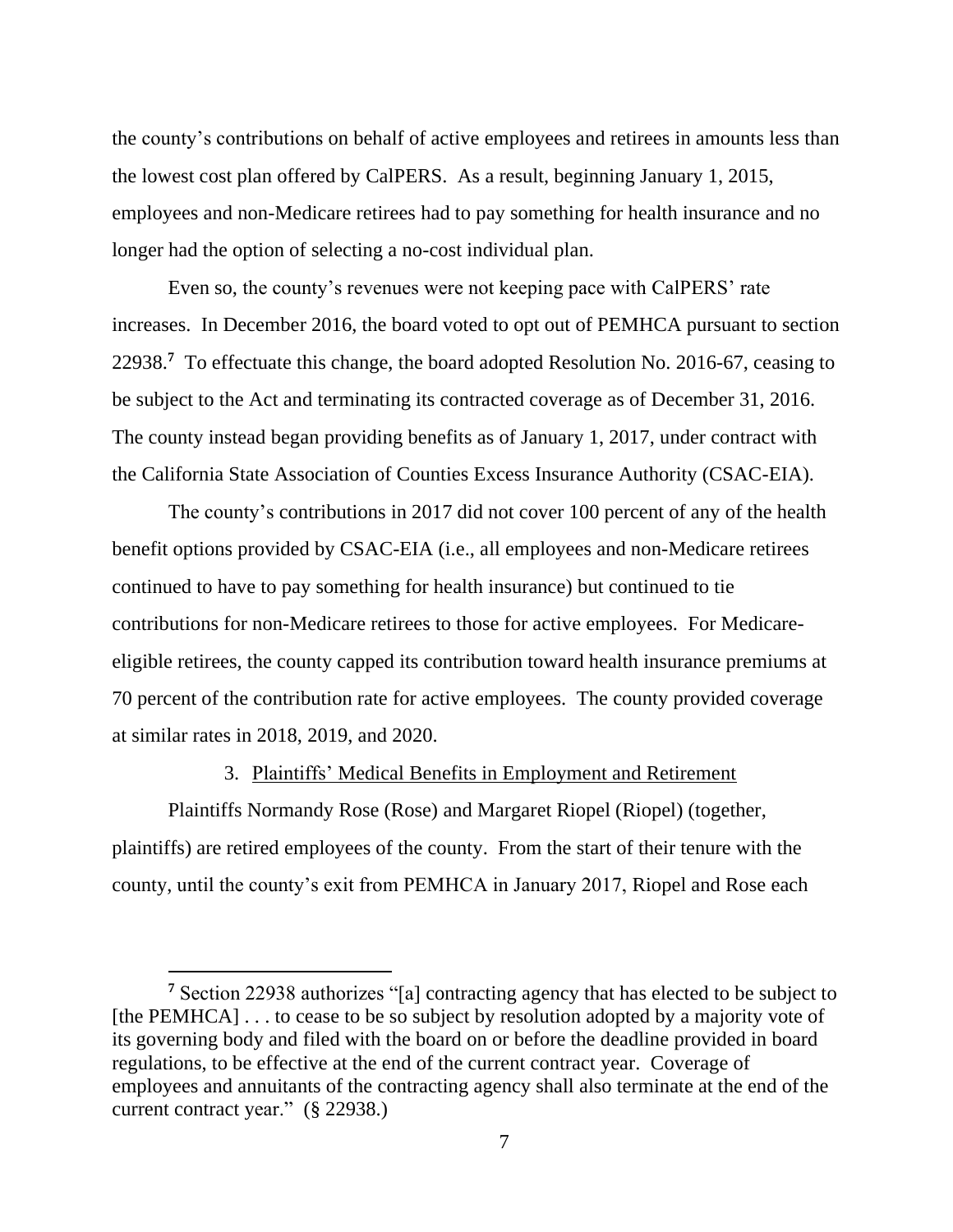the county's contributions on behalf of active employees and retirees in amounts less than the lowest cost plan offered by CalPERS. As a result, beginning January 1, 2015, employees and non-Medicare retirees had to pay something for health insurance and no longer had the option of selecting a no-cost individual plan.

Even so, the county's revenues were not keeping pace with CalPERS' rate increases. In December 2016, the board voted to opt out of PEMHCA pursuant to section 22938.[7] To effectuate this change, the board adopted Resolution No. 2016-67, ceasing to be subject to the Act and terminating its contracted coverage as of December 31, 2016. The county instead began providing benefits as of January 1, 2017, under contract with the California State Association of Counties Excess Insurance Authority (CSAC-EIA).

The county's contributions in 2017 did not cover 100 percent of any of the health benefit options provided by CSAC-EIA (i.e., all employees and non-Medicare retirees continued to have to pay something for health insurance) but continued to tie contributions for non-Medicare retirees to those for active employees. For Medicare-eligible retirees, the county capped its contribution toward health insurance premiums at 70 percent of the contribution rate for active employees. The county provided coverage at similar rates in 2018, 2019, and 2020.

3. Plaintiffs' Medical Benefits in Employment and Retirement

Plaintiffs Normandy Rose (Rose) and Margaret Riopel (Riopel) (together, plaintiffs) are retired employees of the county. From the start of their tenure with the county, until the county's exit from PEMHCA in January 2017, Riopel and Rose each

[7] Section 22938 authorizes "[a] contracting agency that has elected to be subject to [the PEMHCA] . . . to cease to be so subject by resolution adopted by a majority vote of its governing body and filed with the board on or before the deadline provided in board regulations, to be effective at the end of the current contract year. Coverage of employees and annuitants of the contracting agency shall also terminate at the end of the current contract year." (§ 22938.)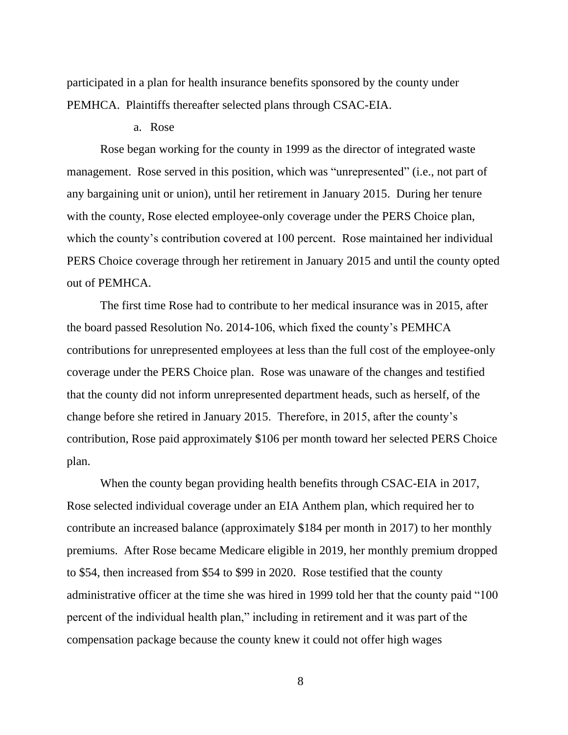participated in a plan for health insurance benefits sponsored by the county under PEMHCA. Plaintiffs thereafter selected plans through CSAC-EIA.

a. Rose

Rose began working for the county in 1999 as the director of integrated waste management. Rose served in this position, which was "unrepresented" (i.e., not part of any bargaining unit or union), until her retirement in January 2015. During her tenure with the county, Rose elected employee-only coverage under the PERS Choice plan, which the county's contribution covered at 100 percent. Rose maintained her individual PERS Choice coverage through her retirement in January 2015 and until the county opted out of PEMHCA.

The first time Rose had to contribute to her medical insurance was in 2015, after the board passed Resolution No. 2014-106, which fixed the county's PEMHCA contributions for unrepresented employees at less than the full cost of the employee-only coverage under the PERS Choice plan. Rose was unaware of the changes and testified that the county did not inform unrepresented department heads, such as herself, of the change before she retired in January 2015. Therefore, in 2015, after the county's contribution, Rose paid approximately $106 per month toward her selected PERS Choice plan.

When the county began providing health benefits through CSAC-EIA in 2017, Rose selected individual coverage under an EIA Anthem plan, which required her to contribute an increased balance (approximately $184 per month in 2017) to her monthly premiums. After Rose became Medicare eligible in 2019, her monthly premium dropped to $54, then increased from $54 to $99 in 2020. Rose testified that the county administrative officer at the time she was hired in 1999 told her that the county paid "100 percent of the individual health plan," including in retirement and it was part of the compensation package because the county knew it could not offer high wages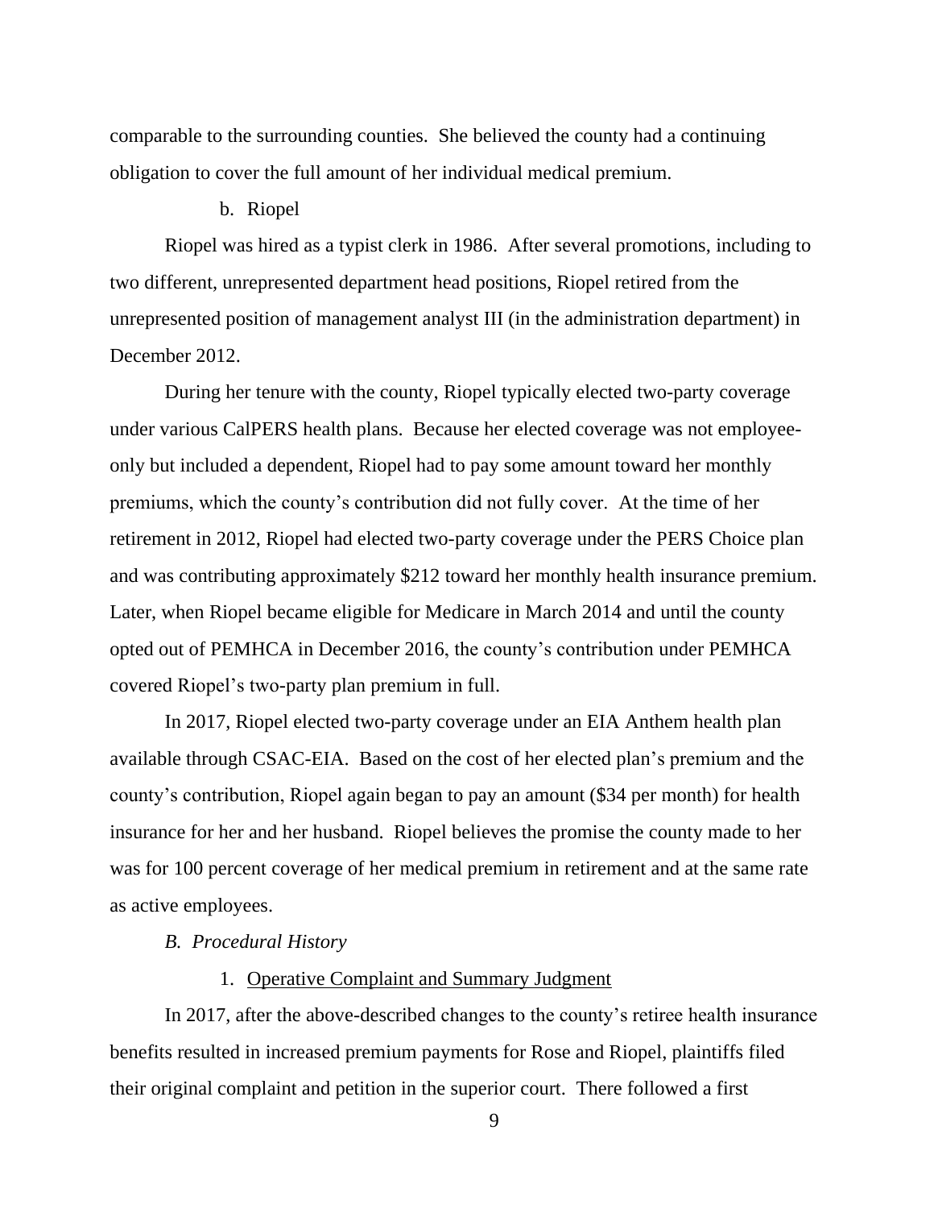comparable to the surrounding counties. She believed the county had a continuing obligation to cover the full amount of her individual medical premium.

b. Riopel

Riopel was hired as a typist clerk in 1986. After several promotions, including to two different, unrepresented department head positions, Riopel retired from the unrepresented position of management analyst III (in the administration department) in December 2012.

During her tenure with the county, Riopel typically elected two-party coverage under various CalPERS health plans. Because her elected coverage was not employee-only but included a dependent, Riopel had to pay some amount toward her monthly premiums, which the county's contribution did not fully cover. At the time of her retirement in 2012, Riopel had elected two-party coverage under the PERS Choice plan and was contributing approximately $212 toward her monthly health insurance premium. Later, when Riopel became eligible for Medicare in March 2014 and until the county opted out of PEMHCA in December 2016, the county's contribution under PEMHCA covered Riopel's two-party plan premium in full.

In 2017, Riopel elected two-party coverage under an EIA Anthem health plan available through CSAC-EIA. Based on the cost of her elected plan's premium and the county's contribution, Riopel again began to pay an amount ($34 per month) for health insurance for her and her husband. Riopel believes the promise the county made to her was for 100 percent coverage of her medical premium in retirement and at the same rate as active employees.

*B. Procedural History*

1. <u>Operative Complaint and Summary Judgment</u>

In 2017, after the above-described changes to the county's retiree health insurance benefits resulted in increased premium payments for Rose and Riopel, plaintiffs filed their original complaint and petition in the superior court. There followed a first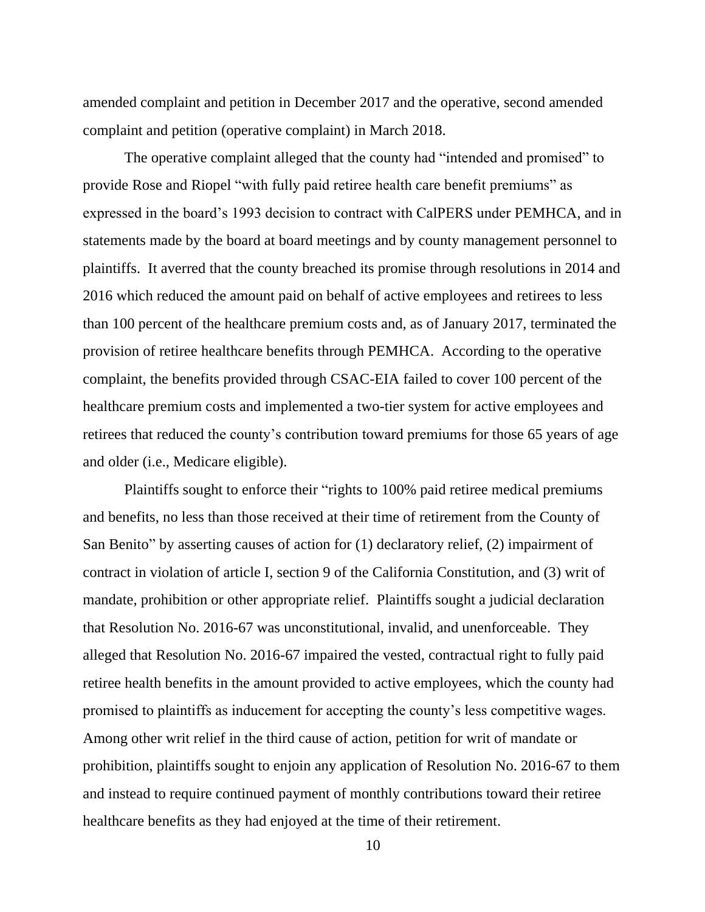amended complaint and petition in December 2017 and the operative, second amended complaint and petition (operative complaint) in March 2018.

The operative complaint alleged that the county had "intended and promised" to provide Rose and Riopel "with fully paid retiree health care benefit premiums" as expressed in the board's 1993 decision to contract with CalPERS under PEMHCA, and in statements made by the board at board meetings and by county management personnel to plaintiffs. It averred that the county breached its promise through resolutions in 2014 and 2016 which reduced the amount paid on behalf of active employees and retirees to less than 100 percent of the healthcare premium costs and, as of January 2017, terminated the provision of retiree healthcare benefits through PEMHCA. According to the operative complaint, the benefits provided through CSAC-EIA failed to cover 100 percent of the healthcare premium costs and implemented a two-tier system for active employees and retirees that reduced the county's contribution toward premiums for those 65 years of age and older (i.e., Medicare eligible).

Plaintiffs sought to enforce their "rights to 100% paid retiree medical premiums and benefits, no less than those received at their time of retirement from the County of San Benito" by asserting causes of action for (1) declaratory relief, (2) impairment of contract in violation of article I, section 9 of the California Constitution, and (3) writ of mandate, prohibition or other appropriate relief. Plaintiffs sought a judicial declaration that Resolution No. 2016-67 was unconstitutional, invalid, and unenforceable. They alleged that Resolution No. 2016-67 impaired the vested, contractual right to fully paid retiree health benefits in the amount provided to active employees, which the county had promised to plaintiffs as inducement for accepting the county's less competitive wages. Among other writ relief in the third cause of action, petition for writ of mandate or prohibition, plaintiffs sought to enjoin any application of Resolution No. 2016-67 to them and instead to require continued payment of monthly contributions toward their retiree healthcare benefits as they had enjoyed at the time of their retirement.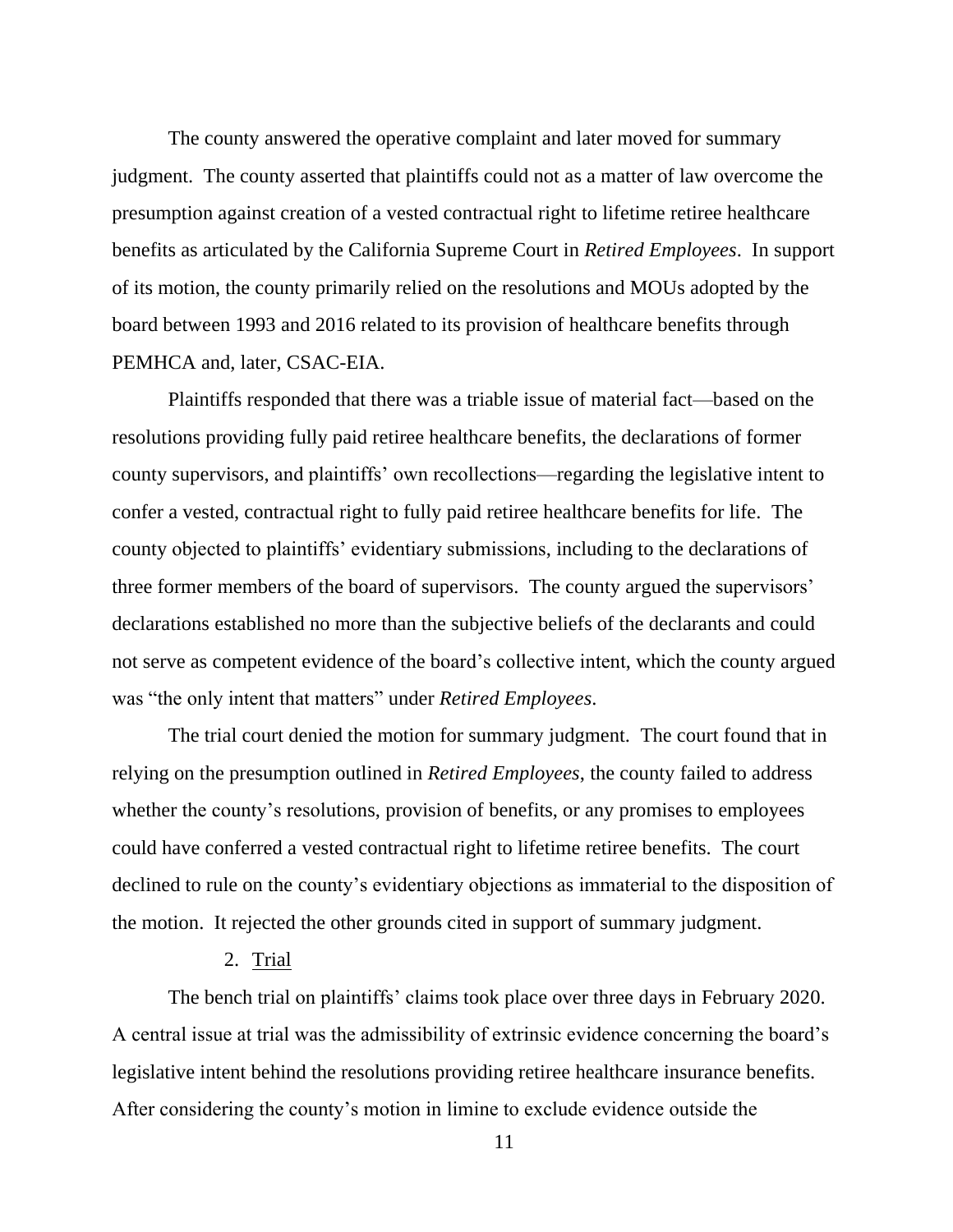The county answered the operative complaint and later moved for summary judgment. The county asserted that plaintiffs could not as a matter of law overcome the presumption against creation of a vested contractual right to lifetime retiree healthcare benefits as articulated by the California Supreme Court in *Retired Employees*. In support of its motion, the county primarily relied on the resolutions and MOUs adopted by the board between 1993 and 2016 related to its provision of healthcare benefits through PEMHCA and, later, CSAC-EIA.

Plaintiffs responded that there was a triable issue of material fact—based on the resolutions providing fully paid retiree healthcare benefits, the declarations of former county supervisors, and plaintiffs' own recollections—regarding the legislative intent to confer a vested, contractual right to fully paid retiree healthcare benefits for life. The county objected to plaintiffs' evidentiary submissions, including to the declarations of three former members of the board of supervisors. The county argued the supervisors' declarations established no more than the subjective beliefs of the declarants and could not serve as competent evidence of the board's collective intent, which the county argued was "the only intent that matters" under *Retired Employees*.

The trial court denied the motion for summary judgment. The court found that in relying on the presumption outlined in *Retired Employees*, the county failed to address whether the county's resolutions, provision of benefits, or any promises to employees could have conferred a vested contractual right to lifetime retiree benefits. The court declined to rule on the county's evidentiary objections as immaterial to the disposition of the motion. It rejected the other grounds cited in support of summary judgment.

2. <u>Trial</u>

The bench trial on plaintiffs' claims took place over three days in February 2020. A central issue at trial was the admissibility of extrinsic evidence concerning the board's legislative intent behind the resolutions providing retiree healthcare insurance benefits. After considering the county's motion in limine to exclude evidence outside the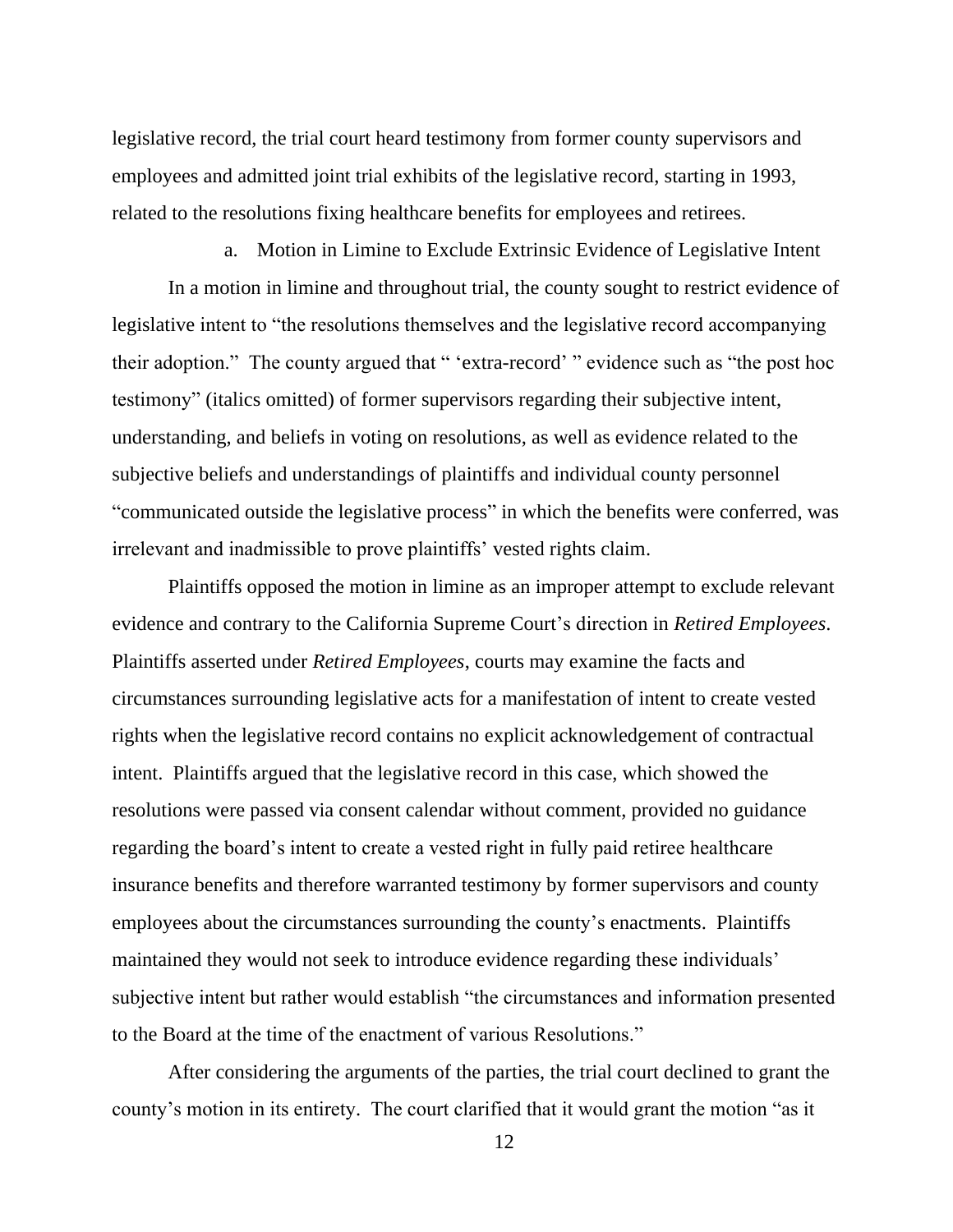legislative record, the trial court heard testimony from former county supervisors and employees and admitted joint trial exhibits of the legislative record, starting in 1993, related to the resolutions fixing healthcare benefits for employees and retirees.

a. Motion in Limine to Exclude Extrinsic Evidence of Legislative Intent

In a motion in limine and throughout trial, the county sought to restrict evidence of legislative intent to "the resolutions themselves and the legislative record accompanying their adoption." The county argued that " 'extra-record' " evidence such as "the post hoc testimony" (italics omitted) of former supervisors regarding their subjective intent, understanding, and beliefs in voting on resolutions, as well as evidence related to the subjective beliefs and understandings of plaintiffs and individual county personnel "communicated outside the legislative process" in which the benefits were conferred, was irrelevant and inadmissible to prove plaintiffs' vested rights claim.

Plaintiffs opposed the motion in limine as an improper attempt to exclude relevant evidence and contrary to the California Supreme Court's direction in *Retired Employees*. Plaintiffs asserted under *Retired Employees*, courts may examine the facts and circumstances surrounding legislative acts for a manifestation of intent to create vested rights when the legislative record contains no explicit acknowledgement of contractual intent. Plaintiffs argued that the legislative record in this case, which showed the resolutions were passed via consent calendar without comment, provided no guidance regarding the board's intent to create a vested right in fully paid retiree healthcare insurance benefits and therefore warranted testimony by former supervisors and county employees about the circumstances surrounding the county's enactments. Plaintiffs maintained they would not seek to introduce evidence regarding these individuals' subjective intent but rather would establish "the circumstances and information presented to the Board at the time of the enactment of various Resolutions."

After considering the arguments of the parties, the trial court declined to grant the county's motion in its entirety. The court clarified that it would grant the motion "as it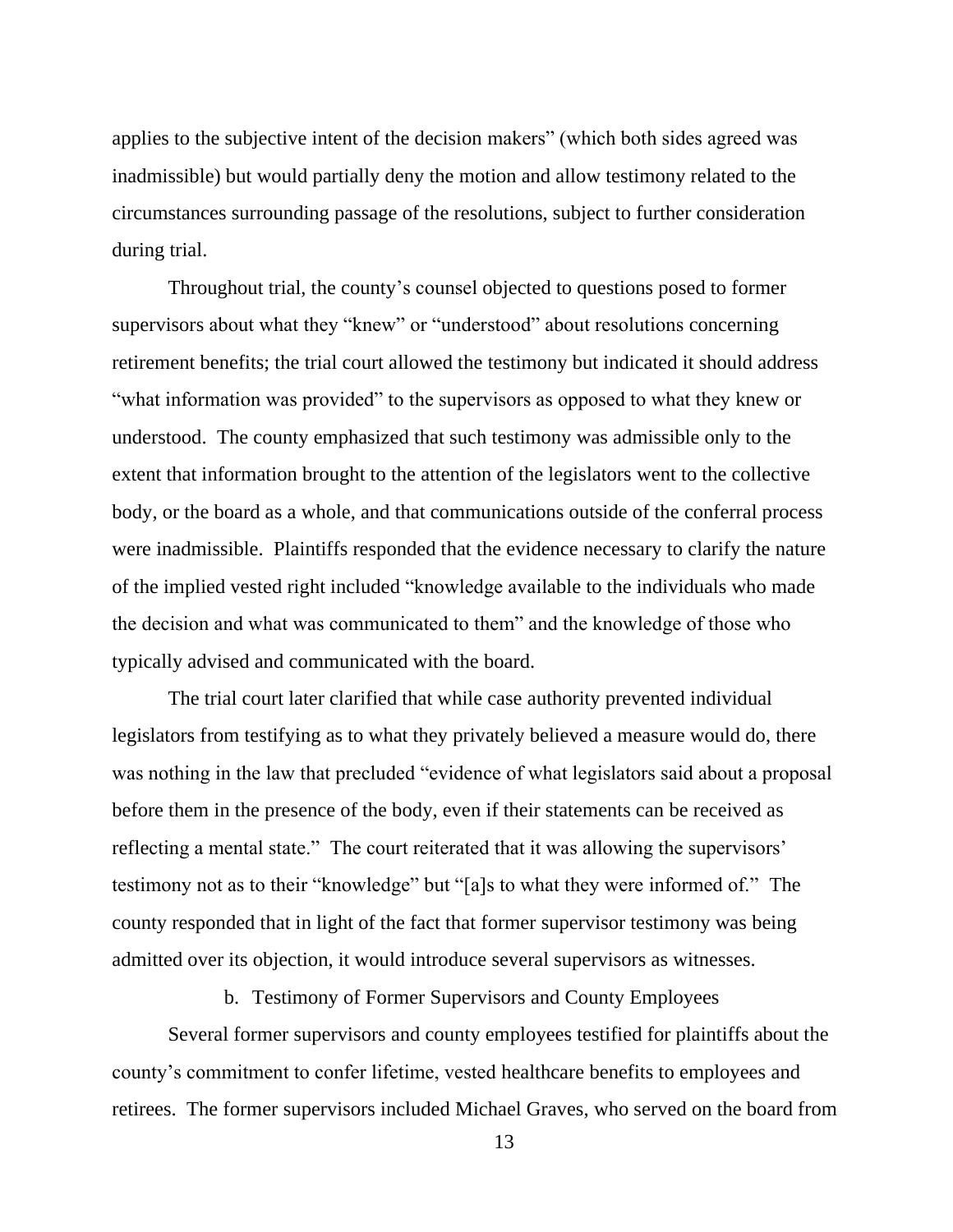applies to the subjective intent of the decision makers" (which both sides agreed was inadmissible) but would partially deny the motion and allow testimony related to the circumstances surrounding passage of the resolutions, subject to further consideration during trial.

Throughout trial, the county's counsel objected to questions posed to former supervisors about what they "knew" or "understood" about resolutions concerning retirement benefits; the trial court allowed the testimony but indicated it should address "what information was provided" to the supervisors as opposed to what they knew or understood. The county emphasized that such testimony was admissible only to the extent that information brought to the attention of the legislators went to the collective body, or the board as a whole, and that communications outside of the conferral process were inadmissible. Plaintiffs responded that the evidence necessary to clarify the nature of the implied vested right included "knowledge available to the individuals who made the decision and what was communicated to them" and the knowledge of those who typically advised and communicated with the board.

The trial court later clarified that while case authority prevented individual legislators from testifying as to what they privately believed a measure would do, there was nothing in the law that precluded "evidence of what legislators said about a proposal before them in the presence of the body, even if their statements can be received as reflecting a mental state." The court reiterated that it was allowing the supervisors' testimony not as to their "knowledge" but "[a]s to what they were informed of." The county responded that in light of the fact that former supervisor testimony was being admitted over its objection, it would introduce several supervisors as witnesses.

b. Testimony of Former Supervisors and County Employees

Several former supervisors and county employees testified for plaintiffs about the county's commitment to confer lifetime, vested healthcare benefits to employees and retirees. The former supervisors included Michael Graves, who served on the board from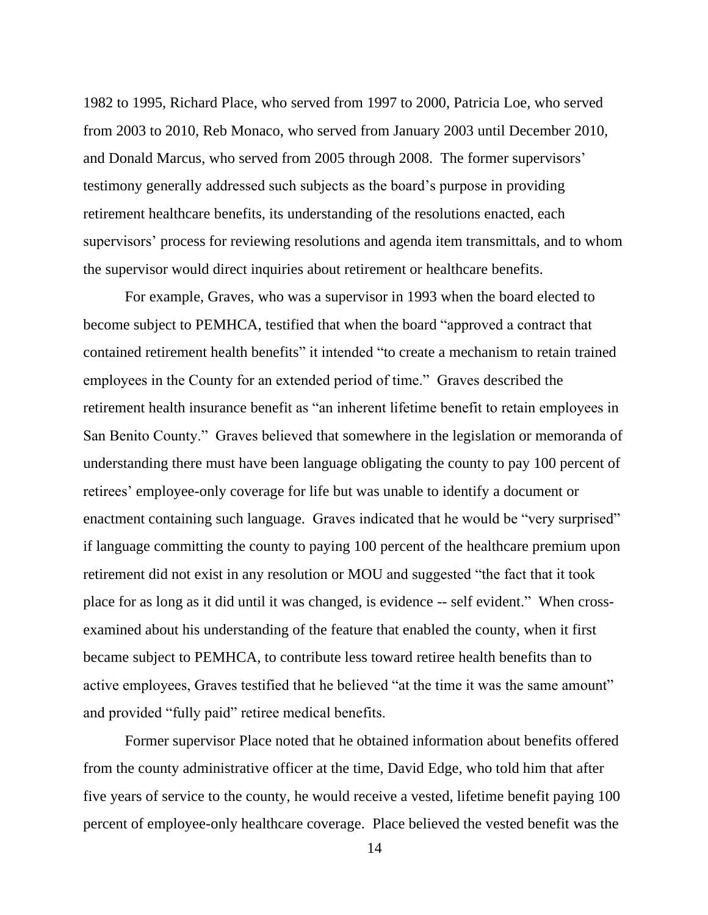1982 to 1995, Richard Place, who served from 1997 to 2000, Patricia Loe, who served from 2003 to 2010, Reb Monaco, who served from January 2003 until December 2010, and Donald Marcus, who served from 2005 through 2008. The former supervisors' testimony generally addressed such subjects as the board's purpose in providing retirement healthcare benefits, its understanding of the resolutions enacted, each supervisors' process for reviewing resolutions and agenda item transmittals, and to whom the supervisor would direct inquiries about retirement or healthcare benefits.

For example, Graves, who was a supervisor in 1993 when the board elected to become subject to PEMHCA, testified that when the board "approved a contract that contained retirement health benefits" it intended "to create a mechanism to retain trained employees in the County for an extended period of time." Graves described the retirement health insurance benefit as "an inherent lifetime benefit to retain employees in San Benito County." Graves believed that somewhere in the legislation or memoranda of understanding there must have been language obligating the county to pay 100 percent of retirees' employee-only coverage for life but was unable to identify a document or enactment containing such language. Graves indicated that he would be "very surprised" if language committing the county to paying 100 percent of the healthcare premium upon retirement did not exist in any resolution or MOU and suggested "the fact that it took place for as long as it did until it was changed, is evidence -- self evident." When cross-examined about his understanding of the feature that enabled the county, when it first became subject to PEMHCA, to contribute less toward retiree health benefits than to active employees, Graves testified that he believed "at the time it was the same amount" and provided "fully paid" retiree medical benefits.

Former supervisor Place noted that he obtained information about benefits offered from the county administrative officer at the time, David Edge, who told him that after five years of service to the county, he would receive a vested, lifetime benefit paying 100 percent of employee-only healthcare coverage. Place believed the vested benefit was the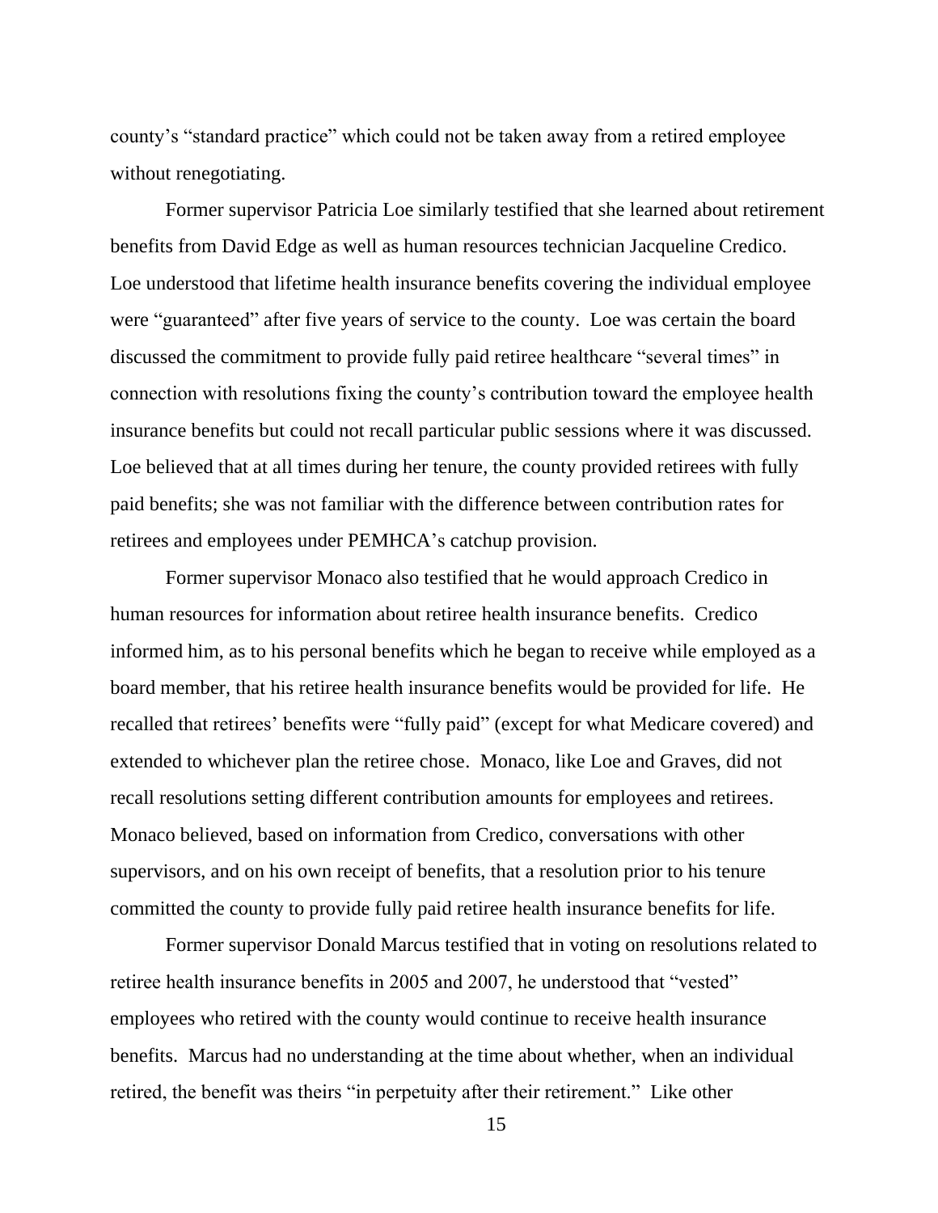county's "standard practice" which could not be taken away from a retired employee without renegotiating.

Former supervisor Patricia Loe similarly testified that she learned about retirement benefits from David Edge as well as human resources technician Jacqueline Credico. Loe understood that lifetime health insurance benefits covering the individual employee were "guaranteed" after five years of service to the county. Loe was certain the board discussed the commitment to provide fully paid retiree healthcare "several times" in connection with resolutions fixing the county's contribution toward the employee health insurance benefits but could not recall particular public sessions where it was discussed. Loe believed that at all times during her tenure, the county provided retirees with fully paid benefits; she was not familiar with the difference between contribution rates for retirees and employees under PEMHCA's catchup provision.

Former supervisor Monaco also testified that he would approach Credico in human resources for information about retiree health insurance benefits. Credico informed him, as to his personal benefits which he began to receive while employed as a board member, that his retiree health insurance benefits would be provided for life. He recalled that retirees' benefits were "fully paid" (except for what Medicare covered) and extended to whichever plan the retiree chose. Monaco, like Loe and Graves, did not recall resolutions setting different contribution amounts for employees and retirees. Monaco believed, based on information from Credico, conversations with other supervisors, and on his own receipt of benefits, that a resolution prior to his tenure committed the county to provide fully paid retiree health insurance benefits for life.

Former supervisor Donald Marcus testified that in voting on resolutions related to retiree health insurance benefits in 2005 and 2007, he understood that "vested" employees who retired with the county would continue to receive health insurance benefits. Marcus had no understanding at the time about whether, when an individual retired, the benefit was theirs "in perpetuity after their retirement." Like other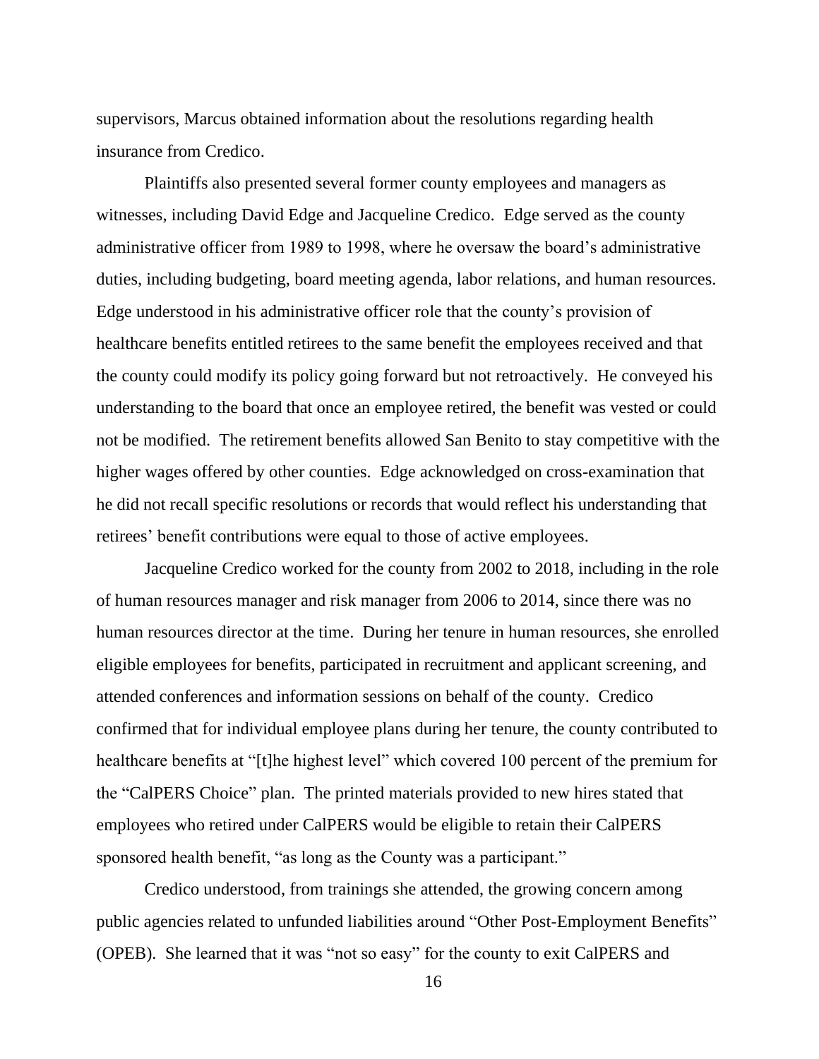supervisors, Marcus obtained information about the resolutions regarding health insurance from Credico.

Plaintiffs also presented several former county employees and managers as witnesses, including David Edge and Jacqueline Credico. Edge served as the county administrative officer from 1989 to 1998, where he oversaw the board's administrative duties, including budgeting, board meeting agenda, labor relations, and human resources. Edge understood in his administrative officer role that the county's provision of healthcare benefits entitled retirees to the same benefit the employees received and that the county could modify its policy going forward but not retroactively. He conveyed his understanding to the board that once an employee retired, the benefit was vested or could not be modified. The retirement benefits allowed San Benito to stay competitive with the higher wages offered by other counties. Edge acknowledged on cross-examination that he did not recall specific resolutions or records that would reflect his understanding that retirees' benefit contributions were equal to those of active employees.

Jacqueline Credico worked for the county from 2002 to 2018, including in the role of human resources manager and risk manager from 2006 to 2014, since there was no human resources director at the time. During her tenure in human resources, she enrolled eligible employees for benefits, participated in recruitment and applicant screening, and attended conferences and information sessions on behalf of the county. Credico confirmed that for individual employee plans during her tenure, the county contributed to healthcare benefits at "[t]he highest level" which covered 100 percent of the premium for the "CalPERS Choice" plan. The printed materials provided to new hires stated that employees who retired under CalPERS would be eligible to retain their CalPERS sponsored health benefit, "as long as the County was a participant."

Credico understood, from trainings she attended, the growing concern among public agencies related to unfunded liabilities around "Other Post-Employment Benefits" (OPEB). She learned that it was "not so easy" for the county to exit CalPERS and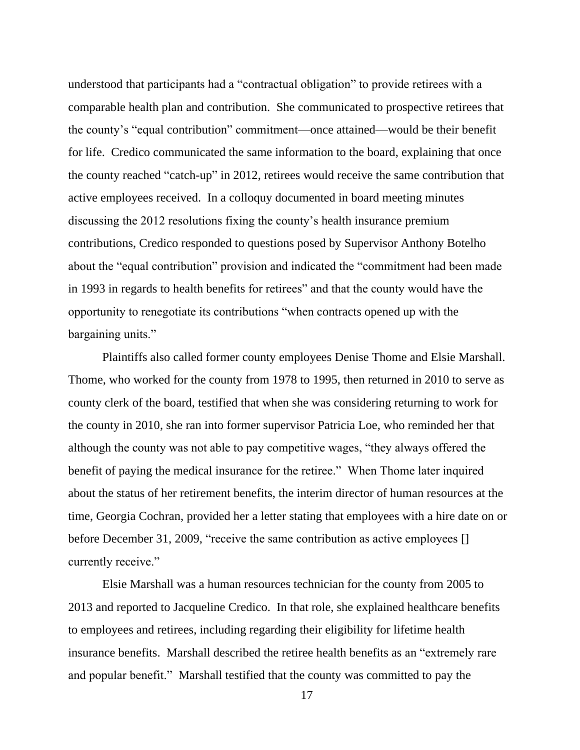understood that participants had a "contractual obligation" to provide retirees with a comparable health plan and contribution. She communicated to prospective retirees that the county's "equal contribution" commitment—once attained—would be their benefit for life. Credico communicated the same information to the board, explaining that once the county reached "catch-up" in 2012, retirees would receive the same contribution that active employees received. In a colloquy documented in board meeting minutes discussing the 2012 resolutions fixing the county's health insurance premium contributions, Credico responded to questions posed by Supervisor Anthony Botelho about the "equal contribution" provision and indicated the "commitment had been made in 1993 in regards to health benefits for retirees" and that the county would have the opportunity to renegotiate its contributions "when contracts opened up with the bargaining units."

Plaintiffs also called former county employees Denise Thome and Elsie Marshall. Thome, who worked for the county from 1978 to 1995, then returned in 2010 to serve as county clerk of the board, testified that when she was considering returning to work for the county in 2010, she ran into former supervisor Patricia Loe, who reminded her that although the county was not able to pay competitive wages, "they always offered the benefit of paying the medical insurance for the retiree." When Thome later inquired about the status of her retirement benefits, the interim director of human resources at the time, Georgia Cochran, provided her a letter stating that employees with a hire date on or before December 31, 2009, "receive the same contribution as active employees [] currently receive."

Elsie Marshall was a human resources technician for the county from 2005 to 2013 and reported to Jacqueline Credico. In that role, she explained healthcare benefits to employees and retirees, including regarding their eligibility for lifetime health insurance benefits. Marshall described the retiree health benefits as an "extremely rare and popular benefit." Marshall testified that the county was committed to pay the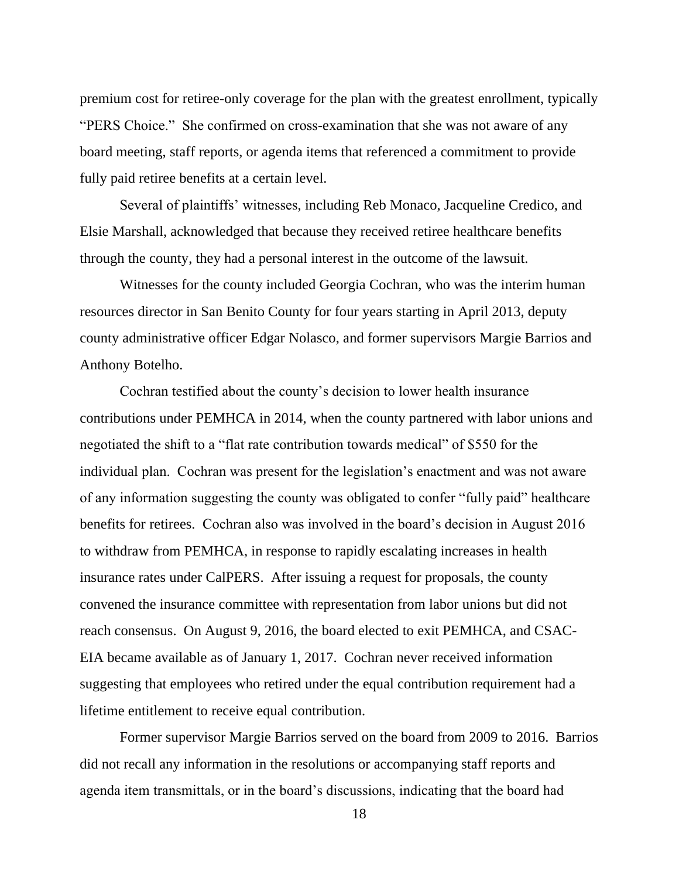premium cost for retiree-only coverage for the plan with the greatest enrollment, typically "PERS Choice." She confirmed on cross-examination that she was not aware of any board meeting, staff reports, or agenda items that referenced a commitment to provide fully paid retiree benefits at a certain level.

Several of plaintiffs' witnesses, including Reb Monaco, Jacqueline Credico, and Elsie Marshall, acknowledged that because they received retiree healthcare benefits through the county, they had a personal interest in the outcome of the lawsuit.

Witnesses for the county included Georgia Cochran, who was the interim human resources director in San Benito County for four years starting in April 2013, deputy county administrative officer Edgar Nolasco, and former supervisors Margie Barrios and Anthony Botelho.

Cochran testified about the county's decision to lower health insurance contributions under PEMHCA in 2014, when the county partnered with labor unions and negotiated the shift to a "flat rate contribution towards medical" of $550 for the individual plan. Cochran was present for the legislation's enactment and was not aware of any information suggesting the county was obligated to confer "fully paid" healthcare benefits for retirees. Cochran also was involved in the board's decision in August 2016 to withdraw from PEMHCA, in response to rapidly escalating increases in health insurance rates under CalPERS. After issuing a request for proposals, the county convened the insurance committee with representation from labor unions but did not reach consensus. On August 9, 2016, the board elected to exit PEMHCA, and CSAC-EIA became available as of January 1, 2017. Cochran never received information suggesting that employees who retired under the equal contribution requirement had a lifetime entitlement to receive equal contribution.

Former supervisor Margie Barrios served on the board from 2009 to 2016. Barrios did not recall any information in the resolutions or accompanying staff reports and agenda item transmittals, or in the board's discussions, indicating that the board had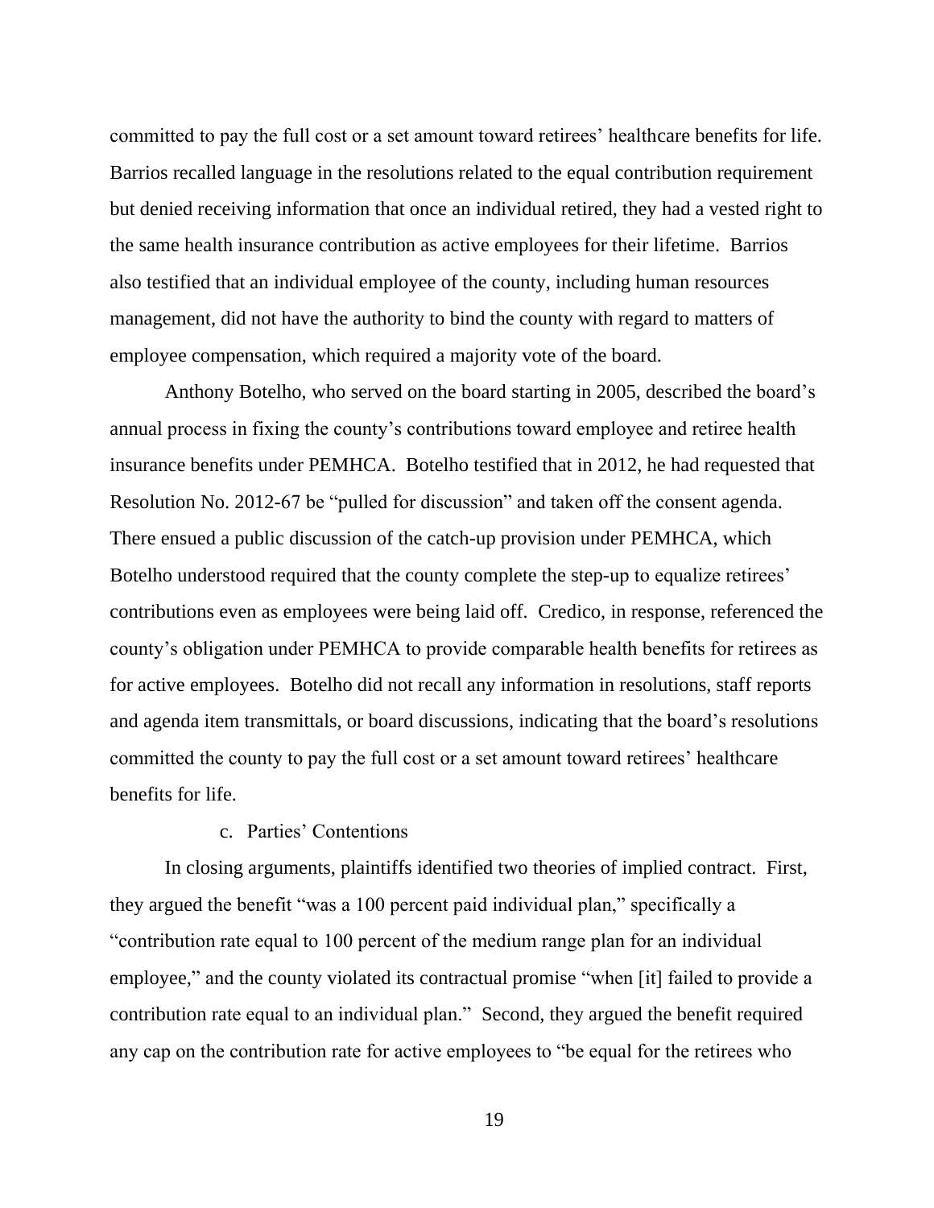committed to pay the full cost or a set amount toward retirees' healthcare benefits for life. Barrios recalled language in the resolutions related to the equal contribution requirement but denied receiving information that once an individual retired, they had a vested right to the same health insurance contribution as active employees for their lifetime. Barrios also testified that an individual employee of the county, including human resources management, did not have the authority to bind the county with regard to matters of employee compensation, which required a majority vote of the board.

Anthony Botelho, who served on the board starting in 2005, described the board's annual process in fixing the county's contributions toward employee and retiree health insurance benefits under PEMHCA. Botelho testified that in 2012, he had requested that Resolution No. 2012-67 be "pulled for discussion" and taken off the consent agenda. There ensued a public discussion of the catch-up provision under PEMHCA, which Botelho understood required that the county complete the step-up to equalize retirees' contributions even as employees were being laid off. Credico, in response, referenced the county's obligation under PEMHCA to provide comparable health benefits for retirees as for active employees. Botelho did not recall any information in resolutions, staff reports and agenda item transmittals, or board discussions, indicating that the board's resolutions committed the county to pay the full cost or a set amount toward retirees' healthcare benefits for life.

c. Parties' Contentions

In closing arguments, plaintiffs identified two theories of implied contract. First, they argued the benefit "was a 100 percent paid individual plan," specifically a "contribution rate equal to 100 percent of the medium range plan for an individual employee," and the county violated its contractual promise "when [it] failed to provide a contribution rate equal to an individual plan." Second, they argued the benefit required any cap on the contribution rate for active employees to "be equal for the retirees who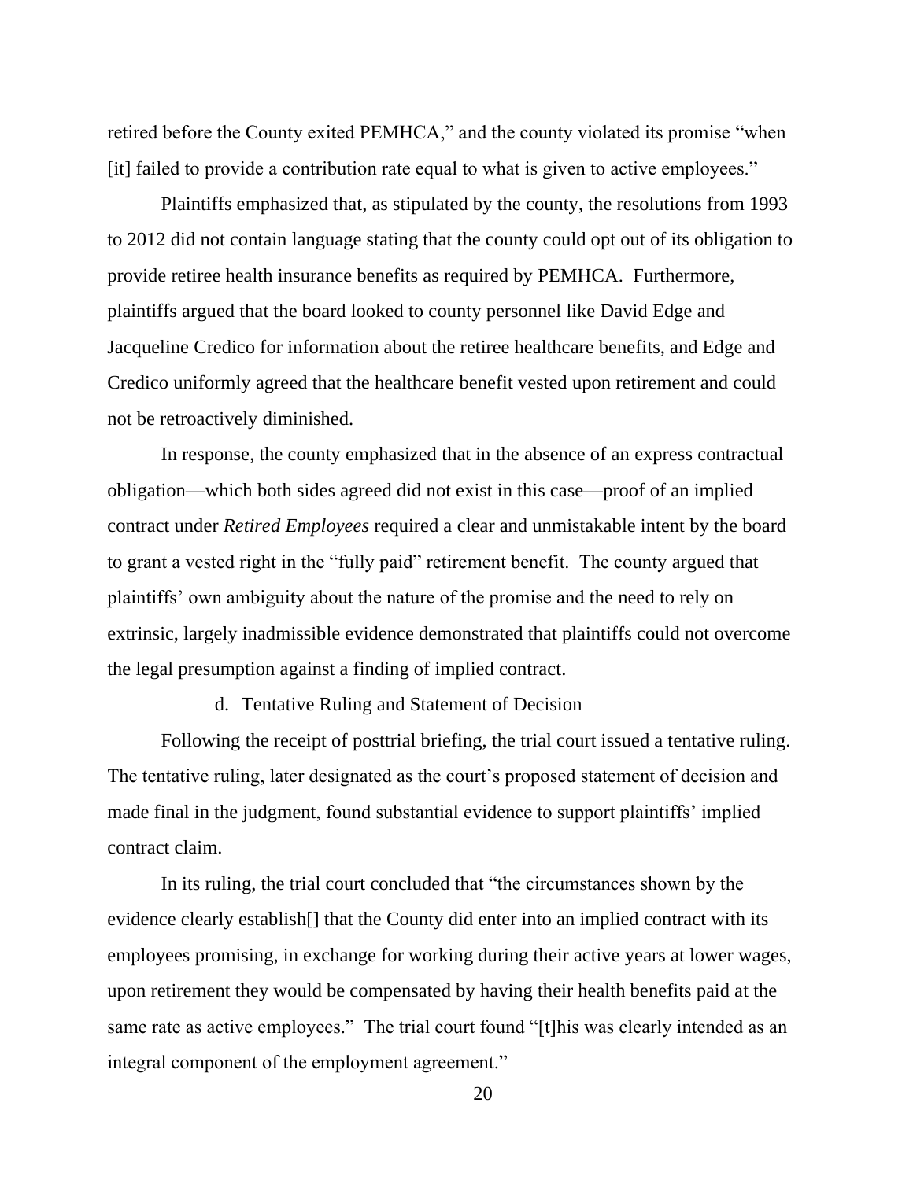retired before the County exited PEMHCA," and the county violated its promise "when [it] failed to provide a contribution rate equal to what is given to active employees."

Plaintiffs emphasized that, as stipulated by the county, the resolutions from 1993 to 2012 did not contain language stating that the county could opt out of its obligation to provide retiree health insurance benefits as required by PEMHCA. Furthermore, plaintiffs argued that the board looked to county personnel like David Edge and Jacqueline Credico for information about the retiree healthcare benefits, and Edge and Credico uniformly agreed that the healthcare benefit vested upon retirement and could not be retroactively diminished.

In response, the county emphasized that in the absence of an express contractual obligation—which both sides agreed did not exist in this case—proof of an implied contract under *Retired Employees* required a clear and unmistakable intent by the board to grant a vested right in the "fully paid" retirement benefit. The county argued that plaintiffs' own ambiguity about the nature of the promise and the need to rely on extrinsic, largely inadmissible evidence demonstrated that plaintiffs could not overcome the legal presumption against a finding of implied contract.

d. Tentative Ruling and Statement of Decision

Following the receipt of posttrial briefing, the trial court issued a tentative ruling. The tentative ruling, later designated as the court's proposed statement of decision and made final in the judgment, found substantial evidence to support plaintiffs' implied contract claim.

In its ruling, the trial court concluded that "the circumstances shown by the evidence clearly establish[] that the County did enter into an implied contract with its employees promising, in exchange for working during their active years at lower wages, upon retirement they would be compensated by having their health benefits paid at the same rate as active employees." The trial court found "[t]his was clearly intended as an integral component of the employment agreement."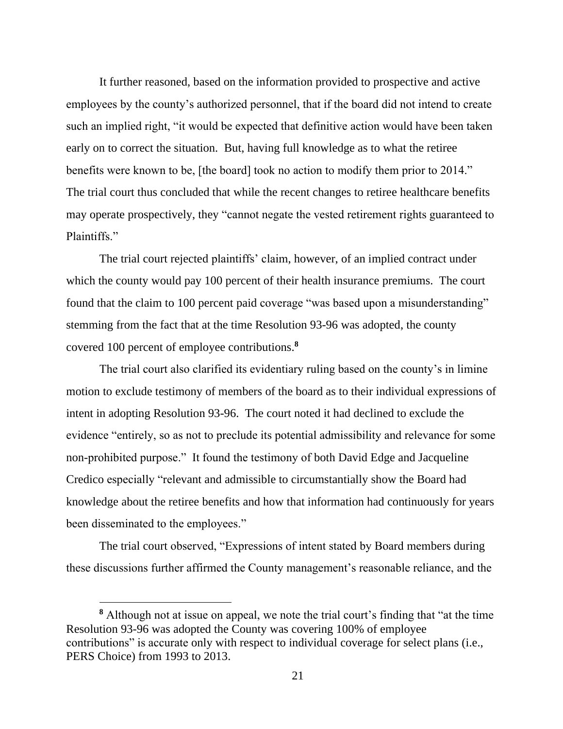It further reasoned, based on the information provided to prospective and active employees by the county's authorized personnel, that if the board did not intend to create such an implied right, "it would be expected that definitive action would have been taken early on to correct the situation. But, having full knowledge as to what the retiree benefits were known to be, [the board] took no action to modify them prior to 2014." The trial court thus concluded that while the recent changes to retiree healthcare benefits may operate prospectively, they "cannot negate the vested retirement rights guaranteed to Plaintiffs."

The trial court rejected plaintiffs' claim, however, of an implied contract under which the county would pay 100 percent of their health insurance premiums. The court found that the claim to 100 percent paid coverage "was based upon a misunderstanding" stemming from the fact that at the time Resolution 93-96 was adopted, the county covered 100 percent of employee contributions.[8]

The trial court also clarified its evidentiary ruling based on the county's in limine motion to exclude testimony of members of the board as to their individual expressions of intent in adopting Resolution 93-96. The court noted it had declined to exclude the evidence "entirely, so as not to preclude its potential admissibility and relevance for some non-prohibited purpose." It found the testimony of both David Edge and Jacqueline Credico especially "relevant and admissible to circumstantially show the Board had knowledge about the retiree benefits and how that information had continuously for years been disseminated to the employees."

The trial court observed, "Expressions of intent stated by Board members during these discussions further affirmed the County management's reasonable reliance, and the

[8] Although not at issue on appeal, we note the trial court's finding that "at the time Resolution 93-96 was adopted the County was covering 100% of employee contributions" is accurate only with respect to individual coverage for select plans (i.e., PERS Choice) from 1993 to 2013.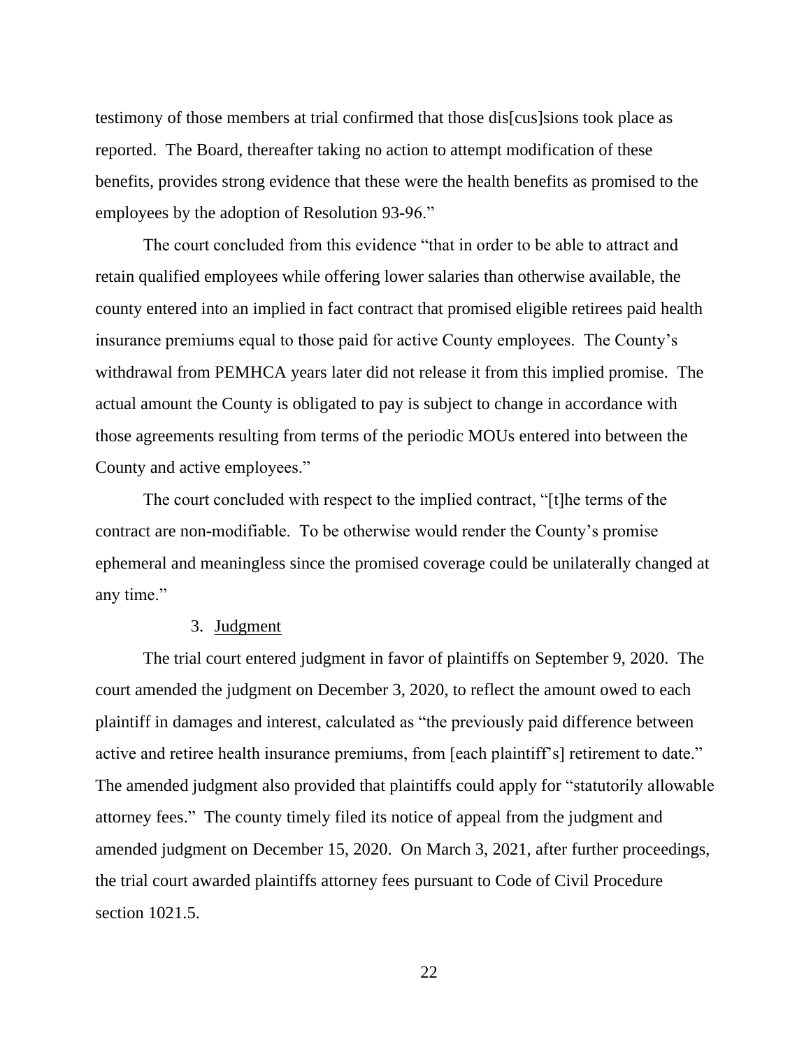testimony of those members at trial confirmed that those dis[cus]sions took place as reported. The Board, thereafter taking no action to attempt modification of these benefits, provides strong evidence that these were the health benefits as promised to the employees by the adoption of Resolution 93-96."

The court concluded from this evidence "that in order to be able to attract and retain qualified employees while offering lower salaries than otherwise available, the county entered into an implied in fact contract that promised eligible retirees paid health insurance premiums equal to those paid for active County employees. The County's withdrawal from PEMHCA years later did not release it from this implied promise. The actual amount the County is obligated to pay is subject to change in accordance with those agreements resulting from terms of the periodic MOUs entered into between the County and active employees."

The court concluded with respect to the implied contract, "[t]he terms of the contract are non-modifiable. To be otherwise would render the County's promise ephemeral and meaningless since the promised coverage could be unilaterally changed at any time."

3. Judgment

The trial court entered judgment in favor of plaintiffs on September 9, 2020. The court amended the judgment on December 3, 2020, to reflect the amount owed to each plaintiff in damages and interest, calculated as "the previously paid difference between active and retiree health insurance premiums, from [each plaintiff's] retirement to date." The amended judgment also provided that plaintiffs could apply for "statutorily allowable attorney fees." The county timely filed its notice of appeal from the judgment and amended judgment on December 15, 2020. On March 3, 2021, after further proceedings, the trial court awarded plaintiffs attorney fees pursuant to Code of Civil Procedure section 1021.5.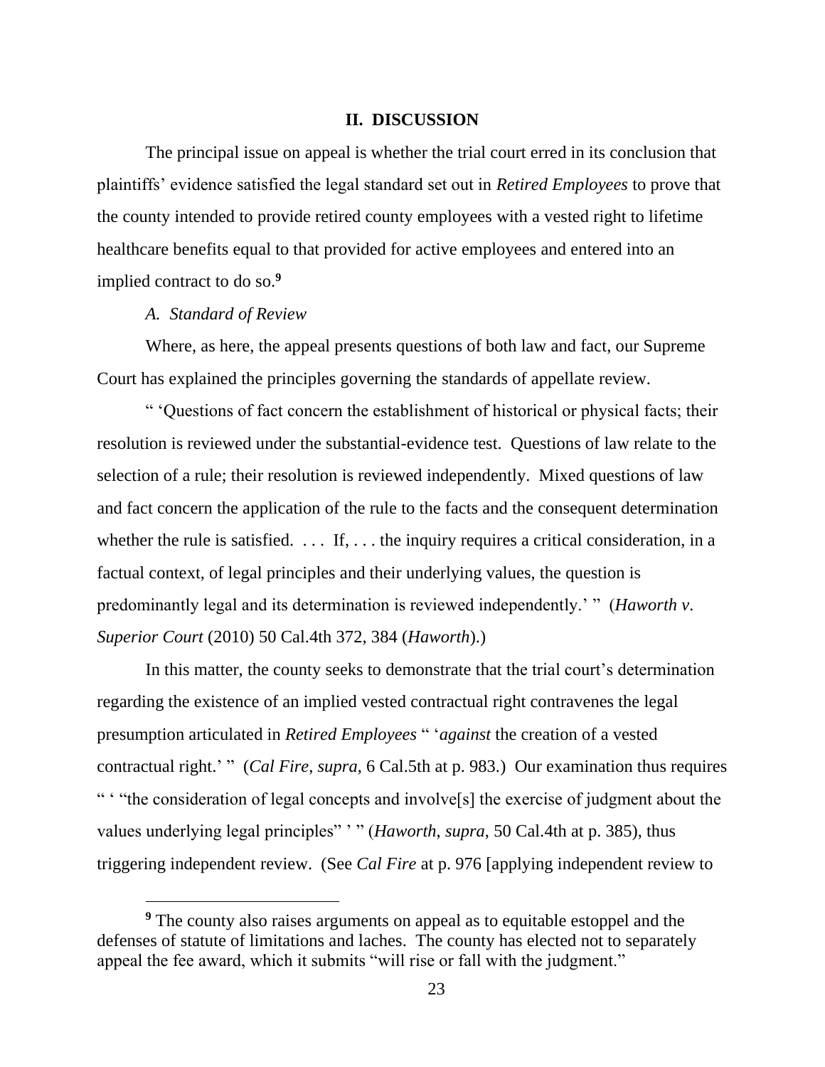## II. DISCUSSION

The principal issue on appeal is whether the trial court erred in its conclusion that plaintiffs' evidence satisfied the legal standard set out in *Retired Employees* to prove that the county intended to provide retired county employees with a vested right to lifetime healthcare benefits equal to that provided for active employees and entered into an implied contract to do so.[9]

### *A. Standard of Review*

Where, as here, the appeal presents questions of both law and fact, our Supreme Court has explained the principles governing the standards of appellate review.

" 'Questions of fact concern the establishment of historical or physical facts; their resolution is reviewed under the substantial-evidence test. Questions of law relate to the selection of a rule; their resolution is reviewed independently. Mixed questions of law and fact concern the application of the rule to the facts and the consequent determination whether the rule is satisfied. . . . If, . . . the inquiry requires a critical consideration, in a factual context, of legal principles and their underlying values, the question is predominantly legal and its determination is reviewed independently.' " (*Haworth v. Superior Court* (2010) 50 Cal.4th 372, 384 (*Haworth*).)

In this matter, the county seeks to demonstrate that the trial court's determination regarding the existence of an implied vested contractual right contravenes the legal presumption articulated in *Retired Employees* " '*against* the creation of a vested contractual right.' " (*Cal Fire*, *supra*, 6 Cal.5th at p. 983.) Our examination thus requires " ' "the consideration of legal concepts and involve[s] the exercise of judgment about the values underlying legal principles" ' " (*Haworth*, *supra*, 50 Cal.4th at p. 385), thus triggering independent review. (See *Cal Fire* at p. 976 [applying independent review to

---

[9] The county also raises arguments on appeal as to equitable estoppel and the defenses of statute of limitations and laches. The county has elected not to separately appeal the fee award, which it submits "will rise or fall with the judgment."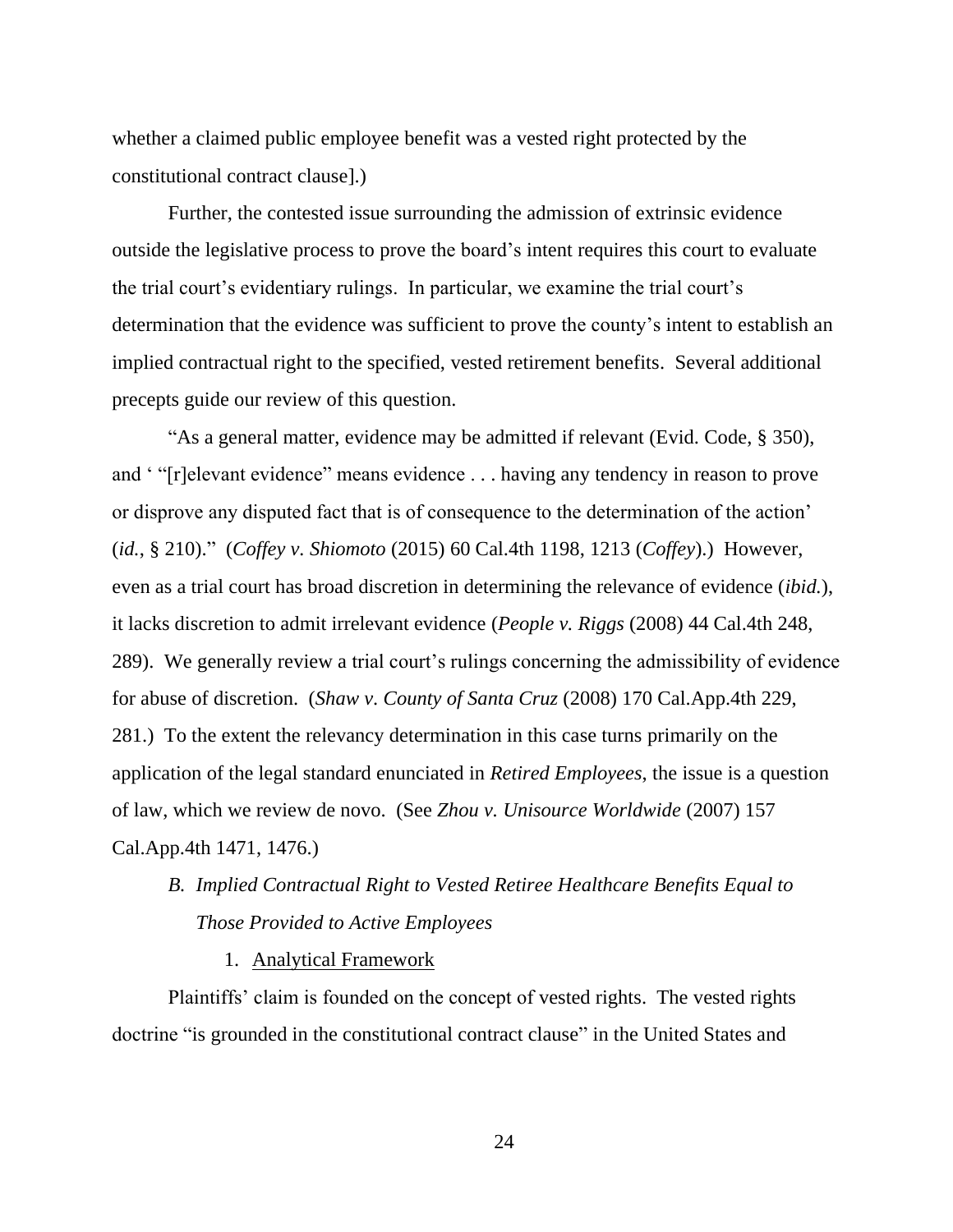whether a claimed public employee benefit was a vested right protected by the constitutional contract clause].)

Further, the contested issue surrounding the admission of extrinsic evidence outside the legislative process to prove the board's intent requires this court to evaluate the trial court's evidentiary rulings. In particular, we examine the trial court's determination that the evidence was sufficient to prove the county's intent to establish an implied contractual right to the specified, vested retirement benefits. Several additional precepts guide our review of this question.

"As a general matter, evidence may be admitted if relevant (Evid. Code, § 350), and ' "[r]elevant evidence" means evidence . . . having any tendency in reason to prove or disprove any disputed fact that is of consequence to the determination of the action' (*id.*, § 210)." (*Coffey v. Shiomoto* (2015) 60 Cal.4th 1198, 1213 (*Coffey*).) However, even as a trial court has broad discretion in determining the relevance of evidence (*ibid.*), it lacks discretion to admit irrelevant evidence (*People v. Riggs* (2008) 44 Cal.4th 248, 289). We generally review a trial court's rulings concerning the admissibility of evidence for abuse of discretion. (*Shaw v. County of Santa Cruz* (2008) 170 Cal.App.4th 229, 281.) To the extent the relevancy determination in this case turns primarily on the application of the legal standard enunciated in *Retired Employees,* the issue is a question of law, which we review de novo. (See *Zhou v. Unisource Worldwide* (2007) 157 Cal.App.4th 1471, 1476.)

### *B. Implied Contractual Right to Vested Retiree Healthcare Benefits Equal to Those Provided to Active Employees*

#### 1. Analytical Framework

Plaintiffs' claim is founded on the concept of vested rights. The vested rights doctrine "is grounded in the constitutional contract clause" in the United States and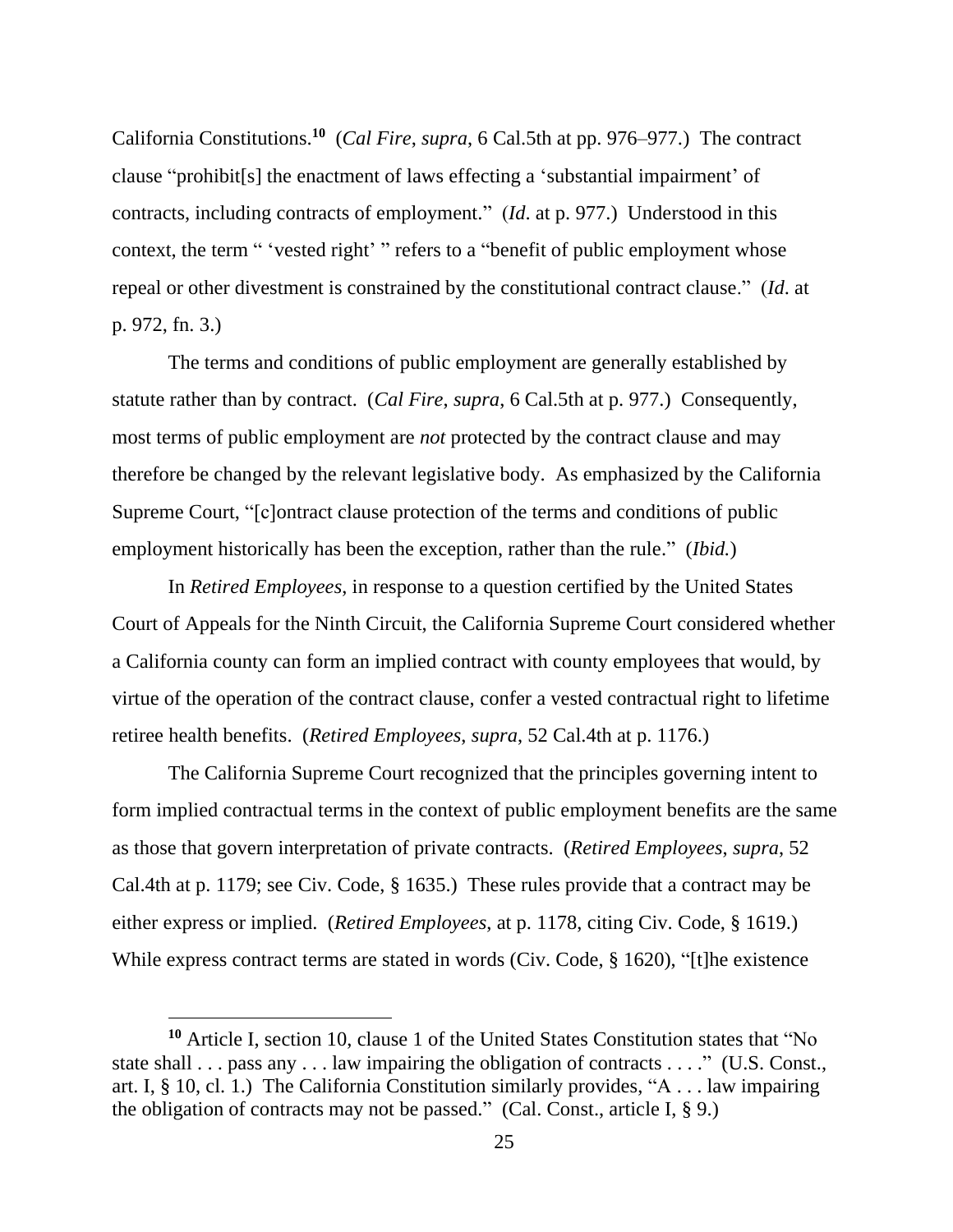California Constitutions.[10] (*Cal Fire*, *supra*, 6 Cal.5th at pp. 976–977.) The contract clause "prohibit[s] the enactment of laws effecting a 'substantial impairment' of contracts, including contracts of employment." (*Id*. at p. 977.) Understood in this context, the term " 'vested right' " refers to a "benefit of public employment whose repeal or other divestment is constrained by the constitutional contract clause." (*Id*. at p. 972, fn. 3.)

The terms and conditions of public employment are generally established by statute rather than by contract. (*Cal Fire*, *supra*, 6 Cal.5th at p. 977.) Consequently, most terms of public employment are *not* protected by the contract clause and may therefore be changed by the relevant legislative body. As emphasized by the California Supreme Court, "[c]ontract clause protection of the terms and conditions of public employment historically has been the exception, rather than the rule." (*Ibid.*)

In *Retired Employees*, in response to a question certified by the United States Court of Appeals for the Ninth Circuit, the California Supreme Court considered whether a California county can form an implied contract with county employees that would, by virtue of the operation of the contract clause, confer a vested contractual right to lifetime retiree health benefits. (*Retired Employees*, *supra*, 52 Cal.4th at p. 1176.)

The California Supreme Court recognized that the principles governing intent to form implied contractual terms in the context of public employment benefits are the same as those that govern interpretation of private contracts. (*Retired Employees*, *supra*, 52 Cal.4th at p. 1179; see Civ. Code, § 1635.) These rules provide that a contract may be either express or implied. (*Retired Employees*, at p. 1178, citing Civ. Code, § 1619.) While express contract terms are stated in words (Civ. Code, § 1620), "[t]he existence

[10] Article I, section 10, clause 1 of the United States Constitution states that "No state shall . . . pass any . . . law impairing the obligation of contracts . . . ." (U.S. Const., art. I, § 10, cl. 1.) The California Constitution similarly provides, "A . . . law impairing the obligation of contracts may not be passed." (Cal. Const., article I, § 9.)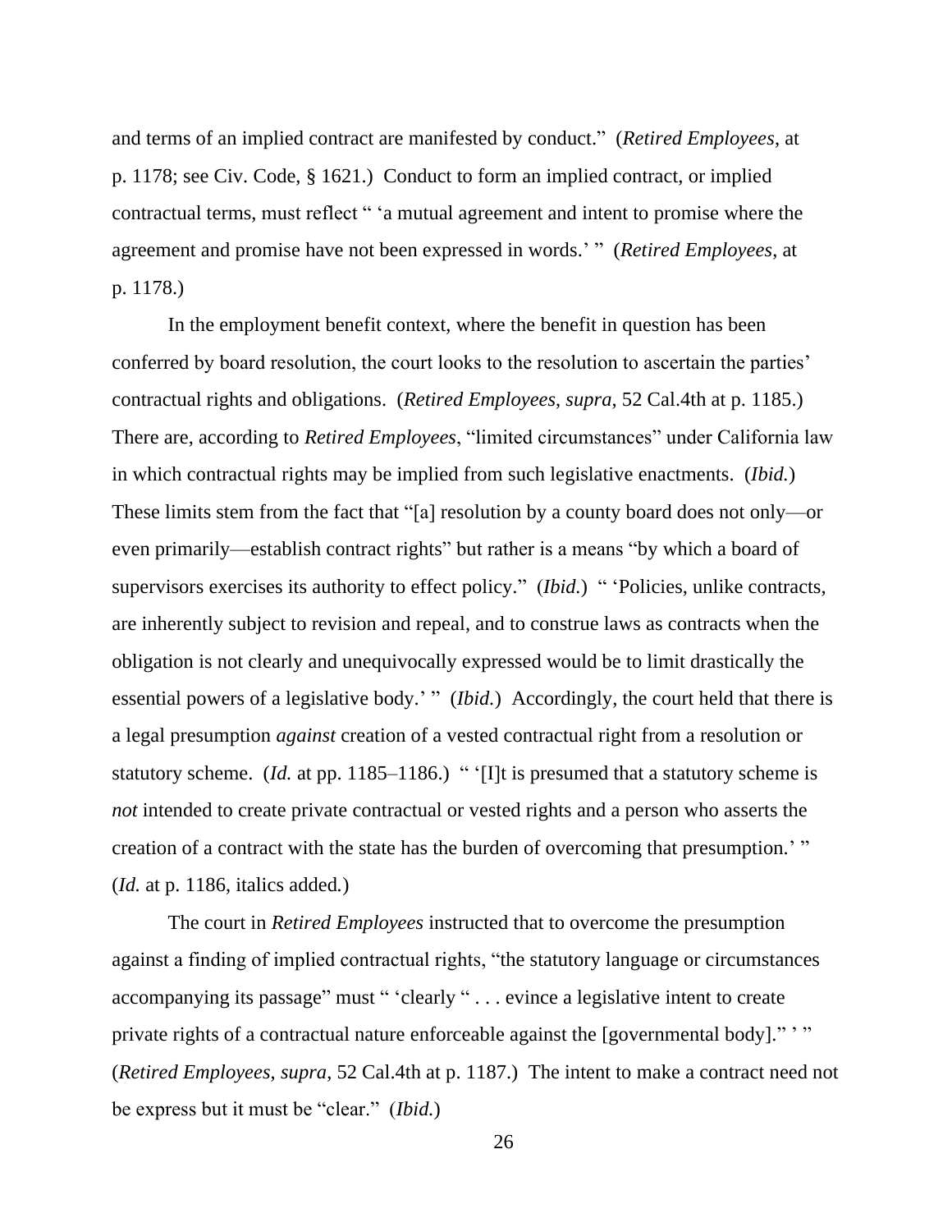and terms of an implied contract are manifested by conduct." (*Retired Employees*, at p. 1178; see Civ. Code, § 1621.) Conduct to form an implied contract, or implied contractual terms, must reflect " 'a mutual agreement and intent to promise where the agreement and promise have not been expressed in words.' " (*Retired Employees*, at p. 1178.)

In the employment benefit context, where the benefit in question has been conferred by board resolution, the court looks to the resolution to ascertain the parties' contractual rights and obligations. (*Retired Employees*, *supra*, 52 Cal.4th at p. 1185.) There are, according to *Retired Employees*, "limited circumstances" under California law in which contractual rights may be implied from such legislative enactments. (*Ibid.*) These limits stem from the fact that "[a] resolution by a county board does not only—or even primarily—establish contract rights" but rather is a means "by which a board of supervisors exercises its authority to effect policy." (*Ibid.*) " 'Policies, unlike contracts, are inherently subject to revision and repeal, and to construe laws as contracts when the obligation is not clearly and unequivocally expressed would be to limit drastically the essential powers of a legislative body.' " (*Ibid.*) Accordingly, the court held that there is a legal presumption *against* creation of a vested contractual right from a resolution or statutory scheme. (*Id.* at pp. 1185–1186.) " '[I]t is presumed that a statutory scheme is *not* intended to create private contractual or vested rights and a person who asserts the creation of a contract with the state has the burden of overcoming that presumption.' " (*Id.* at p. 1186, italics added.)

The court in *Retired Employees* instructed that to overcome the presumption against a finding of implied contractual rights, "the statutory language or circumstances accompanying its passage" must " 'clearly " . . . evince a legislative intent to create private rights of a contractual nature enforceable against the [governmental body]." ' " (*Retired Employees*, *supra*, 52 Cal.4th at p. 1187.) The intent to make a contract need not be express but it must be "clear." (*Ibid.*)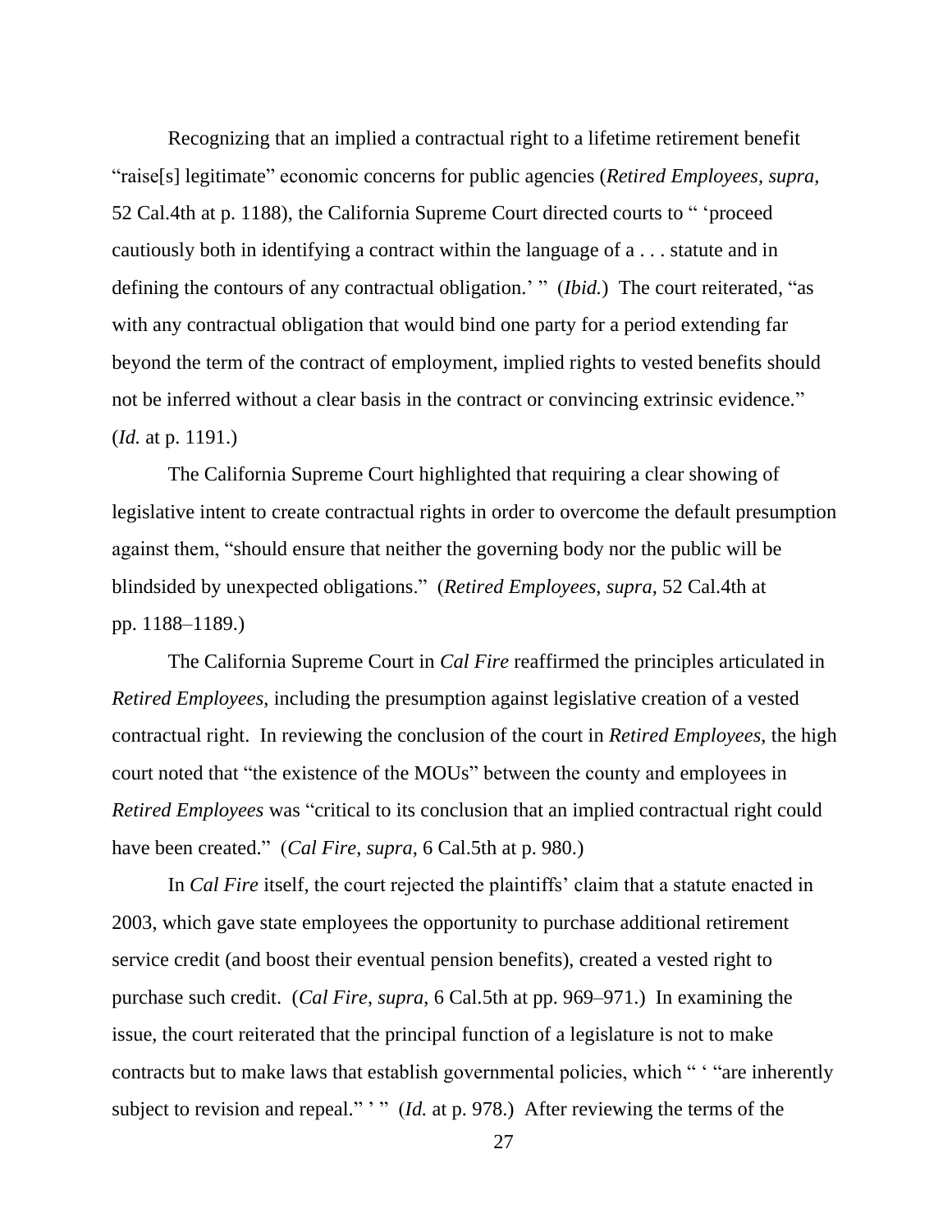Recognizing that an implied a contractual right to a lifetime retirement benefit "raise[s] legitimate" economic concerns for public agencies (*Retired Employees*, *supra*, 52 Cal.4th at p. 1188), the California Supreme Court directed courts to " 'proceed cautiously both in identifying a contract within the language of a . . . statute and in defining the contours of any contractual obligation.' " (*Ibid.*) The court reiterated, "as with any contractual obligation that would bind one party for a period extending far beyond the term of the contract of employment, implied rights to vested benefits should not be inferred without a clear basis in the contract or convincing extrinsic evidence." (*Id.* at p. 1191.)

The California Supreme Court highlighted that requiring a clear showing of legislative intent to create contractual rights in order to overcome the default presumption against them, "should ensure that neither the governing body nor the public will be blindsided by unexpected obligations." (*Retired Employees*, *supra*, 52 Cal.4th at pp. 1188–1189.)

The California Supreme Court in *Cal Fire* reaffirmed the principles articulated in *Retired Employees*, including the presumption against legislative creation of a vested contractual right. In reviewing the conclusion of the court in *Retired Employees*, the high court noted that "the existence of the MOUs" between the county and employees in *Retired Employees* was "critical to its conclusion that an implied contractual right could have been created." (*Cal Fire*, *supra*, 6 Cal.5th at p. 980.)

In *Cal Fire* itself, the court rejected the plaintiffs' claim that a statute enacted in 2003, which gave state employees the opportunity to purchase additional retirement service credit (and boost their eventual pension benefits), created a vested right to purchase such credit. (*Cal Fire*, *supra*, 6 Cal.5th at pp. 969–971.) In examining the issue, the court reiterated that the principal function of a legislature is not to make contracts but to make laws that establish governmental policies, which " ' "are inherently subject to revision and repeal." ' " (*Id.* at p. 978.) After reviewing the terms of the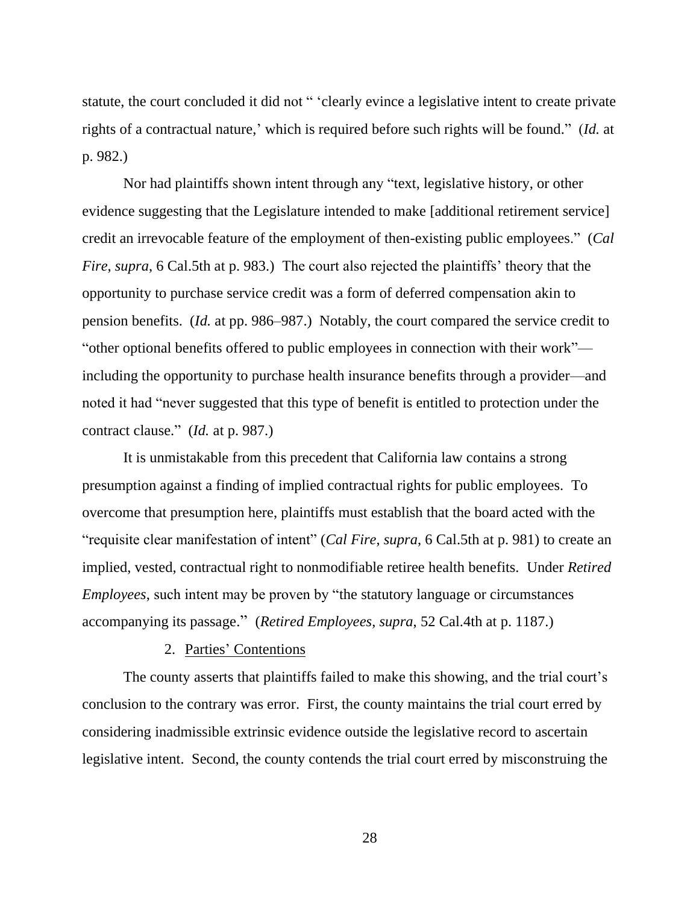statute, the court concluded it did not " 'clearly evince a legislative intent to create private rights of a contractual nature,' which is required before such rights will be found." (*Id.* at p. 982.)

Nor had plaintiffs shown intent through any "text, legislative history, or other evidence suggesting that the Legislature intended to make [additional retirement service] credit an irrevocable feature of the employment of then-existing public employees." (*Cal Fire*, *supra*, 6 Cal.5th at p. 983.) The court also rejected the plaintiffs' theory that the opportunity to purchase service credit was a form of deferred compensation akin to pension benefits. (*Id.* at pp. 986–987.) Notably, the court compared the service credit to "other optional benefits offered to public employees in connection with their work"—including the opportunity to purchase health insurance benefits through a provider—and noted it had "never suggested that this type of benefit is entitled to protection under the contract clause." (*Id.* at p. 987.)

It is unmistakable from this precedent that California law contains a strong presumption against a finding of implied contractual rights for public employees. To overcome that presumption here, plaintiffs must establish that the board acted with the "requisite clear manifestation of intent" (*Cal Fire*, *supra*, 6 Cal.5th at p. 981) to create an implied, vested, contractual right to nonmodifiable retiree health benefits. Under *Retired Employees*, such intent may be proven by "the statutory language or circumstances accompanying its passage." (*Retired Employees*, *supra*, 52 Cal.4th at p. 1187.)

2. <u>Parties' Contentions</u>

The county asserts that plaintiffs failed to make this showing, and the trial court's conclusion to the contrary was error. First, the county maintains the trial court erred by considering inadmissible extrinsic evidence outside the legislative record to ascertain legislative intent. Second, the county contends the trial court erred by misconstruing the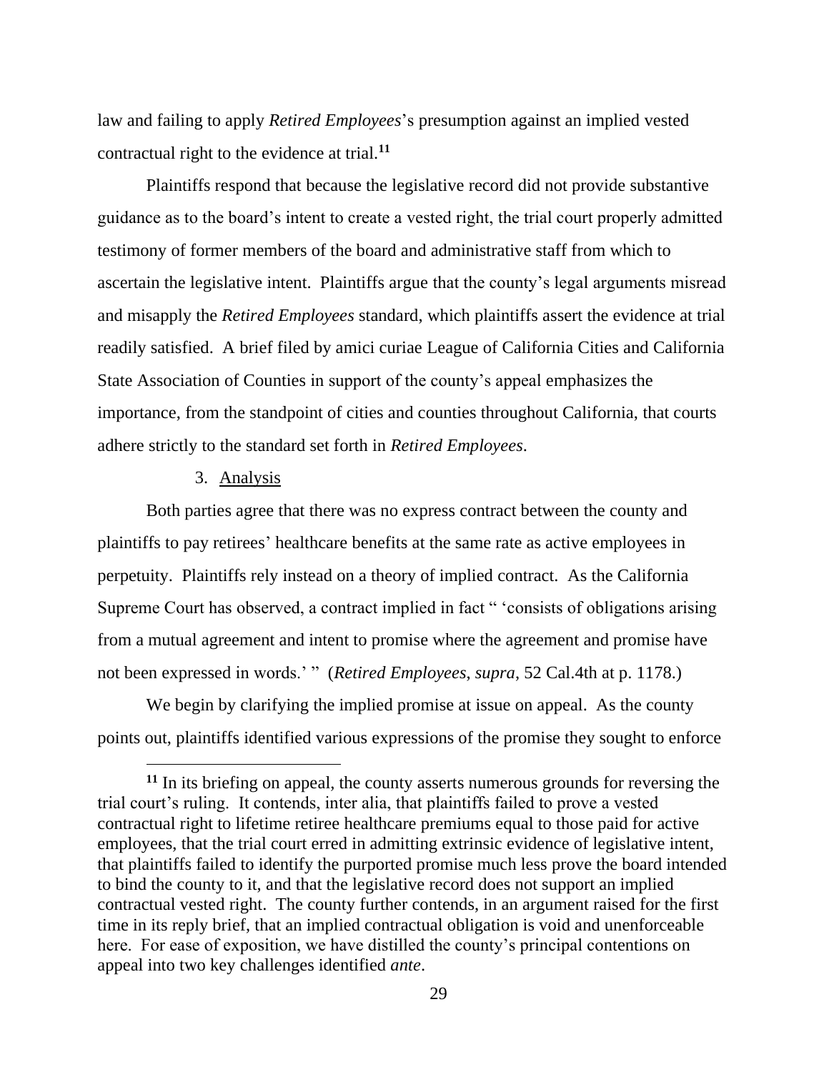law and failing to apply *Retired Employees*'s presumption against an implied vested contractual right to the evidence at trial.[11]

Plaintiffs respond that because the legislative record did not provide substantive guidance as to the board's intent to create a vested right, the trial court properly admitted testimony of former members of the board and administrative staff from which to ascertain the legislative intent. Plaintiffs argue that the county's legal arguments misread and misapply the *Retired Employees* standard, which plaintiffs assert the evidence at trial readily satisfied. A brief filed by amici curiae League of California Cities and California State Association of Counties in support of the county's appeal emphasizes the importance, from the standpoint of cities and counties throughout California, that courts adhere strictly to the standard set forth in *Retired Employees*.

3. Analysis

Both parties agree that there was no express contract between the county and plaintiffs to pay retirees' healthcare benefits at the same rate as active employees in perpetuity. Plaintiffs rely instead on a theory of implied contract. As the California Supreme Court has observed, a contract implied in fact " 'consists of obligations arising from a mutual agreement and intent to promise where the agreement and promise have not been expressed in words.' " (*Retired Employees*, *supra*, 52 Cal.4th at p. 1178.)

We begin by clarifying the implied promise at issue on appeal. As the county points out, plaintiffs identified various expressions of the promise they sought to enforce

[11] In its briefing on appeal, the county asserts numerous grounds for reversing the trial court's ruling. It contends, inter alia, that plaintiffs failed to prove a vested contractual right to lifetime retiree healthcare premiums equal to those paid for active employees, that the trial court erred in admitting extrinsic evidence of legislative intent, that plaintiffs failed to identify the purported promise much less prove the board intended to bind the county to it, and that the legislative record does not support an implied contractual vested right. The county further contends, in an argument raised for the first time in its reply brief, that an implied contractual obligation is void and unenforceable here. For ease of exposition, we have distilled the county's principal contentions on appeal into two key challenges identified *ante*.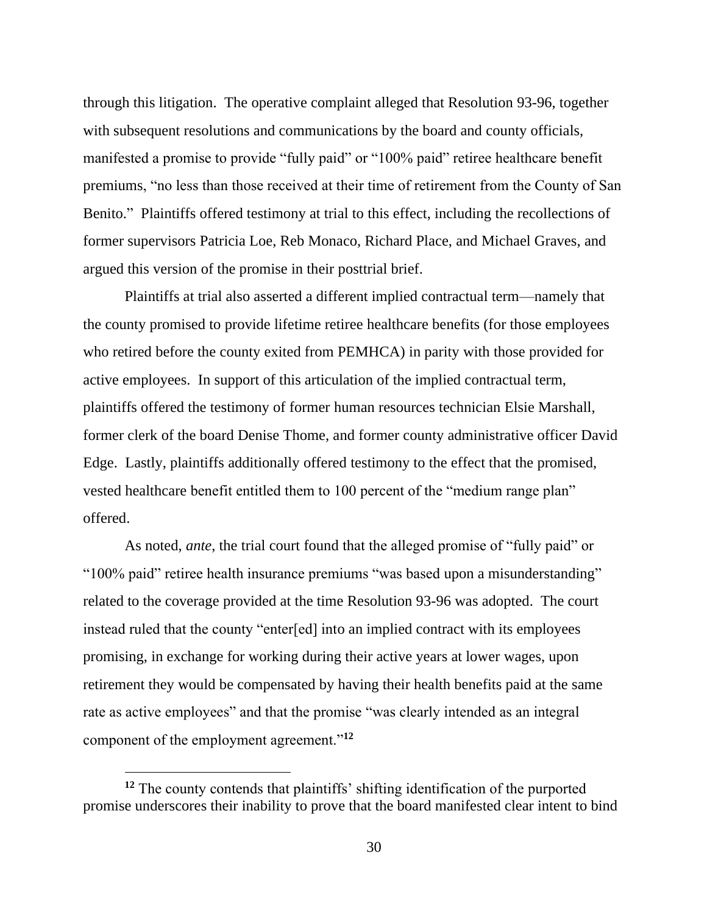through this litigation. The operative complaint alleged that Resolution 93-96, together with subsequent resolutions and communications by the board and county officials, manifested a promise to provide "fully paid" or "100% paid" retiree healthcare benefit premiums, "no less than those received at their time of retirement from the County of San Benito." Plaintiffs offered testimony at trial to this effect, including the recollections of former supervisors Patricia Loe, Reb Monaco, Richard Place, and Michael Graves, and argued this version of the promise in their posttrial brief.

Plaintiffs at trial also asserted a different implied contractual term—namely that the county promised to provide lifetime retiree healthcare benefits (for those employees who retired before the county exited from PEMHCA) in parity with those provided for active employees. In support of this articulation of the implied contractual term, plaintiffs offered the testimony of former human resources technician Elsie Marshall, former clerk of the board Denise Thome, and former county administrative officer David Edge. Lastly, plaintiffs additionally offered testimony to the effect that the promised, vested healthcare benefit entitled them to 100 percent of the "medium range plan" offered.

As noted, *ante*, the trial court found that the alleged promise of "fully paid" or "100% paid" retiree health insurance premiums "was based upon a misunderstanding" related to the coverage provided at the time Resolution 93-96 was adopted. The court instead ruled that the county "enter[ed] into an implied contract with its employees promising, in exchange for working during their active years at lower wages, upon retirement they would be compensated by having their health benefits paid at the same rate as active employees" and that the promise "was clearly intended as an integral component of the employment agreement."[12]

---

[12] The county contends that plaintiffs' shifting identification of the purported promise underscores their inability to prove that the board manifested clear intent to bind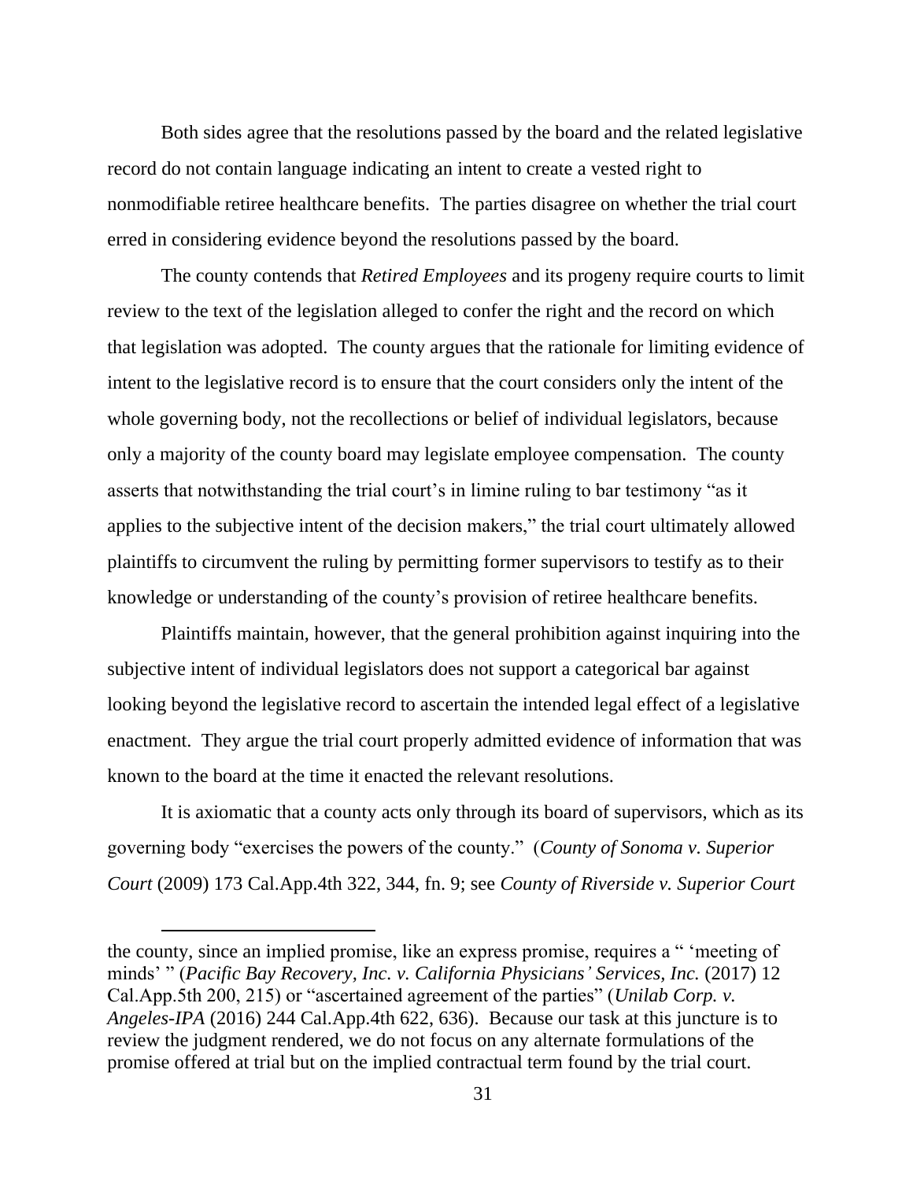Both sides agree that the resolutions passed by the board and the related legislative record do not contain language indicating an intent to create a vested right to nonmodifiable retiree healthcare benefits. The parties disagree on whether the trial court erred in considering evidence beyond the resolutions passed by the board.

The county contends that *Retired Employees* and its progeny require courts to limit review to the text of the legislation alleged to confer the right and the record on which that legislation was adopted. The county argues that the rationale for limiting evidence of intent to the legislative record is to ensure that the court considers only the intent of the whole governing body, not the recollections or belief of individual legislators, because only a majority of the county board may legislate employee compensation. The county asserts that notwithstanding the trial court's in limine ruling to bar testimony "as it applies to the subjective intent of the decision makers," the trial court ultimately allowed plaintiffs to circumvent the ruling by permitting former supervisors to testify as to their knowledge or understanding of the county's provision of retiree healthcare benefits.

Plaintiffs maintain, however, that the general prohibition against inquiring into the subjective intent of individual legislators does not support a categorical bar against looking beyond the legislative record to ascertain the intended legal effect of a legislative enactment. They argue the trial court properly admitted evidence of information that was known to the board at the time it enacted the relevant resolutions.

It is axiomatic that a county acts only through its board of supervisors, which as its governing body "exercises the powers of the county." (*County of Sonoma v. Superior Court* (2009) 173 Cal.App.4th 322, 344, fn. 9; see *County of Riverside v. Superior Court*

---

the county, since an implied promise, like an express promise, requires a " 'meeting of minds' " (*Pacific Bay Recovery, Inc. v. California Physicians' Services, Inc.* (2017) 12 Cal.App.5th 200, 215) or "ascertained agreement of the parties" (*Unilab Corp. v. Angeles-IPA* (2016) 244 Cal.App.4th 622, 636). Because our task at this juncture is to review the judgment rendered, we do not focus on any alternate formulations of the promise offered at trial but on the implied contractual term found by the trial court.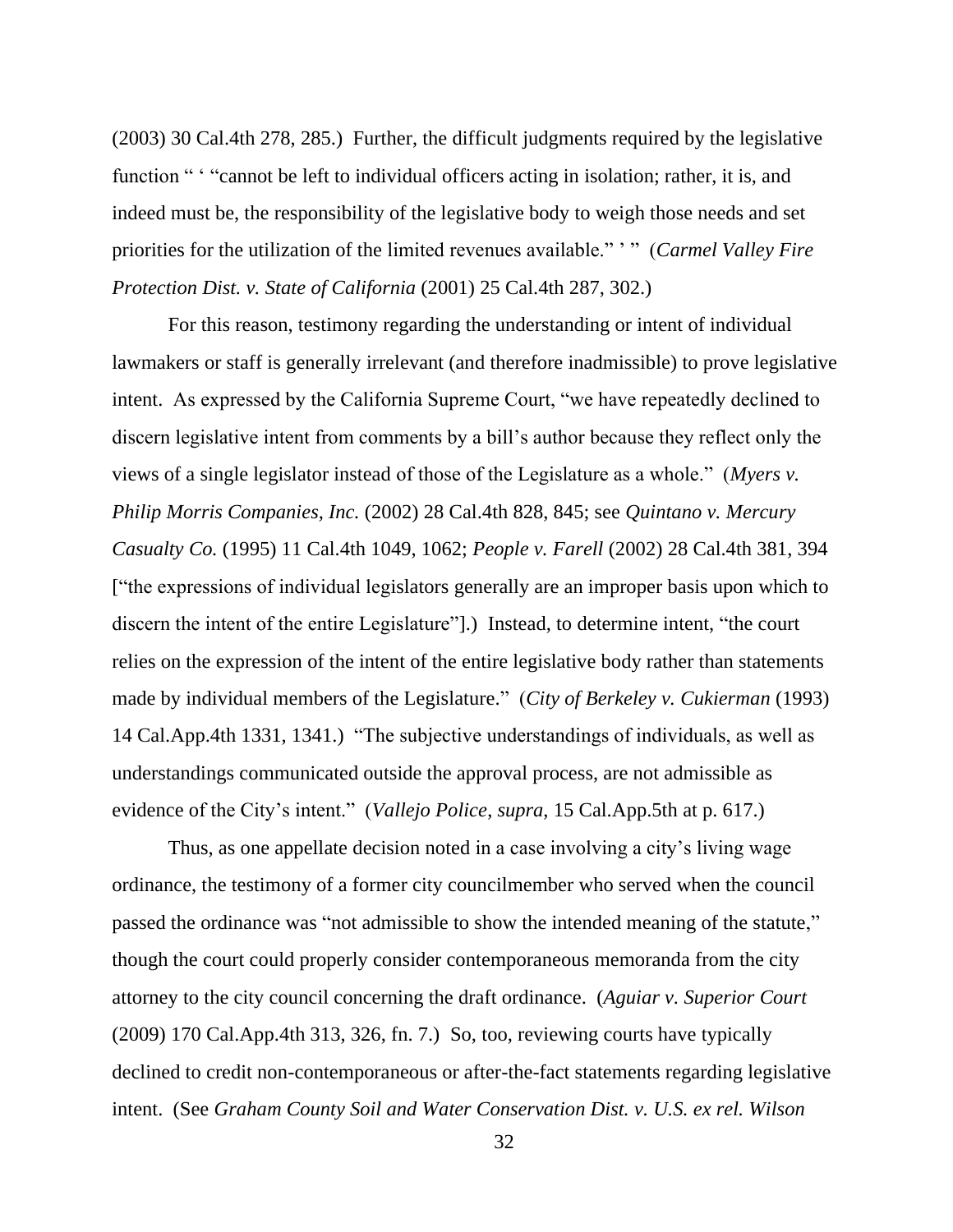(2003) 30 Cal.4th 278, 285.) Further, the difficult judgments required by the legislative function " ' "cannot be left to individual officers acting in isolation; rather, it is, and indeed must be, the responsibility of the legislative body to weigh those needs and set priorities for the utilization of the limited revenues available." ' " (*Carmel Valley Fire Protection Dist. v. State of California* (2001) 25 Cal.4th 287, 302.)

For this reason, testimony regarding the understanding or intent of individual lawmakers or staff is generally irrelevant (and therefore inadmissible) to prove legislative intent. As expressed by the California Supreme Court, "we have repeatedly declined to discern legislative intent from comments by a bill's author because they reflect only the views of a single legislator instead of those of the Legislature as a whole." (*Myers v. Philip Morris Companies, Inc.* (2002) 28 Cal.4th 828, 845; see *Quintano v. Mercury Casualty Co.* (1995) 11 Cal.4th 1049, 1062; *People v. Farell* (2002) 28 Cal.4th 381, 394 ["the expressions of individual legislators generally are an improper basis upon which to discern the intent of the entire Legislature"].) Instead, to determine intent, "the court relies on the expression of the intent of the entire legislative body rather than statements made by individual members of the Legislature." (*City of Berkeley v. Cukierman* (1993) 14 Cal.App.4th 1331, 1341.) "The subjective understandings of individuals, as well as understandings communicated outside the approval process, are not admissible as evidence of the City's intent." (*Vallejo Police*, *supra*, 15 Cal.App.5th at p. 617.)

Thus, as one appellate decision noted in a case involving a city's living wage ordinance, the testimony of a former city councilmember who served when the council passed the ordinance was "not admissible to show the intended meaning of the statute," though the court could properly consider contemporaneous memoranda from the city attorney to the city council concerning the draft ordinance. (*Aguiar v. Superior Court* (2009) 170 Cal.App.4th 313, 326, fn. 7.) So, too, reviewing courts have typically declined to credit non-contemporaneous or after-the-fact statements regarding legislative intent. (See *Graham County Soil and Water Conservation Dist. v. U.S. ex rel. Wilson*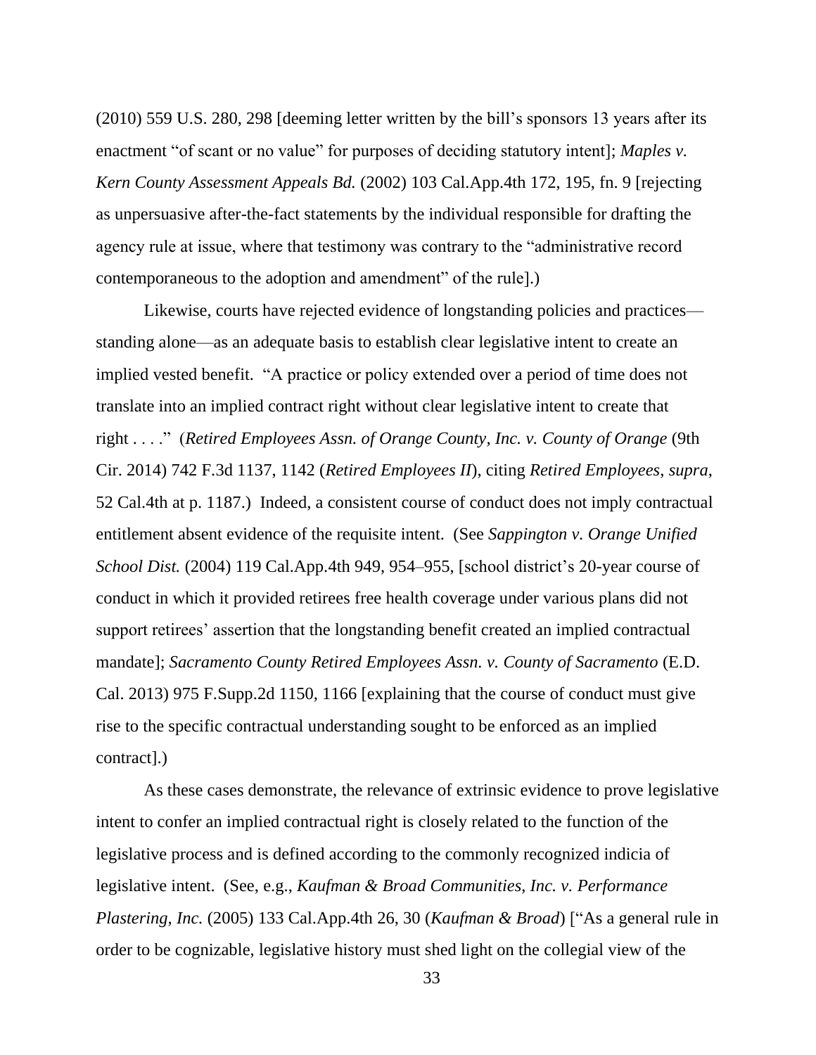(2010) 559 U.S. 280, 298 [deeming letter written by the bill's sponsors 13 years after its enactment "of scant or no value" for purposes of deciding statutory intent]; *Maples v. Kern County Assessment Appeals Bd.* (2002) 103 Cal.App.4th 172, 195, fn. 9 [rejecting as unpersuasive after-the-fact statements by the individual responsible for drafting the agency rule at issue, where that testimony was contrary to the "administrative record contemporaneous to the adoption and amendment" of the rule].)

Likewise, courts have rejected evidence of longstanding policies and practices—standing alone—as an adequate basis to establish clear legislative intent to create an implied vested benefit. "A practice or policy extended over a period of time does not translate into an implied contract right without clear legislative intent to create that right . . . ." (*Retired Employees Assn. of Orange County, Inc. v. County of Orange* (9th Cir. 2014) 742 F.3d 1137, 1142 (*Retired Employees II*), citing *Retired Employees*, *supra*, 52 Cal.4th at p. 1187.) Indeed, a consistent course of conduct does not imply contractual entitlement absent evidence of the requisite intent. (See *Sappington v. Orange Unified School Dist.* (2004) 119 Cal.App.4th 949, 954–955, [school district's 20-year course of conduct in which it provided retirees free health coverage under various plans did not support retirees' assertion that the longstanding benefit created an implied contractual mandate]; *Sacramento County Retired Employees Assn. v. County of Sacramento* (E.D. Cal. 2013) 975 F.Supp.2d 1150, 1166 [explaining that the course of conduct must give rise to the specific contractual understanding sought to be enforced as an implied contract].)

As these cases demonstrate, the relevance of extrinsic evidence to prove legislative intent to confer an implied contractual right is closely related to the function of the legislative process and is defined according to the commonly recognized indicia of legislative intent. (See, e.g., *Kaufman & Broad Communities, Inc. v. Performance Plastering, Inc.* (2005) 133 Cal.App.4th 26, 30 (*Kaufman & Broad*) ["As a general rule in order to be cognizable, legislative history must shed light on the collegial view of the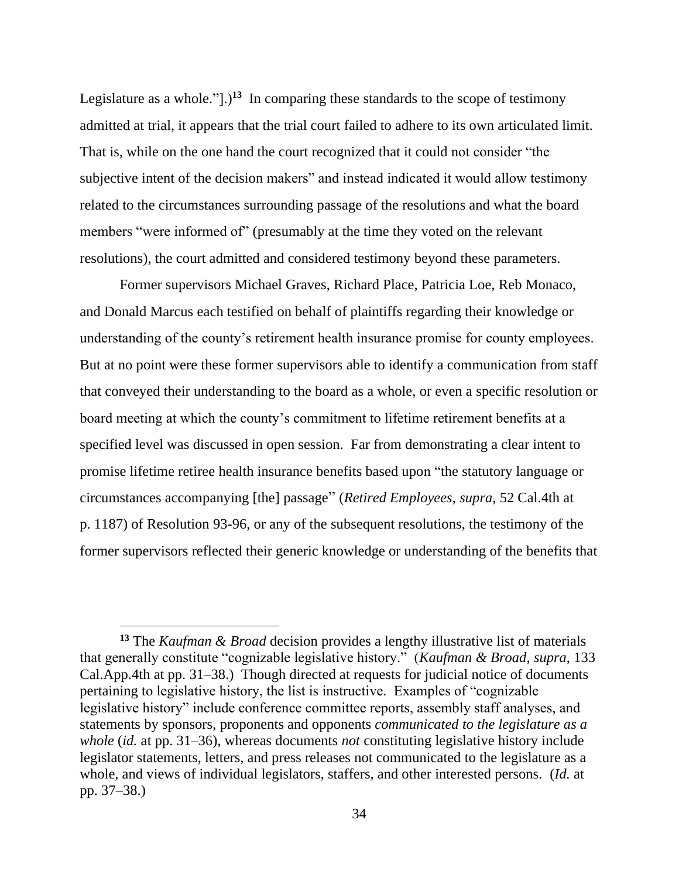Legislature as a whole."].)[13] In comparing these standards to the scope of testimony admitted at trial, it appears that the trial court failed to adhere to its own articulated limit. That is, while on the one hand the court recognized that it could not consider "the subjective intent of the decision makers" and instead indicated it would allow testimony related to the circumstances surrounding passage of the resolutions and what the board members "were informed of" (presumably at the time they voted on the relevant resolutions), the court admitted and considered testimony beyond these parameters.

Former supervisors Michael Graves, Richard Place, Patricia Loe, Reb Monaco, and Donald Marcus each testified on behalf of plaintiffs regarding their knowledge or understanding of the county's retirement health insurance promise for county employees. But at no point were these former supervisors able to identify a communication from staff that conveyed their understanding to the board as a whole, or even a specific resolution or board meeting at which the county's commitment to lifetime retirement benefits at a specified level was discussed in open session. Far from demonstrating a clear intent to promise lifetime retiree health insurance benefits based upon "the statutory language or circumstances accompanying [the] passage" (*Retired Employees*, *supra*, 52 Cal.4th at p. 1187) of Resolution 93-96, or any of the subsequent resolutions, the testimony of the former supervisors reflected their generic knowledge or understanding of the benefits that

[13] The *Kaufman & Broad* decision provides a lengthy illustrative list of materials that generally constitute "cognizable legislative history." (*Kaufman & Broad*, *supra*, 133 Cal.App.4th at pp. 31–38.) Though directed at requests for judicial notice of documents pertaining to legislative history, the list is instructive. Examples of "cognizable legislative history" include conference committee reports, assembly staff analyses, and statements by sponsors, proponents and opponents *communicated to the legislature as a whole* (*id.* at pp. 31–36), whereas documents *not* constituting legislative history include legislator statements, letters, and press releases not communicated to the legislature as a whole, and views of individual legislators, staffers, and other interested persons. (*Id.* at pp. 37–38.)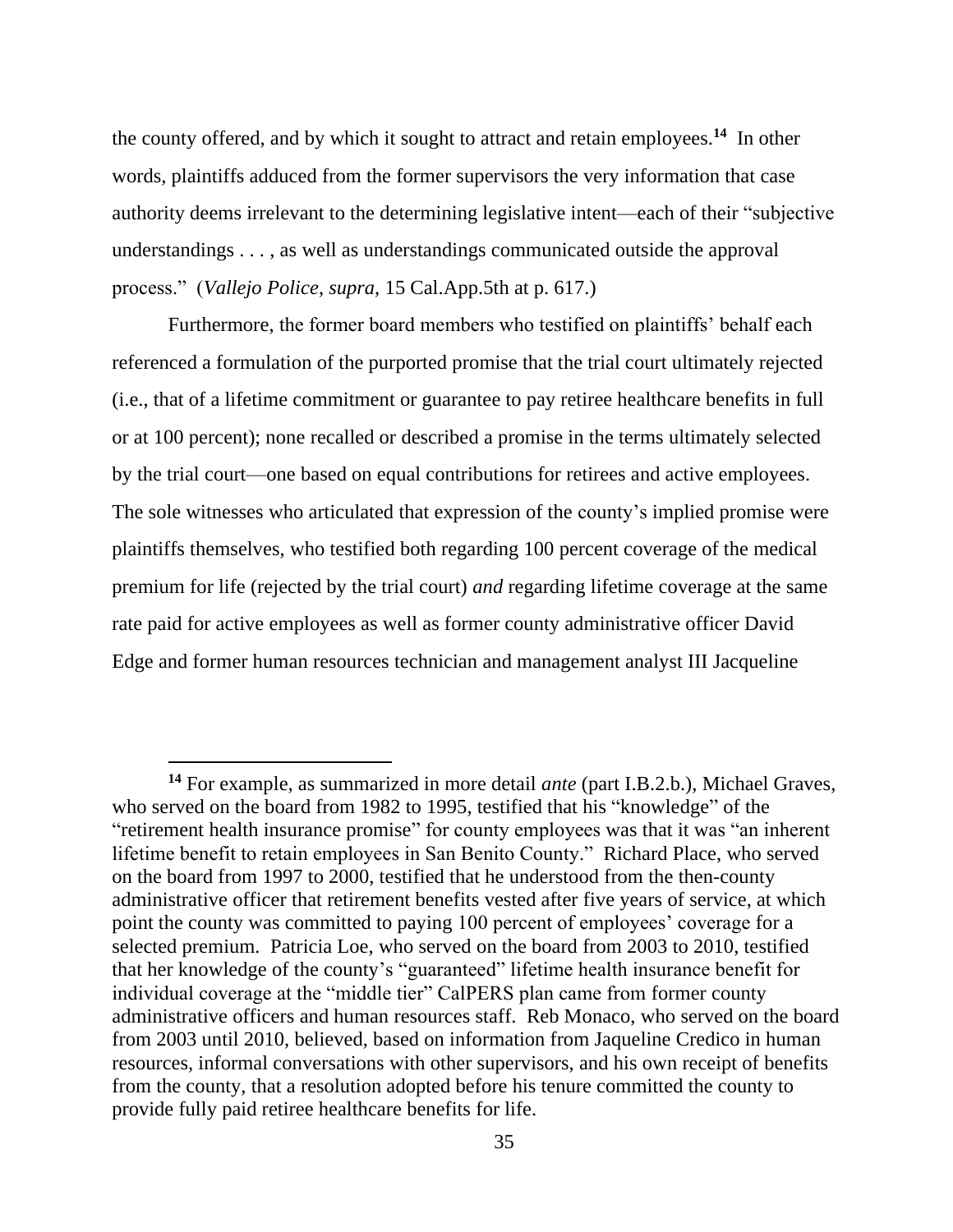the county offered, and by which it sought to attract and retain employees.[14] In other words, plaintiffs adduced from the former supervisors the very information that case authority deems irrelevant to the determining legislative intent—each of their "subjective understandings . . . , as well as understandings communicated outside the approval process." (*Vallejo Police*, *supra*, 15 Cal.App.5th at p. 617.)

Furthermore, the former board members who testified on plaintiffs' behalf each referenced a formulation of the purported promise that the trial court ultimately rejected (i.e., that of a lifetime commitment or guarantee to pay retiree healthcare benefits in full or at 100 percent); none recalled or described a promise in the terms ultimately selected by the trial court—one based on equal contributions for retirees and active employees. The sole witnesses who articulated that expression of the county's implied promise were plaintiffs themselves, who testified both regarding 100 percent coverage of the medical premium for life (rejected by the trial court) *and* regarding lifetime coverage at the same rate paid for active employees as well as former county administrative officer David Edge and former human resources technician and management analyst III Jacqueline

---

[14] For example, as summarized in more detail *ante* (part I.B.2.b.), Michael Graves, who served on the board from 1982 to 1995, testified that his "knowledge" of the "retirement health insurance promise" for county employees was that it was "an inherent lifetime benefit to retain employees in San Benito County." Richard Place, who served on the board from 1997 to 2000, testified that he understood from the then-county administrative officer that retirement benefits vested after five years of service, at which point the county was committed to paying 100 percent of employees' coverage for a selected premium. Patricia Loe, who served on the board from 2003 to 2010, testified that her knowledge of the county's "guaranteed" lifetime health insurance benefit for individual coverage at the "middle tier" CalPERS plan came from former county administrative officers and human resources staff. Reb Monaco, who served on the board from 2003 until 2010, believed, based on information from Jaqueline Credico in human resources, informal conversations with other supervisors, and his own receipt of benefits from the county, that a resolution adopted before his tenure committed the county to provide fully paid retiree healthcare benefits for life.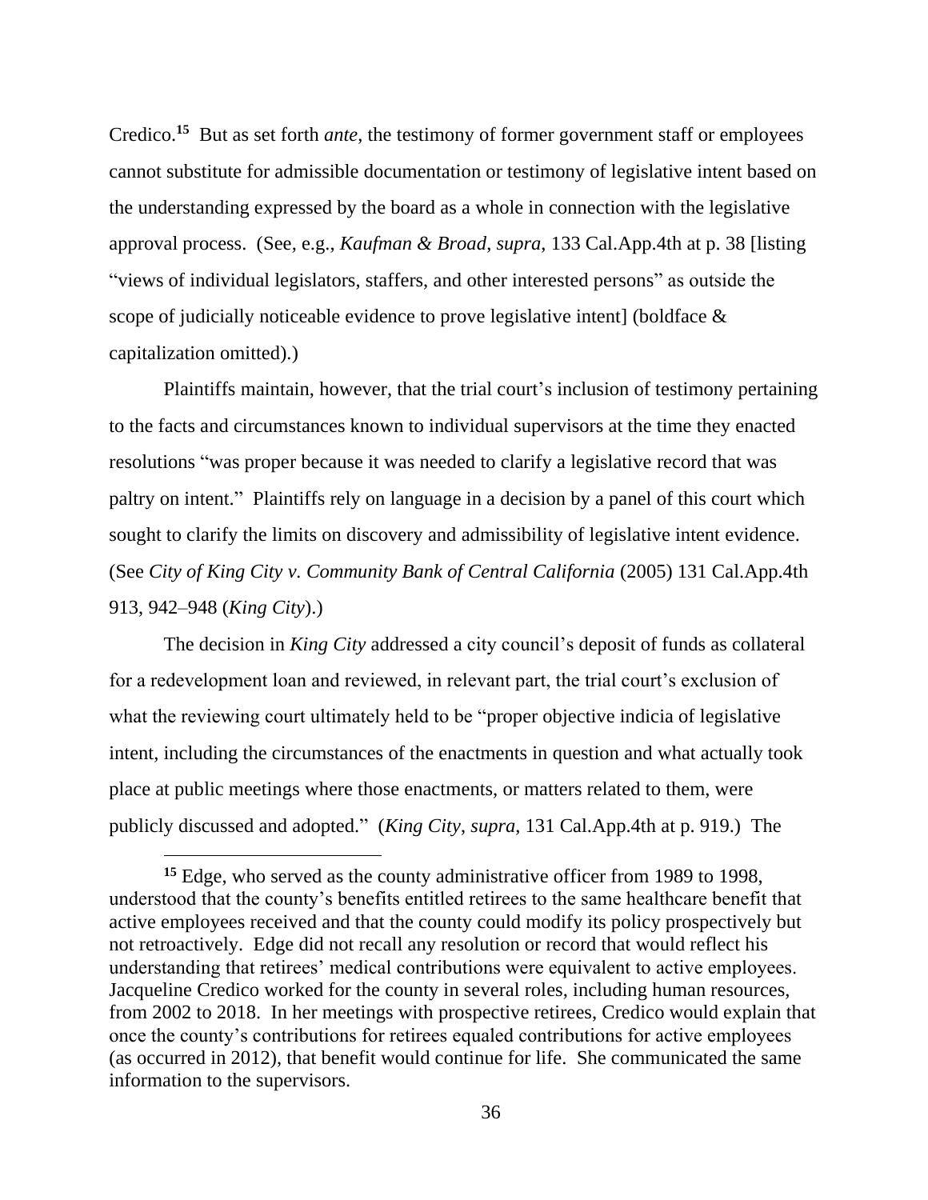Credico.[15] But as set forth *ante*, the testimony of former government staff or employees cannot substitute for admissible documentation or testimony of legislative intent based on the understanding expressed by the board as a whole in connection with the legislative approval process. (See, e.g., *Kaufman & Broad*, *supra*, 133 Cal.App.4th at p. 38 [listing "views of individual legislators, staffers, and other interested persons" as outside the scope of judicially noticeable evidence to prove legislative intent] (boldface & capitalization omitted).)

Plaintiffs maintain, however, that the trial court's inclusion of testimony pertaining to the facts and circumstances known to individual supervisors at the time they enacted resolutions "was proper because it was needed to clarify a legislative record that was paltry on intent." Plaintiffs rely on language in a decision by a panel of this court which sought to clarify the limits on discovery and admissibility of legislative intent evidence. (See *City of King City v. Community Bank of Central California* (2005) 131 Cal.App.4th 913, 942–948 (*King City*).)

The decision in *King City* addressed a city council's deposit of funds as collateral for a redevelopment loan and reviewed, in relevant part, the trial court's exclusion of what the reviewing court ultimately held to be "proper objective indicia of legislative intent, including the circumstances of the enactments in question and what actually took place at public meetings where those enactments, or matters related to them, were publicly discussed and adopted." (*King City*, *supra*, 131 Cal.App.4th at p. 919.) The

---

[15] Edge, who served as the county administrative officer from 1989 to 1998, understood that the county's benefits entitled retirees to the same healthcare benefit that active employees received and that the county could modify its policy prospectively but not retroactively. Edge did not recall any resolution or record that would reflect his understanding that retirees' medical contributions were equivalent to active employees. Jacqueline Credico worked for the county in several roles, including human resources, from 2002 to 2018. In her meetings with prospective retirees, Credico would explain that once the county's contributions for retirees equaled contributions for active employees (as occurred in 2012), that benefit would continue for life. She communicated the same information to the supervisors.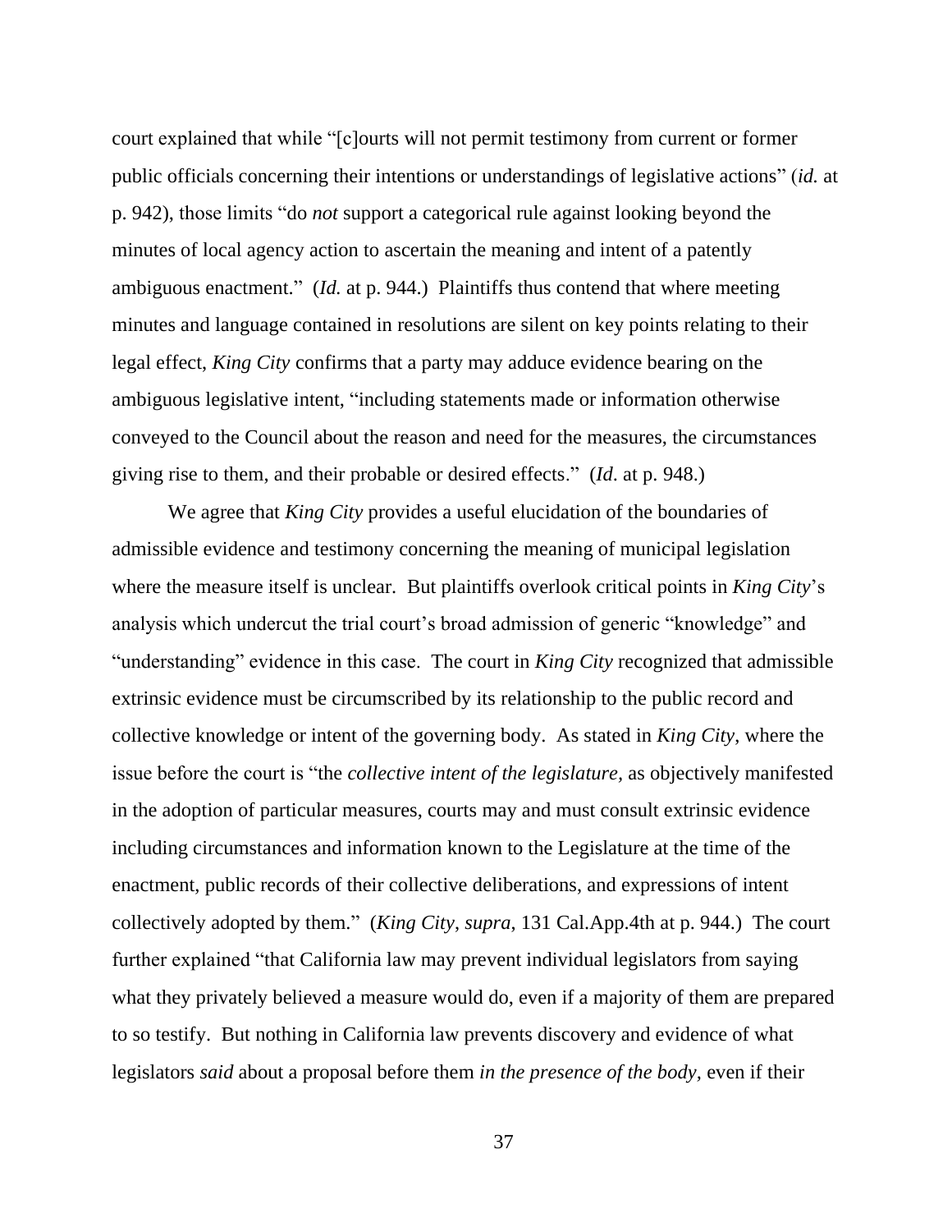court explained that while "[c]ourts will not permit testimony from current or former public officials concerning their intentions or understandings of legislative actions" (*id.* at p. 942), those limits "do *not* support a categorical rule against looking beyond the minutes of local agency action to ascertain the meaning and intent of a patently ambiguous enactment." (*Id.* at p. 944.) Plaintiffs thus contend that where meeting minutes and language contained in resolutions are silent on key points relating to their legal effect, *King City* confirms that a party may adduce evidence bearing on the ambiguous legislative intent, "including statements made or information otherwise conveyed to the Council about the reason and need for the measures, the circumstances giving rise to them, and their probable or desired effects." (*Id*. at p. 948.)

We agree that *King City* provides a useful elucidation of the boundaries of admissible evidence and testimony concerning the meaning of municipal legislation where the measure itself is unclear. But plaintiffs overlook critical points in *King City*'s analysis which undercut the trial court's broad admission of generic "knowledge" and "understanding" evidence in this case. The court in *King City* recognized that admissible extrinsic evidence must be circumscribed by its relationship to the public record and collective knowledge or intent of the governing body. As stated in *King City*, where the issue before the court is "the *collective intent of the legislature,* as objectively manifested in the adoption of particular measures, courts may and must consult extrinsic evidence including circumstances and information known to the Legislature at the time of the enactment, public records of their collective deliberations, and expressions of intent collectively adopted by them." (*King City, supra,* 131 Cal.App.4th at p. 944.) The court further explained "that California law may prevent individual legislators from saying what they privately believed a measure would do, even if a majority of them are prepared to so testify. But nothing in California law prevents discovery and evidence of what legislators *said* about a proposal before them *in the presence of the body,* even if their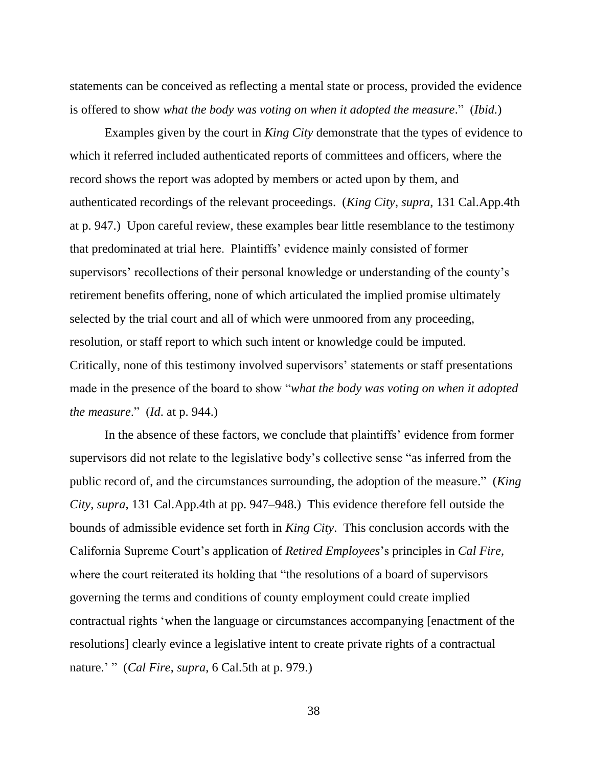statements can be conceived as reflecting a mental state or process, provided the evidence is offered to show *what the body was voting on when it adopted the measure*." (*Ibid.*)

Examples given by the court in *King City* demonstrate that the types of evidence to which it referred included authenticated reports of committees and officers, where the record shows the report was adopted by members or acted upon by them, and authenticated recordings of the relevant proceedings. (*King City*, *supra*, 131 Cal.App.4th at p. 947.) Upon careful review, these examples bear little resemblance to the testimony that predominated at trial here. Plaintiffs' evidence mainly consisted of former supervisors' recollections of their personal knowledge or understanding of the county's retirement benefits offering, none of which articulated the implied promise ultimately selected by the trial court and all of which were unmoored from any proceeding, resolution, or staff report to which such intent or knowledge could be imputed. Critically, none of this testimony involved supervisors' statements or staff presentations made in the presence of the board to show "*what the body was voting on when it adopted the measure*." (*Id*. at p. 944.)

In the absence of these factors, we conclude that plaintiffs' evidence from former supervisors did not relate to the legislative body's collective sense "as inferred from the public record of, and the circumstances surrounding, the adoption of the measure." (*King City*, *supra*, 131 Cal.App.4th at pp. 947–948.) This evidence therefore fell outside the bounds of admissible evidence set forth in *King City*. This conclusion accords with the California Supreme Court's application of *Retired Employees*'s principles in *Cal Fire*, where the court reiterated its holding that "the resolutions of a board of supervisors governing the terms and conditions of county employment could create implied contractual rights 'when the language or circumstances accompanying [enactment of the resolutions] clearly evince a legislative intent to create private rights of a contractual nature.' " (*Cal Fire*, *supra*, 6 Cal.5th at p. 979.)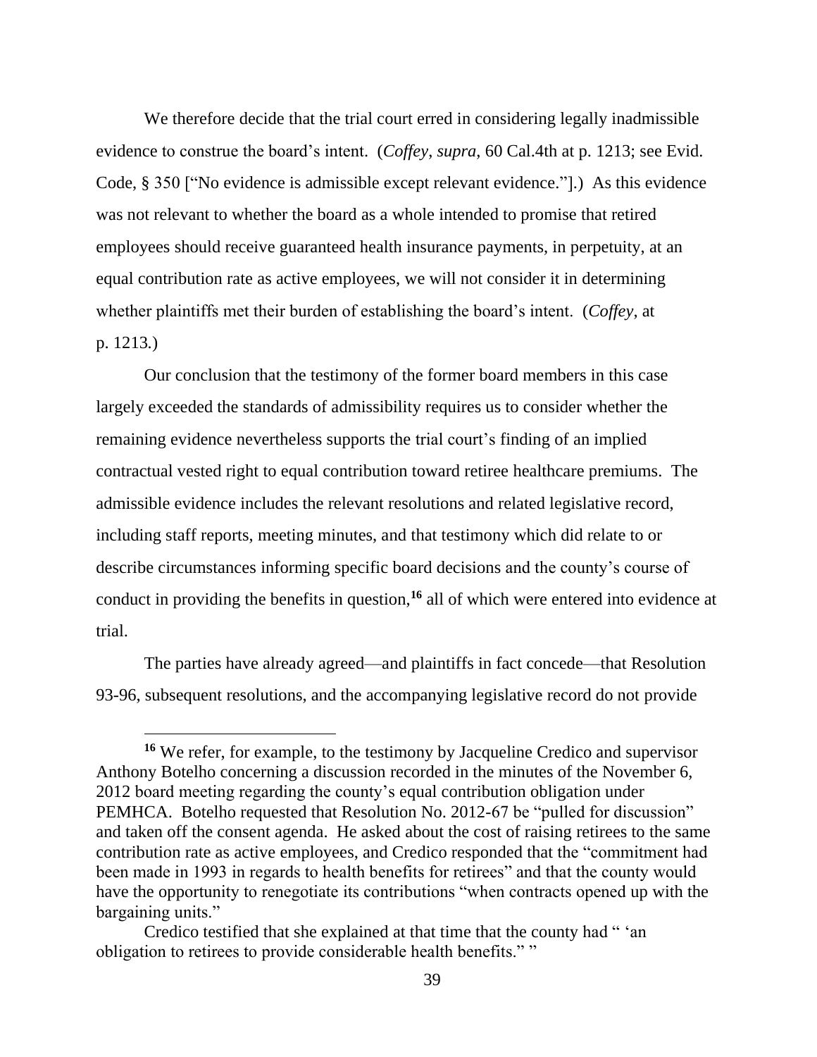We therefore decide that the trial court erred in considering legally inadmissible evidence to construe the board's intent. (*Coffey*, *supra*, 60 Cal.4th at p. 1213; see Evid. Code, § 350 ["No evidence is admissible except relevant evidence."].) As this evidence was not relevant to whether the board as a whole intended to promise that retired employees should receive guaranteed health insurance payments, in perpetuity, at an equal contribution rate as active employees, we will not consider it in determining whether plaintiffs met their burden of establishing the board's intent. (*Coffey*, at p. 1213.)

Our conclusion that the testimony of the former board members in this case largely exceeded the standards of admissibility requires us to consider whether the remaining evidence nevertheless supports the trial court's finding of an implied contractual vested right to equal contribution toward retiree healthcare premiums. The admissible evidence includes the relevant resolutions and related legislative record, including staff reports, meeting minutes, and that testimony which did relate to or describe circumstances informing specific board decisions and the county's course of conduct in providing the benefits in question,[16] all of which were entered into evidence at trial.

The parties have already agreed—and plaintiffs in fact concede—that Resolution 93-96, subsequent resolutions, and the accompanying legislative record do not provide

---

[16] We refer, for example, to the testimony by Jacqueline Credico and supervisor Anthony Botelho concerning a discussion recorded in the minutes of the November 6, 2012 board meeting regarding the county's equal contribution obligation under PEMHCA. Botelho requested that Resolution No. 2012-67 be "pulled for discussion" and taken off the consent agenda. He asked about the cost of raising retirees to the same contribution rate as active employees, and Credico responded that the "commitment had been made in 1993 in regards to health benefits for retirees" and that the county would have the opportunity to renegotiate its contributions "when contracts opened up with the bargaining units."

Credico testified that she explained at that time that the county had " 'an obligation to retirees to provide considerable health benefits.' "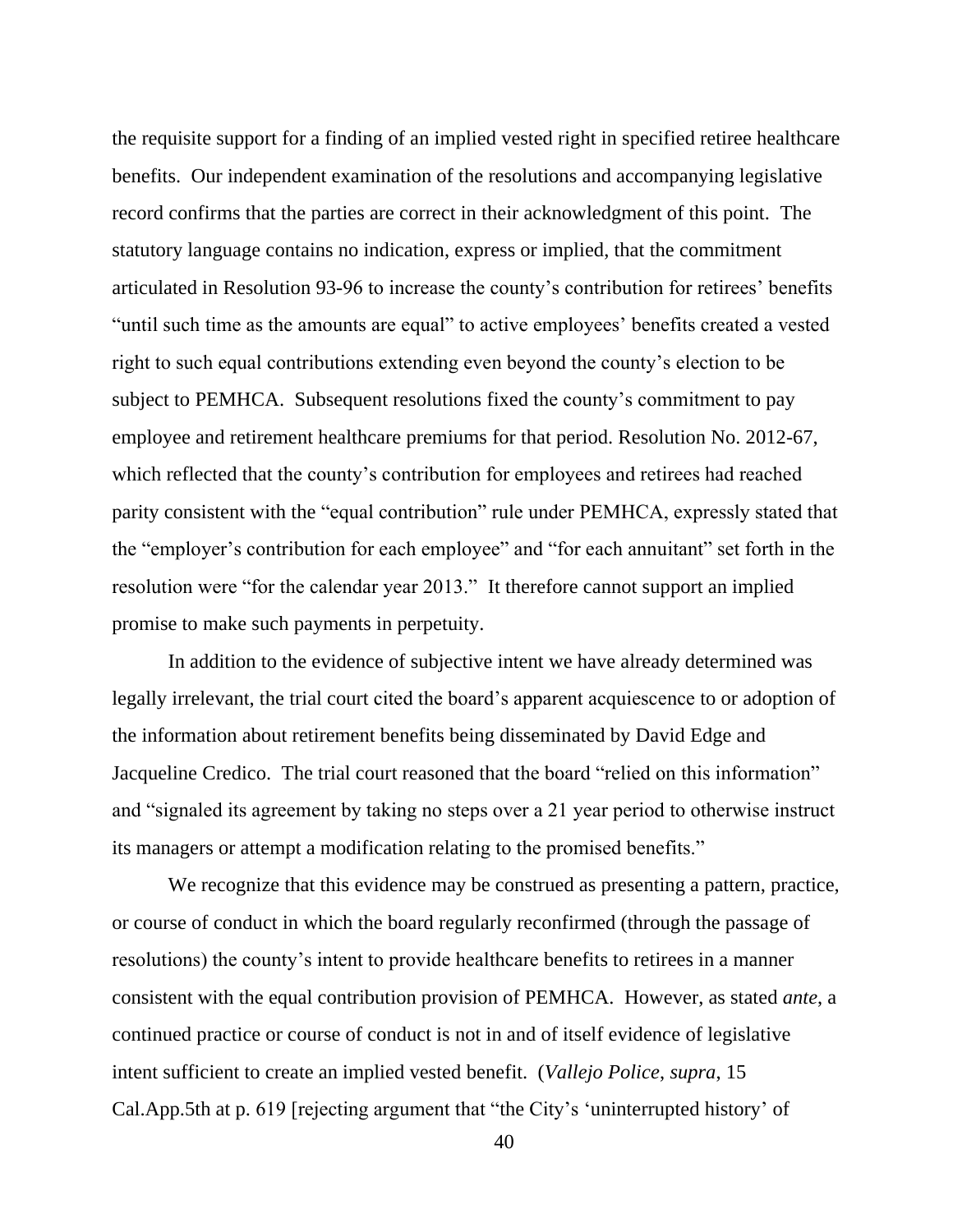the requisite support for a finding of an implied vested right in specified retiree healthcare benefits. Our independent examination of the resolutions and accompanying legislative record confirms that the parties are correct in their acknowledgment of this point. The statutory language contains no indication, express or implied, that the commitment articulated in Resolution 93-96 to increase the county's contribution for retirees' benefits "until such time as the amounts are equal" to active employees' benefits created a vested right to such equal contributions extending even beyond the county's election to be subject to PEMHCA. Subsequent resolutions fixed the county's commitment to pay employee and retirement healthcare premiums for that period. Resolution No. 2012-67, which reflected that the county's contribution for employees and retirees had reached parity consistent with the "equal contribution" rule under PEMHCA, expressly stated that the "employer's contribution for each employee" and "for each annuitant" set forth in the resolution were "for the calendar year 2013." It therefore cannot support an implied promise to make such payments in perpetuity.

In addition to the evidence of subjective intent we have already determined was legally irrelevant, the trial court cited the board's apparent acquiescence to or adoption of the information about retirement benefits being disseminated by David Edge and Jacqueline Credico. The trial court reasoned that the board "relied on this information" and "signaled its agreement by taking no steps over a 21 year period to otherwise instruct its managers or attempt a modification relating to the promised benefits."

We recognize that this evidence may be construed as presenting a pattern, practice, or course of conduct in which the board regularly reconfirmed (through the passage of resolutions) the county's intent to provide healthcare benefits to retirees in a manner consistent with the equal contribution provision of PEMHCA. However, as stated *ante*, a continued practice or course of conduct is not in and of itself evidence of legislative intent sufficient to create an implied vested benefit. (*Vallejo Police*, *supra*, 15 Cal.App.5th at p. 619 [rejecting argument that "the City's 'uninterrupted history' of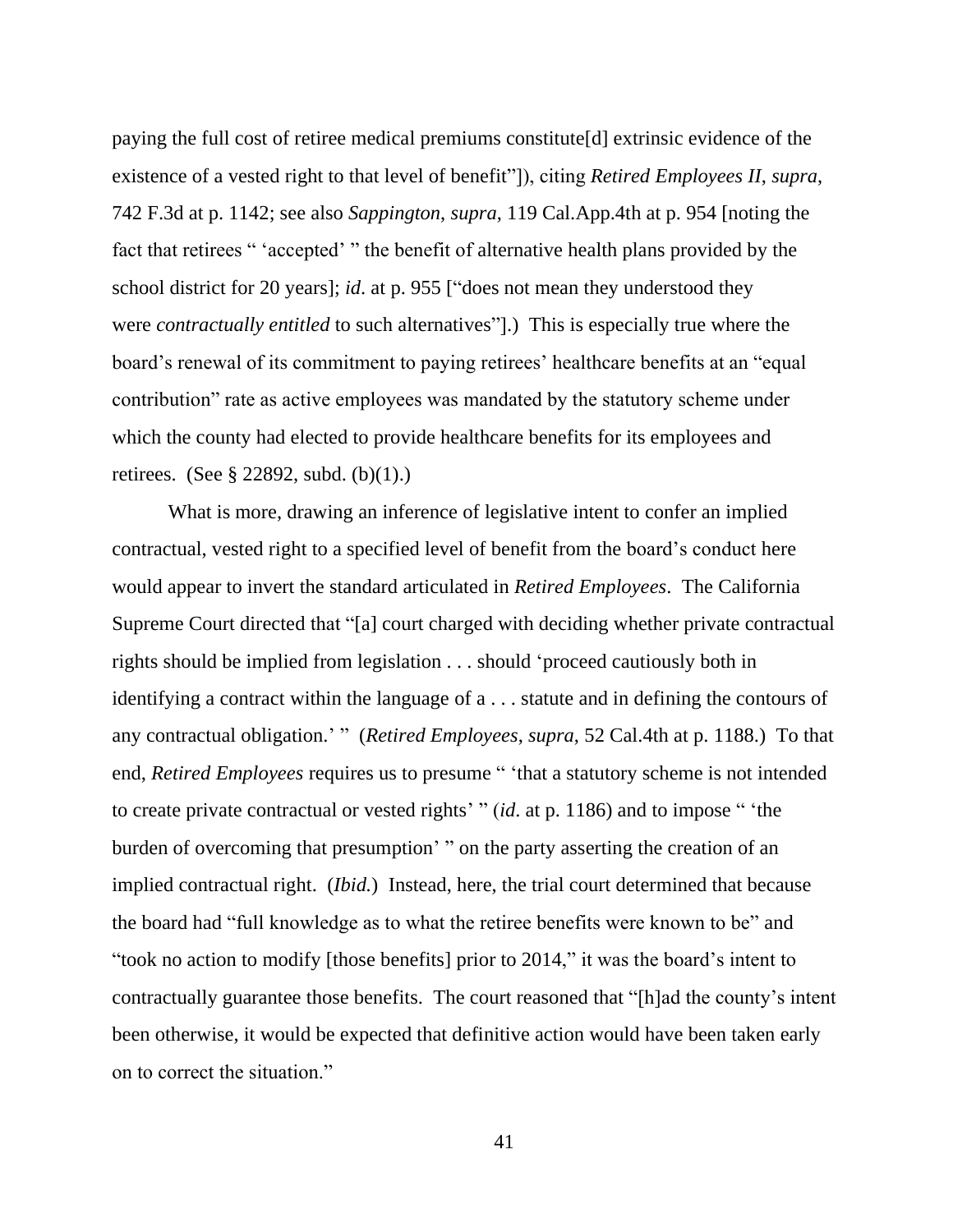paying the full cost of retiree medical premiums constitute[d] extrinsic evidence of the existence of a vested right to that level of benefit"]), citing *Retired Employees II*, *supra*, 742 F.3d at p. 1142; see also *Sappington*, *supra*, 119 Cal.App.4th at p. 954 [noting the fact that retirees " 'accepted' " the benefit of alternative health plans provided by the school district for 20 years]; *id*. at p. 955 ["does not mean they understood they were *contractually entitled* to such alternatives"].) This is especially true where the board's renewal of its commitment to paying retirees' healthcare benefits at an "equal contribution" rate as active employees was mandated by the statutory scheme under which the county had elected to provide healthcare benefits for its employees and retirees. (See § 22892, subd. (b)(1).)

What is more, drawing an inference of legislative intent to confer an implied contractual, vested right to a specified level of benefit from the board's conduct here would appear to invert the standard articulated in *Retired Employees*. The California Supreme Court directed that "[a] court charged with deciding whether private contractual rights should be implied from legislation . . . should 'proceed cautiously both in identifying a contract within the language of a . . . statute and in defining the contours of any contractual obligation.' " (*Retired Employees*, *supra*, 52 Cal.4th at p. 1188.) To that end, *Retired Employees* requires us to presume " 'that a statutory scheme is not intended to create private contractual or vested rights' " (*id*. at p. 1186) and to impose " 'the burden of overcoming that presumption' " on the party asserting the creation of an implied contractual right. (*Ibid.*) Instead, here, the trial court determined that because the board had "full knowledge as to what the retiree benefits were known to be" and "took no action to modify [those benefits] prior to 2014," it was the board's intent to contractually guarantee those benefits. The court reasoned that "[h]ad the county's intent been otherwise, it would be expected that definitive action would have been taken early on to correct the situation."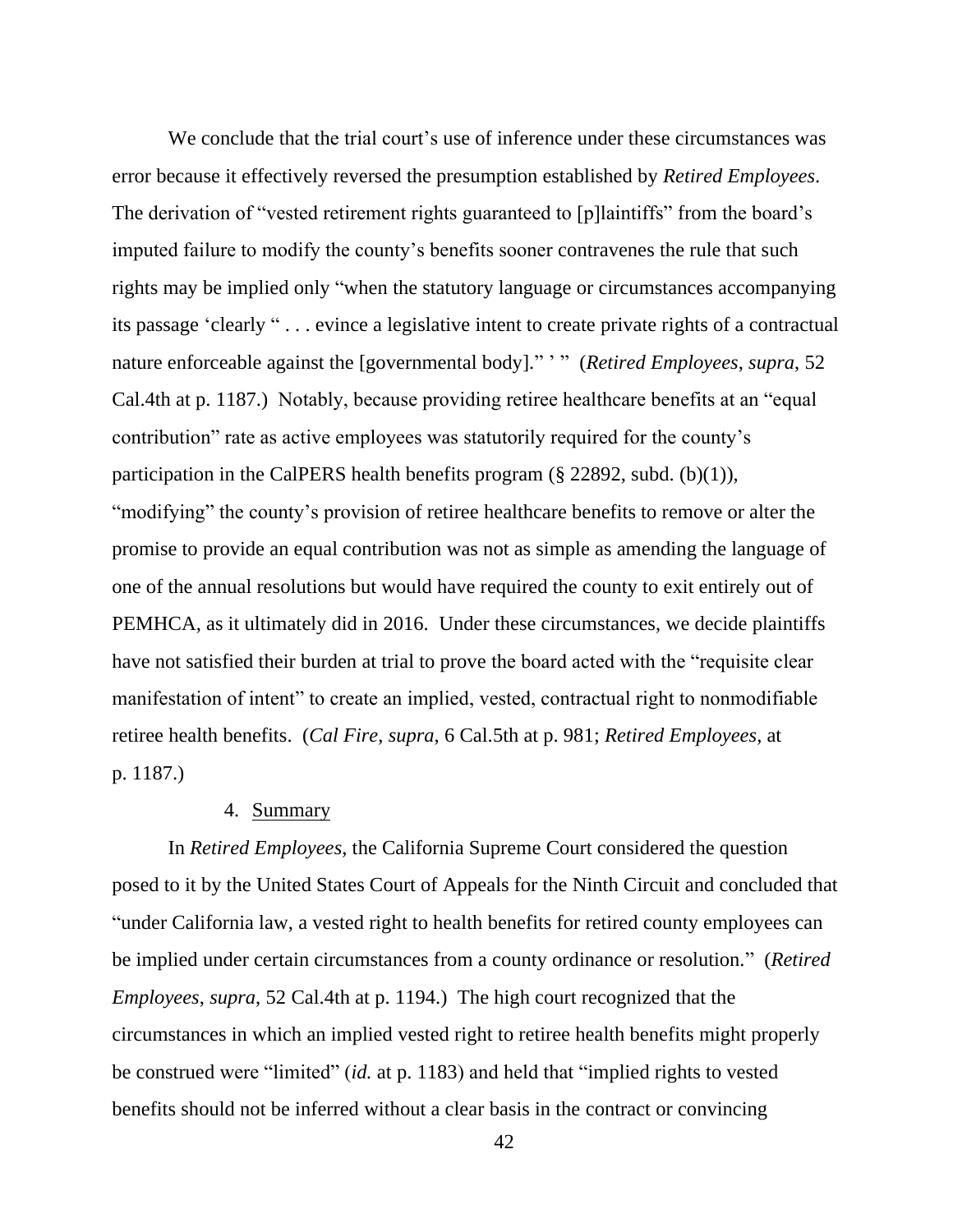We conclude that the trial court's use of inference under these circumstances was error because it effectively reversed the presumption established by *Retired Employees*. The derivation of "vested retirement rights guaranteed to [p]laintiffs" from the board's imputed failure to modify the county's benefits sooner contravenes the rule that such rights may be implied only "when the statutory language or circumstances accompanying its passage 'clearly " . . . evince a legislative intent to create private rights of a contractual nature enforceable against the [governmental body]." ' " (*Retired Employees*, *supra*, 52 Cal.4th at p. 1187.) Notably, because providing retiree healthcare benefits at an "equal contribution" rate as active employees was statutorily required for the county's participation in the CalPERS health benefits program (§ 22892, subd. (b)(1)), "modifying" the county's provision of retiree healthcare benefits to remove or alter the promise to provide an equal contribution was not as simple as amending the language of one of the annual resolutions but would have required the county to exit entirely out of PEMHCA, as it ultimately did in 2016. Under these circumstances, we decide plaintiffs have not satisfied their burden at trial to prove the board acted with the "requisite clear manifestation of intent" to create an implied, vested, contractual right to nonmodifiable retiree health benefits. (*Cal Fire*, *supra*, 6 Cal.5th at p. 981; *Retired Employees*, at p. 1187.)

4. Summary

In *Retired Employees*, the California Supreme Court considered the question posed to it by the United States Court of Appeals for the Ninth Circuit and concluded that "under California law, a vested right to health benefits for retired county employees can be implied under certain circumstances from a county ordinance or resolution." (*Retired Employees*, *supra*, 52 Cal.4th at p. 1194.) The high court recognized that the circumstances in which an implied vested right to retiree health benefits might properly be construed were "limited" (*id.* at p. 1183) and held that "implied rights to vested benefits should not be inferred without a clear basis in the contract or convincing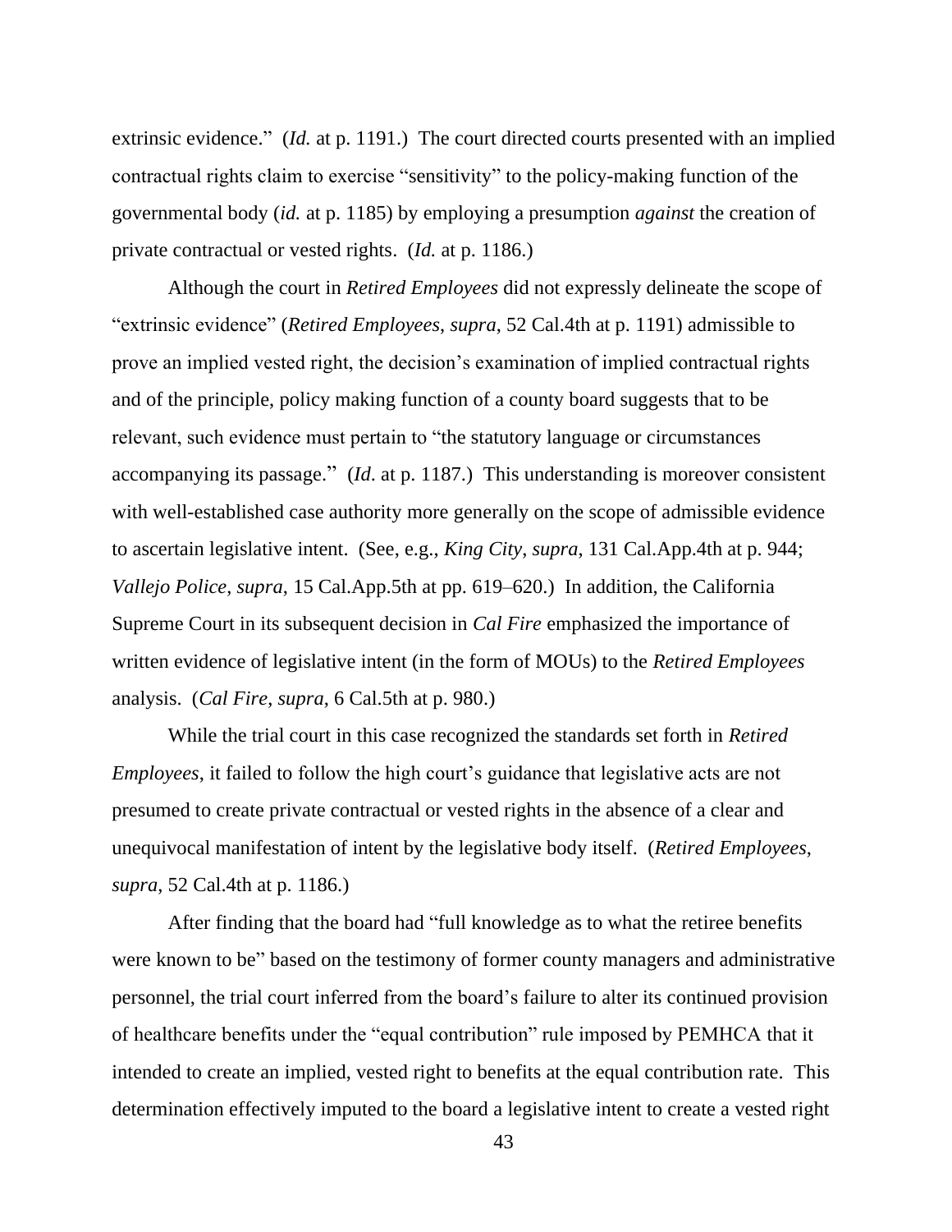extrinsic evidence." (*Id.* at p. 1191.) The court directed courts presented with an implied contractual rights claim to exercise "sensitivity" to the policy-making function of the governmental body (*id.* at p. 1185) by employing a presumption *against* the creation of private contractual or vested rights. (*Id.* at p. 1186.)

Although the court in *Retired Employees* did not expressly delineate the scope of "extrinsic evidence" (*Retired Employees*, *supra*, 52 Cal.4th at p. 1191) admissible to prove an implied vested right, the decision's examination of implied contractual rights and of the principle, policy making function of a county board suggests that to be relevant, such evidence must pertain to "the statutory language or circumstances accompanying its passage." (*Id*. at p. 1187.) This understanding is moreover consistent with well-established case authority more generally on the scope of admissible evidence to ascertain legislative intent. (See, e.g., *King City*, *supra*, 131 Cal.App.4th at p. 944; *Vallejo Police*, *supra*, 15 Cal.App.5th at pp. 619–620.) In addition, the California Supreme Court in its subsequent decision in *Cal Fire* emphasized the importance of written evidence of legislative intent (in the form of MOUs) to the *Retired Employees* analysis. (*Cal Fire*, *supra*, 6 Cal.5th at p. 980.)

While the trial court in this case recognized the standards set forth in *Retired Employees*, it failed to follow the high court's guidance that legislative acts are not presumed to create private contractual or vested rights in the absence of a clear and unequivocal manifestation of intent by the legislative body itself. (*Retired Employees*, *supra*, 52 Cal.4th at p. 1186.)

After finding that the board had "full knowledge as to what the retiree benefits were known to be" based on the testimony of former county managers and administrative personnel, the trial court inferred from the board's failure to alter its continued provision of healthcare benefits under the "equal contribution" rule imposed by PEMHCA that it intended to create an implied, vested right to benefits at the equal contribution rate. This determination effectively imputed to the board a legislative intent to create a vested right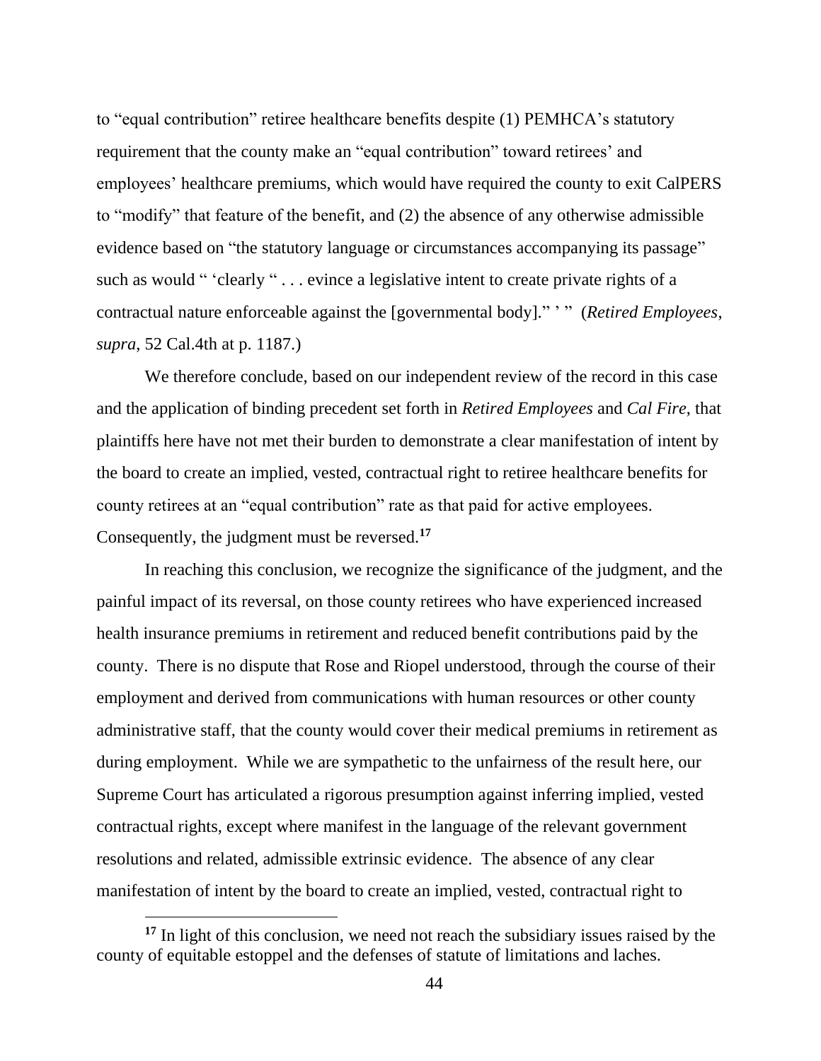to "equal contribution" retiree healthcare benefits despite (1) PEMHCA's statutory requirement that the county make an "equal contribution" toward retirees' and employees' healthcare premiums, which would have required the county to exit CalPERS to "modify" that feature of the benefit, and (2) the absence of any otherwise admissible evidence based on "the statutory language or circumstances accompanying its passage" such as would " 'clearly " . . . evince a legislative intent to create private rights of a contractual nature enforceable against the [governmental body]." ' " (*Retired Employees*, *supra*, 52 Cal.4th at p. 1187.)

We therefore conclude, based on our independent review of the record in this case and the application of binding precedent set forth in *Retired Employees* and *Cal Fire*, that plaintiffs here have not met their burden to demonstrate a clear manifestation of intent by the board to create an implied, vested, contractual right to retiree healthcare benefits for county retirees at an "equal contribution" rate as that paid for active employees. Consequently, the judgment must be reversed.[17]

In reaching this conclusion, we recognize the significance of the judgment, and the painful impact of its reversal, on those county retirees who have experienced increased health insurance premiums in retirement and reduced benefit contributions paid by the county. There is no dispute that Rose and Riopel understood, through the course of their employment and derived from communications with human resources or other county administrative staff, that the county would cover their medical premiums in retirement as during employment. While we are sympathetic to the unfairness of the result here, our Supreme Court has articulated a rigorous presumption against inferring implied, vested contractual rights, except where manifest in the language of the relevant government resolutions and related, admissible extrinsic evidence. The absence of any clear manifestation of intent by the board to create an implied, vested, contractual right to

---

[17] In light of this conclusion, we need not reach the subsidiary issues raised by the county of equitable estoppel and the defenses of statute of limitations and laches.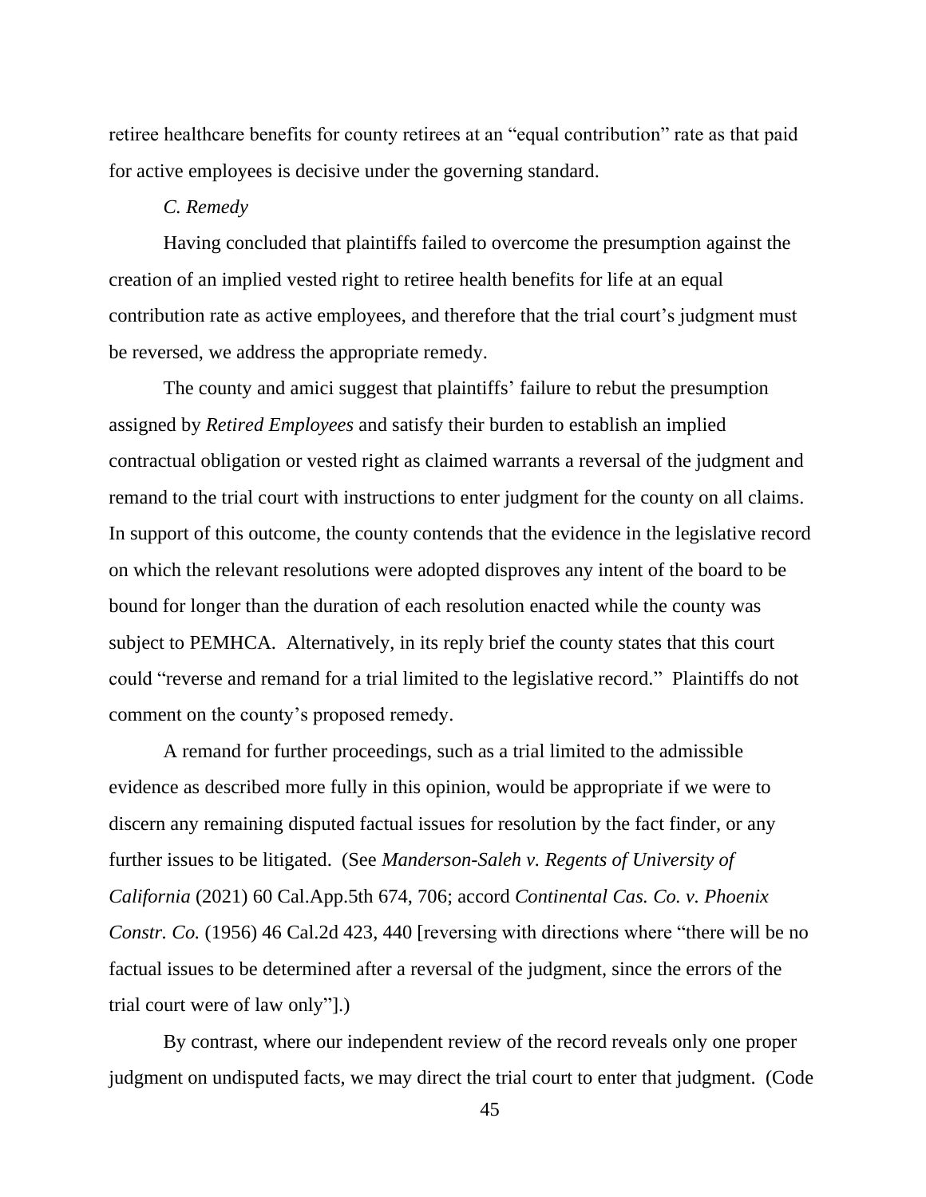retiree healthcare benefits for county retirees at an "equal contribution" rate as that paid for active employees is decisive under the governing standard.

*C. Remedy*

Having concluded that plaintiffs failed to overcome the presumption against the creation of an implied vested right to retiree health benefits for life at an equal contribution rate as active employees, and therefore that the trial court's judgment must be reversed, we address the appropriate remedy.

The county and amici suggest that plaintiffs' failure to rebut the presumption assigned by *Retired Employees* and satisfy their burden to establish an implied contractual obligation or vested right as claimed warrants a reversal of the judgment and remand to the trial court with instructions to enter judgment for the county on all claims. In support of this outcome, the county contends that the evidence in the legislative record on which the relevant resolutions were adopted disproves any intent of the board to be bound for longer than the duration of each resolution enacted while the county was subject to PEMHCA. Alternatively, in its reply brief the county states that this court could "reverse and remand for a trial limited to the legislative record." Plaintiffs do not comment on the county's proposed remedy.

A remand for further proceedings, such as a trial limited to the admissible evidence as described more fully in this opinion, would be appropriate if we were to discern any remaining disputed factual issues for resolution by the fact finder, or any further issues to be litigated. (See *Manderson-Saleh v. Regents of University of California* (2021) 60 Cal.App.5th 674, 706; accord *Continental Cas. Co. v. Phoenix Constr. Co.* (1956) 46 Cal.2d 423, 440 [reversing with directions where "there will be no factual issues to be determined after a reversal of the judgment, since the errors of the trial court were of law only"].)

By contrast, where our independent review of the record reveals only one proper judgment on undisputed facts, we may direct the trial court to enter that judgment. (Code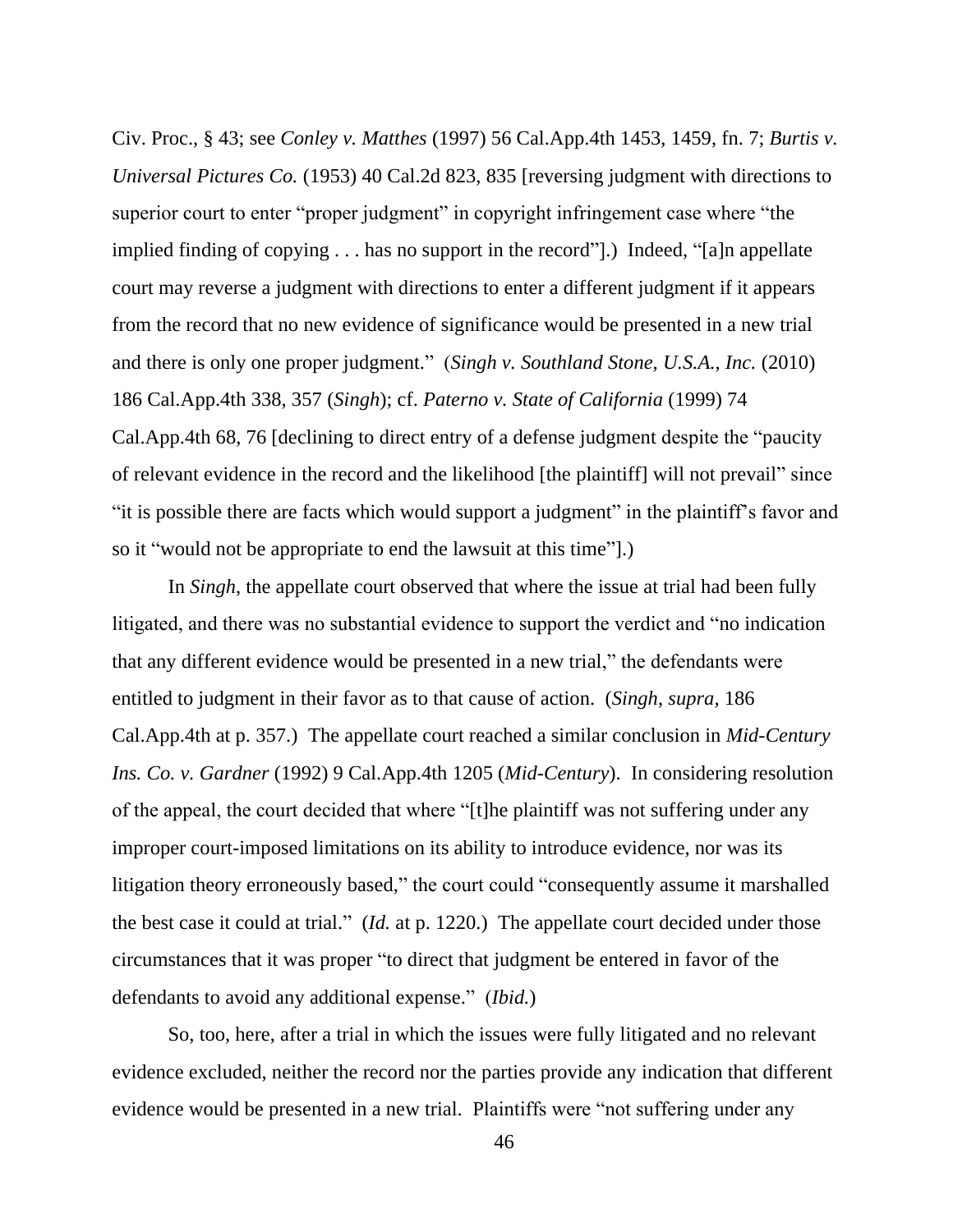Civ. Proc., § 43; see *Conley v. Matthes* (1997) 56 Cal.App.4th 1453, 1459, fn. 7; *Burtis v. Universal Pictures Co.* (1953) 40 Cal.2d 823, 835 [reversing judgment with directions to superior court to enter "proper judgment" in copyright infringement case where "the implied finding of copying . . . has no support in the record"].) Indeed, "[a]n appellate court may reverse a judgment with directions to enter a different judgment if it appears from the record that no new evidence of significance would be presented in a new trial and there is only one proper judgment." (*Singh v. Southland Stone, U.S.A., Inc.* (2010) 186 Cal.App.4th 338, 357 (*Singh*); cf. *Paterno v. State of California* (1999) 74 Cal.App.4th 68, 76 [declining to direct entry of a defense judgment despite the "paucity of relevant evidence in the record and the likelihood [the plaintiff] will not prevail" since "it is possible there are facts which would support a judgment" in the plaintiff's favor and so it "would not be appropriate to end the lawsuit at this time"].)

In *Singh*, the appellate court observed that where the issue at trial had been fully litigated, and there was no substantial evidence to support the verdict and "no indication that any different evidence would be presented in a new trial," the defendants were entitled to judgment in their favor as to that cause of action. (*Singh*, *supra*, 186 Cal.App.4th at p. 357.) The appellate court reached a similar conclusion in *Mid-Century Ins. Co. v. Gardner* (1992) 9 Cal.App.4th 1205 (*Mid-Century*). In considering resolution of the appeal, the court decided that where "[t]he plaintiff was not suffering under any improper court-imposed limitations on its ability to introduce evidence, nor was its litigation theory erroneously based," the court could "consequently assume it marshalled the best case it could at trial." (*Id.* at p. 1220.) The appellate court decided under those circumstances that it was proper "to direct that judgment be entered in favor of the defendants to avoid any additional expense." (*Ibid.*)

So, too, here, after a trial in which the issues were fully litigated and no relevant evidence excluded, neither the record nor the parties provide any indication that different evidence would be presented in a new trial. Plaintiffs were "not suffering under any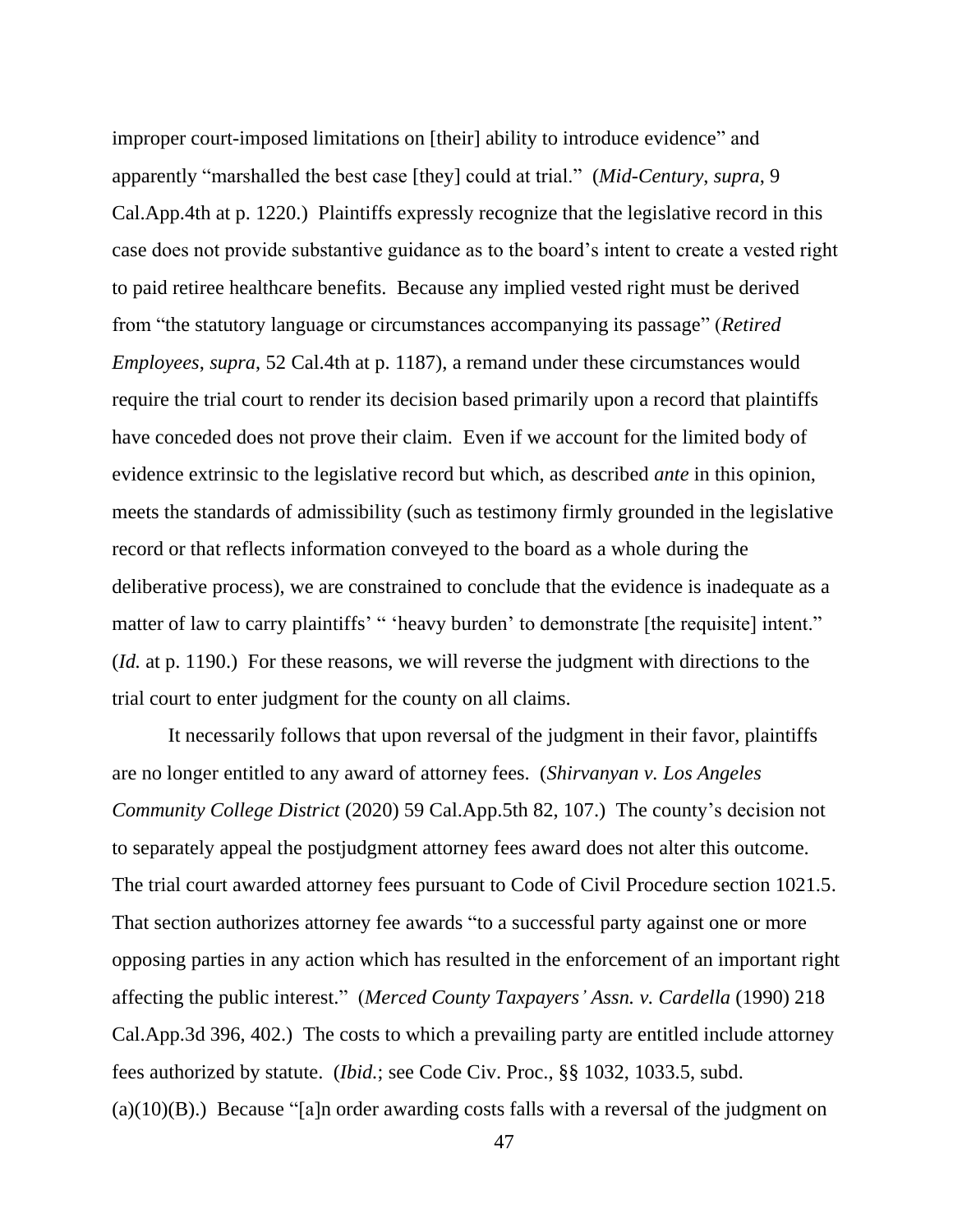improper court-imposed limitations on [their] ability to introduce evidence" and apparently "marshalled the best case [they] could at trial." (*Mid-Century*, *supra*, 9 Cal.App.4th at p. 1220.) Plaintiffs expressly recognize that the legislative record in this case does not provide substantive guidance as to the board's intent to create a vested right to paid retiree healthcare benefits. Because any implied vested right must be derived from "the statutory language or circumstances accompanying its passage" (*Retired Employees*, *supra*, 52 Cal.4th at p. 1187), a remand under these circumstances would require the trial court to render its decision based primarily upon a record that plaintiffs have conceded does not prove their claim. Even if we account for the limited body of evidence extrinsic to the legislative record but which, as described *ante* in this opinion, meets the standards of admissibility (such as testimony firmly grounded in the legislative record or that reflects information conveyed to the board as a whole during the deliberative process), we are constrained to conclude that the evidence is inadequate as a matter of law to carry plaintiffs' " 'heavy burden' to demonstrate [the requisite] intent." (*Id.* at p. 1190.) For these reasons, we will reverse the judgment with directions to the trial court to enter judgment for the county on all claims.

It necessarily follows that upon reversal of the judgment in their favor, plaintiffs are no longer entitled to any award of attorney fees. (*Shirvanyan v. Los Angeles Community College District* (2020) 59 Cal.App.5th 82, 107.) The county's decision not to separately appeal the postjudgment attorney fees award does not alter this outcome. The trial court awarded attorney fees pursuant to Code of Civil Procedure section 1021.5. That section authorizes attorney fee awards "to a successful party against one or more opposing parties in any action which has resulted in the enforcement of an important right affecting the public interest." (*Merced County Taxpayers' Assn. v. Cardella* (1990) 218 Cal.App.3d 396, 402.) The costs to which a prevailing party are entitled include attorney fees authorized by statute. (*Ibid*.; see Code Civ. Proc., §§ 1032, 1033.5, subd. (a)(10)(B).) Because "[a]n order awarding costs falls with a reversal of the judgment on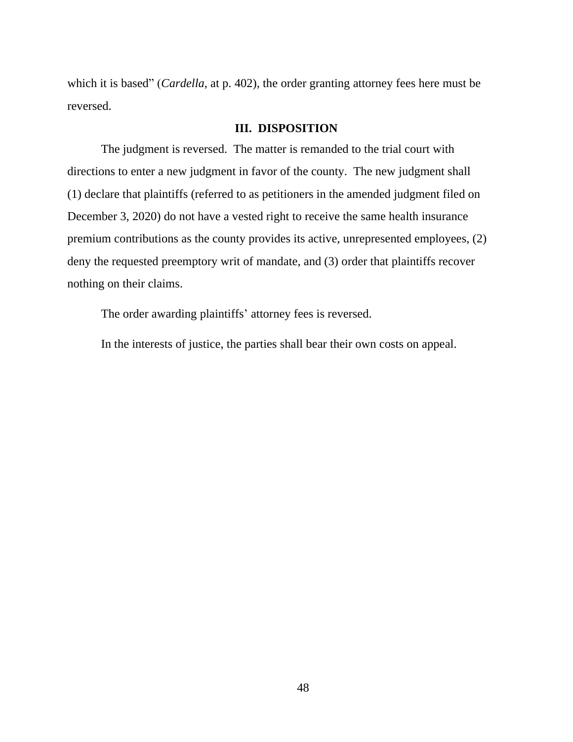which it is based" (*Cardella*, at p. 402), the order granting attorney fees here must be reversed.

## III. DISPOSITION

The judgment is reversed. The matter is remanded to the trial court with directions to enter a new judgment in favor of the county. The new judgment shall (1) declare that plaintiffs (referred to as petitioners in the amended judgment filed on December 3, 2020) do not have a vested right to receive the same health insurance premium contributions as the county provides its active, unrepresented employees, (2) deny the requested preemptory writ of mandate, and (3) order that plaintiffs recover nothing on their claims.

The order awarding plaintiffs' attorney fees is reversed.

In the interests of justice, the parties shall bear their own costs on appeal.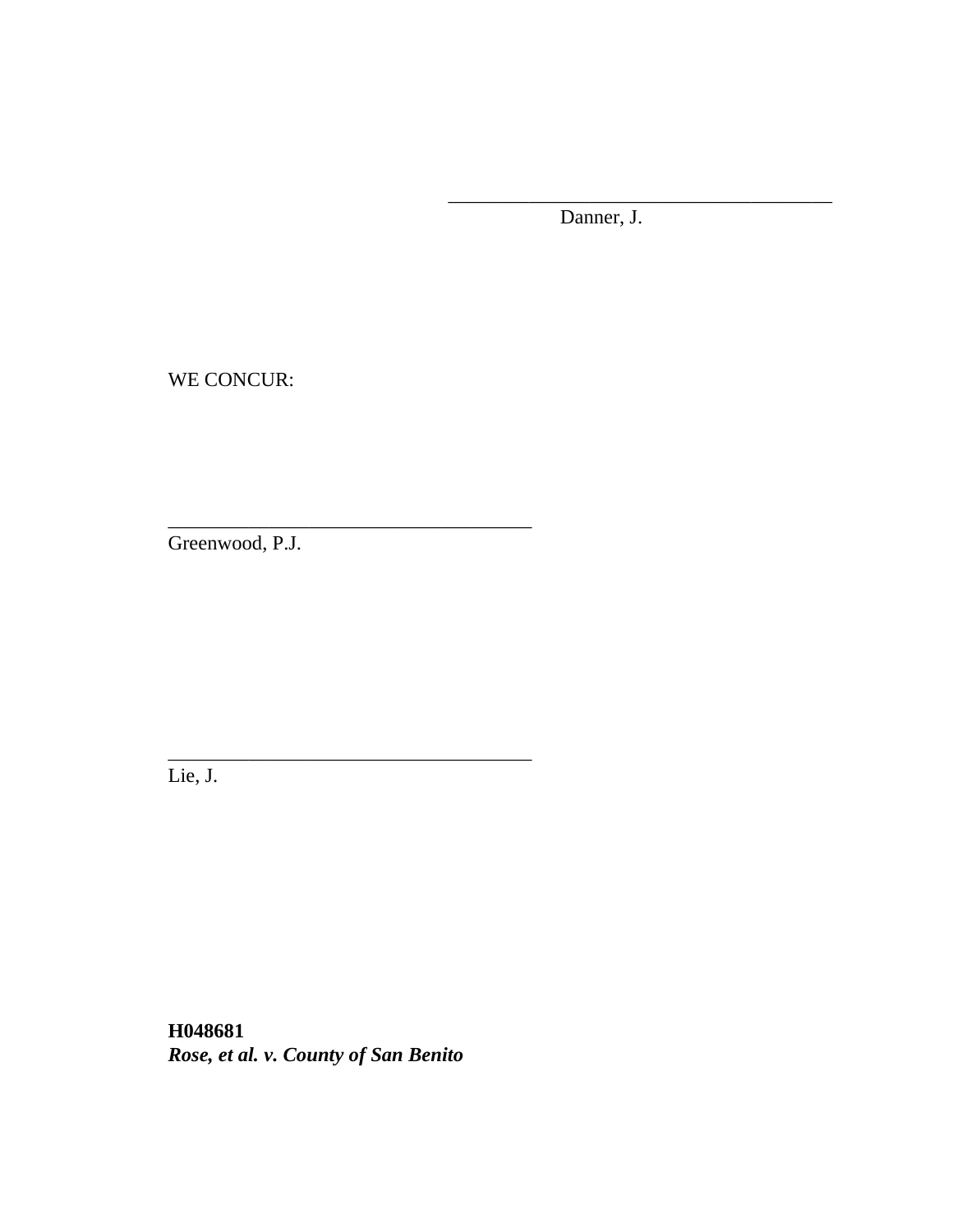\_\_\_\_\_\_\_\_\_\_\_\_\_\_\_\_\_\_\_\_\_\_\_\_\_\_\_\_\_\_\_\_\_\_\_\_\_\_\_
Danner, J.

WE CONCUR:

\_\_\_\_\_\_\_\_\_\_\_\_\_\_\_\_\_\_\_\_\_\_\_\_\_\_\_\_\_\_\_\_\_\_\_\_\_\_\_
Greenwood, P.J.

\_\_\_\_\_\_\_\_\_\_\_\_\_\_\_\_\_\_\_\_\_\_\_\_\_\_\_\_\_\_\_\_\_\_\_\_\_\_\_
Lie, J.

**H048681**
***Rose, et al. v. County of San Benito***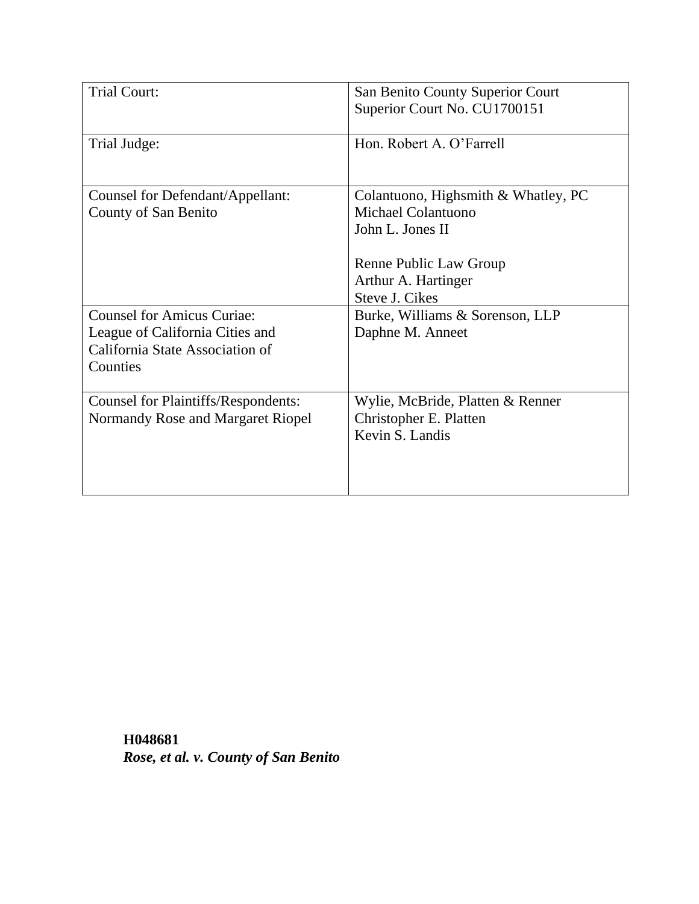| | |
|---|---|
| Trial Court: | San Benito County Superior Court<br>Superior Court No. CU1700151 |
| Trial Judge: | Hon. Robert A. O'Farrell |
| Counsel for Defendant/Appellant:<br>County of San Benito | Colantuono, Highsmith & Whatley, PC<br>Michael Colantuono<br>John L. Jones II<br><br>Renne Public Law Group<br>Arthur A. Hartinger<br>Steve J. Cikes |
| Counsel for Amicus Curiae:<br>League of California Cities and California State Association of Counties | Burke, Williams & Sorenson, LLP<br>Daphne M. Anneet |
| Counsel for Plaintiffs/Respondents:<br>Normandy Rose and Margaret Riopel | Wylie, McBride, Platten & Renner<br>Christopher E. Platten<br>Kevin S. Landis |

**H048681**
***Rose, et al. v. County of San Benito***